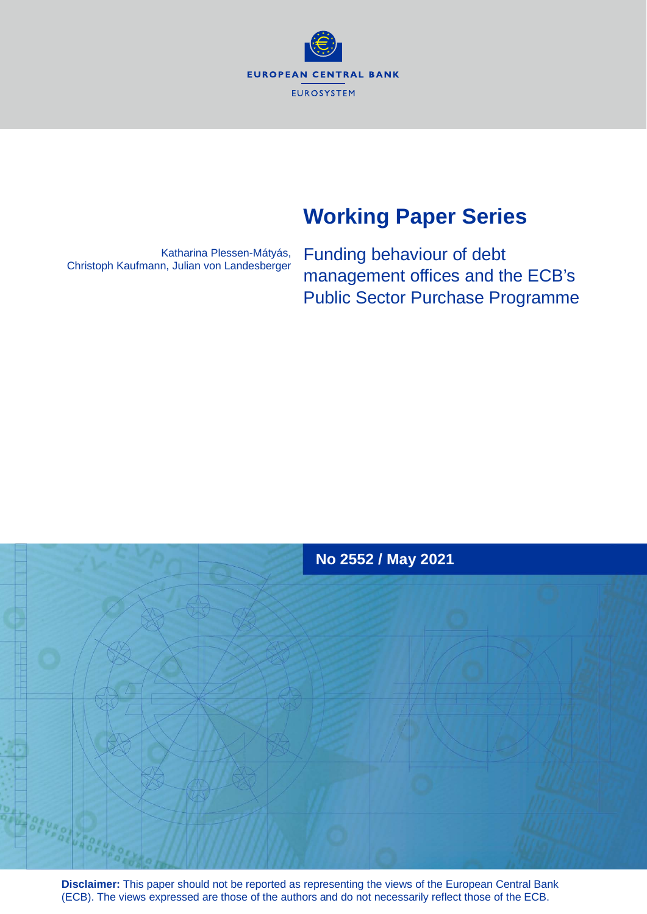EUROPEAN CENTRAL BANK

EUROSYSTEM

# Working Paper Series

Katharina Plessen-Mátyás, Christoph Kaufmann, Julian von Landesberger

## Funding behaviour of debt management offices and the ECB's Public Sector Purchase Programme

**No 2552 / May 2021**

**Disclaimer:** This paper should not be reported as representing the views of the European Central Bank (ECB). The views expressed are those of the authors and do not necessarily reflect those of the ECB.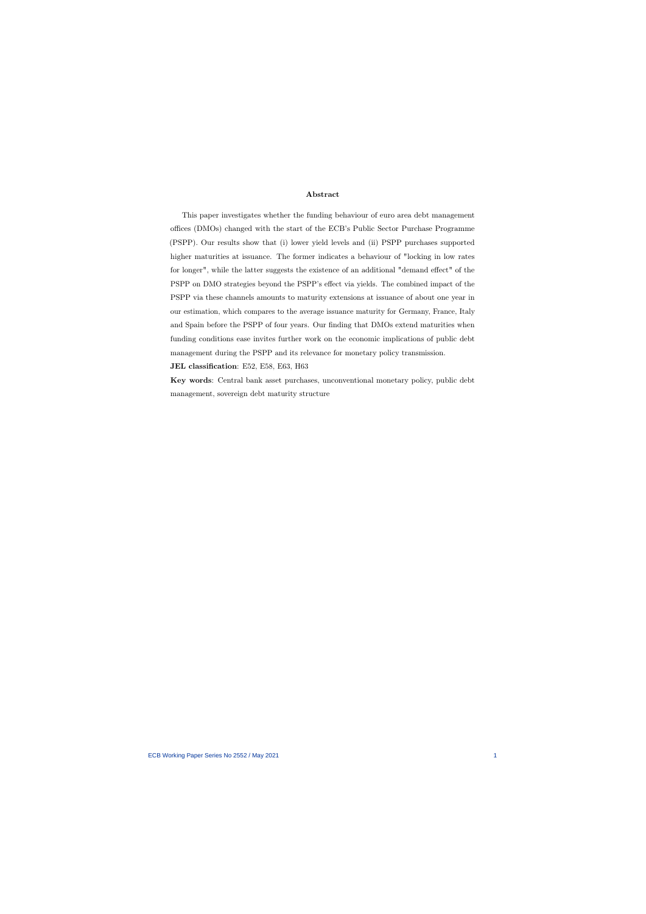## Abstract

This paper investigates whether the funding behaviour of euro area debt management offices (DMOs) changed with the start of the ECB's Public Sector Purchase Programme (PSPP). Our results show that (i) lower yield levels and (ii) PSPP purchases supported higher maturities at issuance. The former indicates a behaviour of "locking in low rates for longer", while the latter suggests the existence of an additional "demand effect" of the PSPP on DMO strategies beyond the PSPP's effect via yields. The combined impact of the PSPP via these channels amounts to maturity extensions at issuance of about one year in our estimation, which compares to the average issuance maturity for Germany, France, Italy and Spain before the PSPP of four years. Our finding that DMOs extend maturities when funding conditions ease invites further work on the economic implications of public debt management during the PSPP and its relevance for monetary policy transmission.

**JEL classification**: E52, E58, E63, H63

**Key words**: Central bank asset purchases, unconventional monetary policy, public debt management, sovereign debt maturity structure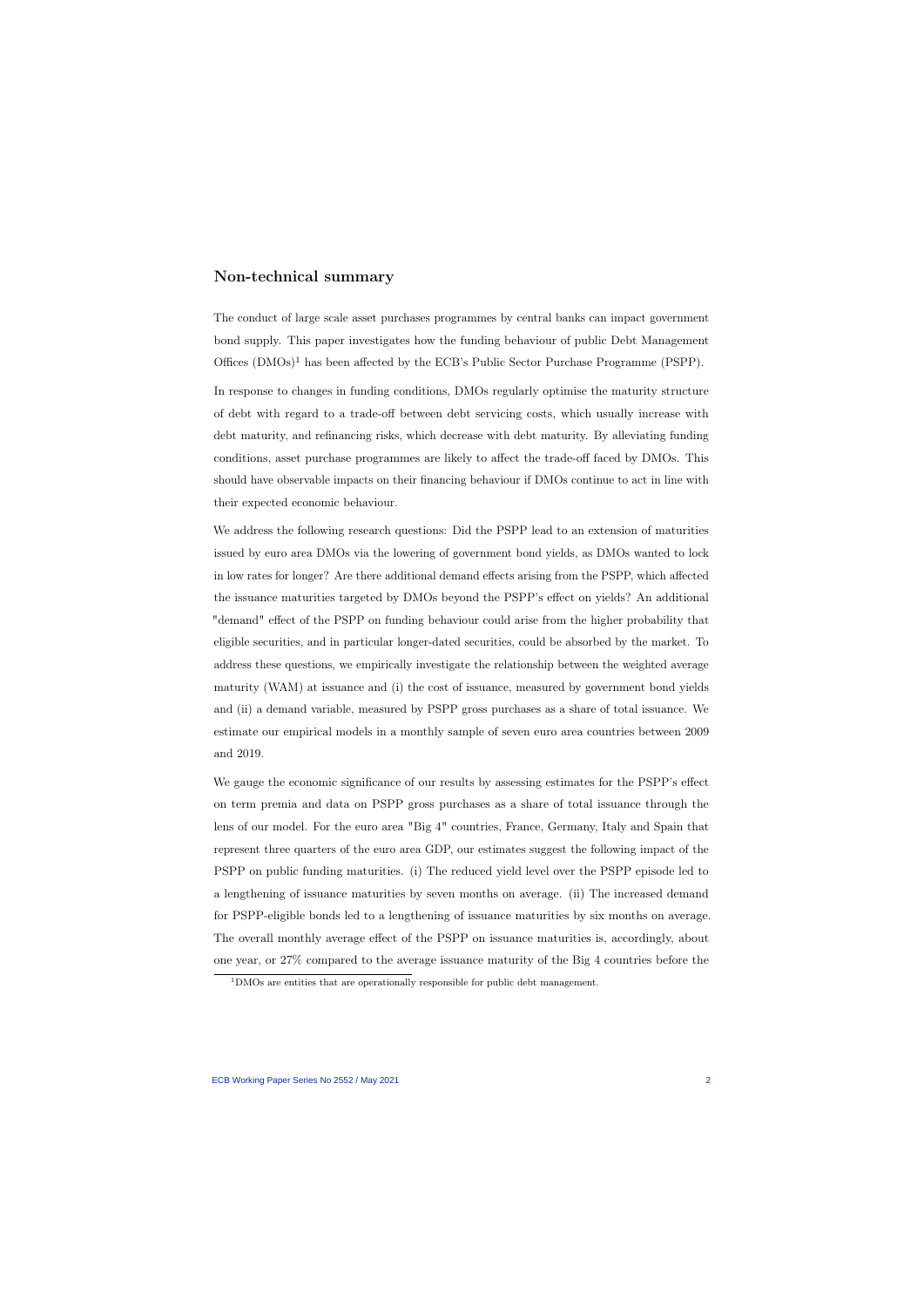## Non-technical summary

The conduct of large scale asset purchases programmes by central banks can impact government bond supply. This paper investigates how the funding behaviour of public Debt Management Offices (DMOs)[1] has been affected by the ECB's Public Sector Purchase Programme (PSPP).

In response to changes in funding conditions, DMOs regularly optimise the maturity structure of debt with regard to a trade-off between debt servicing costs, which usually increase with debt maturity, and refinancing risks, which decrease with debt maturity. By alleviating funding conditions, asset purchase programmes are likely to affect the trade-off faced by DMOs. This should have observable impacts on their financing behaviour if DMOs continue to act in line with their expected economic behaviour.

We address the following research questions: Did the PSPP lead to an extension of maturities issued by euro area DMOs via the lowering of government bond yields, as DMOs wanted to lock in low rates for longer? Are there additional demand effects arising from the PSPP, which affected the issuance maturities targeted by DMOs beyond the PSPP's effect on yields? An additional "demand" effect of the PSPP on funding behaviour could arise from the higher probability that eligible securities, and in particular longer-dated securities, could be absorbed by the market. To address these questions, we empirically investigate the relationship between the weighted average maturity (WAM) at issuance and (i) the cost of issuance, measured by government bond yields and (ii) a demand variable, measured by PSPP gross purchases as a share of total issuance. We estimate our empirical models in a monthly sample of seven euro area countries between 2009 and 2019.

We gauge the economic significance of our results by assessing estimates for the PSPP's effect on term premia and data on PSPP gross purchases as a share of total issuance through the lens of our model. For the euro area "Big 4" countries, France, Germany, Italy and Spain that represent three quarters of the euro area GDP, our estimates suggest the following impact of the PSPP on public funding maturities. (i) The reduced yield level over the PSPP episode led to a lengthening of issuance maturities by seven months on average. (ii) The increased demand for PSPP-eligible bonds led to a lengthening of issuance maturities by six months on average. The overall monthly average effect of the PSPP on issuance maturities is, accordingly, about one year, or 27% compared to the average issuance maturity of the Big 4 countries before the

[1] DMOs are entities that are operationally responsible for public debt management.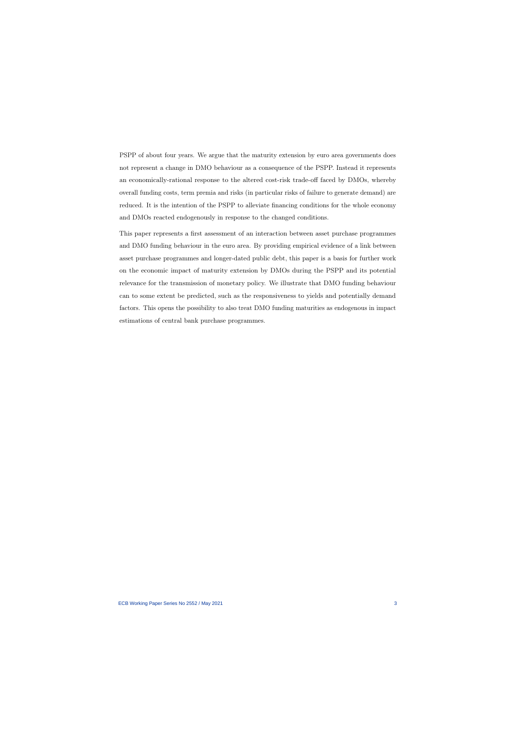PSPP of about four years. We argue that the maturity extension by euro area governments does not represent a change in DMO behaviour as a consequence of the PSPP. Instead it represents an economically-rational response to the altered cost-risk trade-off faced by DMOs, whereby overall funding costs, term premia and risks (in particular risks of failure to generate demand) are reduced. It is the intention of the PSPP to alleviate financing conditions for the whole economy and DMOs reacted endogenously in response to the changed conditions.

This paper represents a first assessment of an interaction between asset purchase programmes and DMO funding behaviour in the euro area. By providing empirical evidence of a link between asset purchase programmes and longer-dated public debt, this paper is a basis for further work on the economic impact of maturity extension by DMOs during the PSPP and its potential relevance for the transmission of monetary policy. We illustrate that DMO funding behaviour can to some extent be predicted, such as the responsiveness to yields and potentially demand factors. This opens the possibility to also treat DMO funding maturities as endogenous in impact estimations of central bank purchase programmes.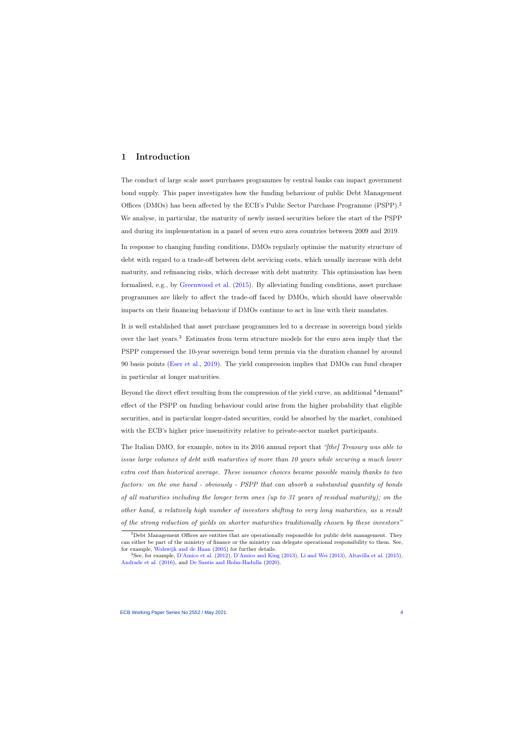# 1 Introduction

The conduct of large scale asset purchases programmes by central banks can impact government bond supply. This paper investigates how the funding behaviour of public Debt Management Offices (DMOs) has been affected by the ECB's Public Sector Purchase Programme (PSPP).[2] We analyse, in particular, the maturity of newly issued securities before the start of the PSPP and during its implementation in a panel of seven euro area countries between 2009 and 2019.

In response to changing funding conditions, DMOs regularly optimise the maturity structure of debt with regard to a trade-off between debt servicing costs, which usually increase with debt maturity, and refinancing risks, which decrease with debt maturity. This optimisation has been formalised, e.g., by Greenwood et al. (2015). By alleviating funding conditions, asset purchase programmes are likely to affect the trade-off faced by DMOs, which should have observable impacts on their financing behaviour if DMOs continue to act in line with their mandates.

It is well established that asset purchase programmes led to a decrease in sovereign bond yields over the last years.[3] Estimates from term structure models for the euro area imply that the PSPP compressed the 10-year sovereign bond term premia via the duration channel by around 90 basis points (Eser et al., 2019). The yield compression implies that DMOs can fund cheaper in particular at longer maturities.

Beyond the direct effect resulting from the compression of the yield curve, an additional "demand" effect of the PSPP on funding behaviour could arise from the higher probability that eligible securities, and in particular longer-dated securities, could be absorbed by the market, combined with the ECB's higher price insensitivity relative to private-sector market participants.

The Italian DMO, for example, notes in its 2016 annual report that *"[the] Treasury was able to issue large volumes of debt with maturities of more than 10 years while securing a much lower extra cost than historical average. These issuance choices became possible mainly thanks to two factors: on the one hand - obviously - PSPP that can absorb a substantial quantity of bonds of all maturities including the longer term ones (up to 31 years of residual maturity); on the other hand, a relatively high number of investors shifting to very long maturities, as a result of the strong reduction of yields on shorter maturities traditionally chosen by these investors"*

[2] Debt Management Offices are entities that are operationally responsible for public debt management. They can either be part of the ministry of finance or the ministry can delegate operational responsibility to them. See, for example, Wolswijk and de Haan (2005) for further details.

[3] See, for example, D'Amico et al. (2012), D'Amico and King (2013), Li and Wei (2013), Altavilla et al. (2015), Andrade et al. (2016), and De Santis and Holm-Hadulla (2020).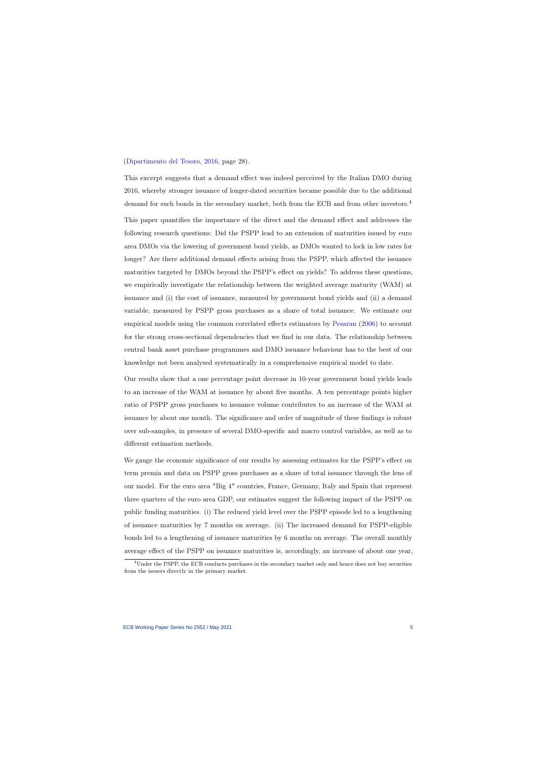(Dipartimento del Tesoro, 2016, page 28).

This excerpt suggests that a demand effect was indeed perceived by the Italian DMO during 2016, whereby stronger issuance of longer-dated securities became possible due to the additional demand for such bonds in the secondary market, both from the ECB and from other investors.[4]

This paper quantifies the importance of the direct and the demand effect and addresses the following research questions: Did the PSPP lead to an extension of maturities issued by euro area DMOs via the lowering of government bond yields, as DMOs wanted to lock in low rates for longer? Are there additional demand effects arising from the PSPP, which affected the issuance maturities targeted by DMOs beyond the PSPP's effect on yields? To address these questions, we empirically investigate the relationship between the weighted average maturity (WAM) at issuance and (i) the cost of issuance, measured by government bond yields and (ii) a demand variable, measured by PSPP gross purchases as a share of total issuance. We estimate our empirical models using the common correlated effects estimators by Pesaran (2006) to account for the strong cross-sectional dependencies that we find in our data. The relationship between central bank asset purchase programmes and DMO issuance behaviour has to the best of our knowledge not been analysed systematically in a comprehensive empirical model to date.

Our results show that a one percentage point decrease in 10-year government bond yields leads to an increase of the WAM at issuance by about five months. A ten percentage points higher ratio of PSPP gross purchases to issuance volume contributes to an increase of the WAM at issuance by about one month. The significance and order of magnitude of these findings is robust over sub-samples, in presence of several DMO-specific and macro control variables, as well as to different estimation methods.

We gauge the economic significance of our results by assessing estimates for the PSPP's effect on term premia and data on PSPP gross purchases as a share of total issuance through the lens of our model. For the euro area "Big 4" countries, France, Germany, Italy and Spain that represent three quarters of the euro area GDP, our estimates suggest the following impact of the PSPP on public funding maturities. (i) The reduced yield level over the PSPP episode led to a lengthening of issuance maturities by 7 months on average. (ii) The increased demand for PSPP-eligible bonds led to a lengthening of issuance maturities by 6 months on average. The overall monthly average effect of the PSPP on issuance maturities is, accordingly, an increase of about one year,

[4] Under the PSPP, the ECB conducts purchases in the secondary market only and hence does not buy securities from the issuers directly in the primary market.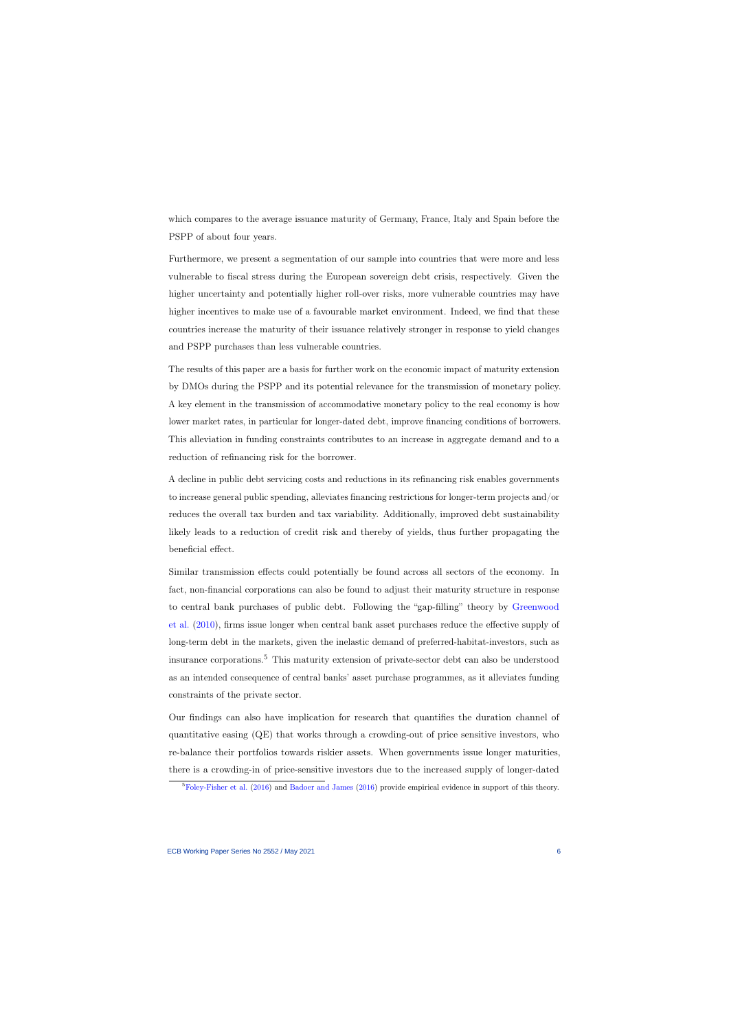which compares to the average issuance maturity of Germany, France, Italy and Spain before the PSPP of about four years.

Furthermore, we present a segmentation of our sample into countries that were more and less vulnerable to fiscal stress during the European sovereign debt crisis, respectively. Given the higher uncertainty and potentially higher roll-over risks, more vulnerable countries may have higher incentives to make use of a favourable market environment. Indeed, we find that these countries increase the maturity of their issuance relatively stronger in response to yield changes and PSPP purchases than less vulnerable countries.

The results of this paper are a basis for further work on the economic impact of maturity extension by DMOs during the PSPP and its potential relevance for the transmission of monetary policy. A key element in the transmission of accommodative monetary policy to the real economy is how lower market rates, in particular for longer-dated debt, improve financing conditions of borrowers. This alleviation in funding constraints contributes to an increase in aggregate demand and to a reduction of refinancing risk for the borrower.

A decline in public debt servicing costs and reductions in its refinancing risk enables governments to increase general public spending, alleviates financing restrictions for longer-term projects and/or reduces the overall tax burden and tax variability. Additionally, improved debt sustainability likely leads to a reduction of credit risk and thereby of yields, thus further propagating the beneficial effect.

Similar transmission effects could potentially be found across all sectors of the economy. In fact, non-financial corporations can also be found to adjust their maturity structure in response to central bank purchases of public debt. Following the "gap-filling" theory by Greenwood et al. (2010), firms issue longer when central bank asset purchases reduce the effective supply of long-term debt in the markets, given the inelastic demand of preferred-habitat-investors, such as insurance corporations.[5] This maturity extension of private-sector debt can also be understood as an intended consequence of central banks' asset purchase programmes, as it alleviates funding constraints of the private sector.

Our findings can also have implication for research that quantifies the duration channel of quantitative easing (QE) that works through a crowding-out of price sensitive investors, who re-balance their portfolios towards riskier assets. When governments issue longer maturities, there is a crowding-in of price-sensitive investors due to the increased supply of longer-dated

[5] Foley-Fisher et al. (2016) and Badoer and James (2016) provide empirical evidence in support of this theory.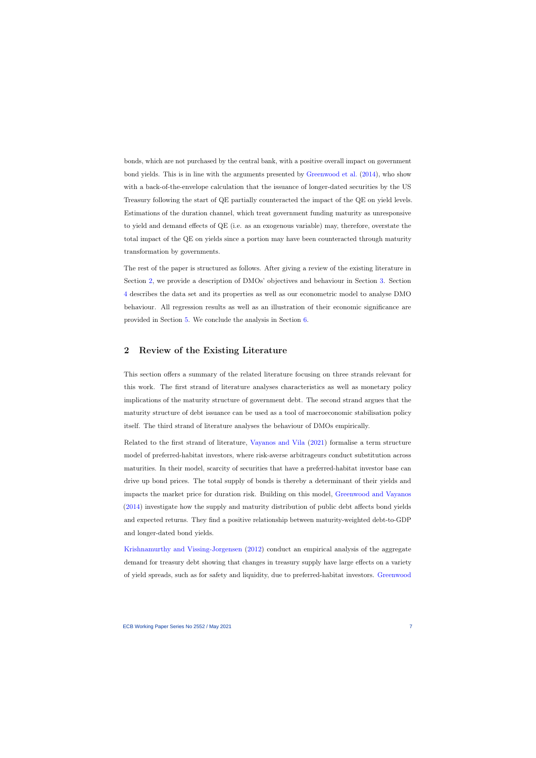bonds, which are not purchased by the central bank, with a positive overall impact on government bond yields. This is in line with the arguments presented by Greenwood et al. (2014), who show with a back-of-the-envelope calculation that the issuance of longer-dated securities by the US Treasury following the start of QE partially counteracted the impact of the QE on yield levels. Estimations of the duration channel, which treat government funding maturity as unresponsive to yield and demand effects of QE (i.e. as an exogenous variable) may, therefore, overstate the total impact of the QE on yields since a portion may have been counteracted through maturity transformation by governments.

The rest of the paper is structured as follows. After giving a review of the existing literature in Section 2, we provide a description of DMOs' objectives and behaviour in Section 3. Section 4 describes the data set and its properties as well as our econometric model to analyse DMO behaviour. All regression results as well as an illustration of their economic significance are provided in Section 5. We conclude the analysis in Section 6.

## 2 Review of the Existing Literature

This section offers a summary of the related literature focusing on three strands relevant for this work. The first strand of literature analyses characteristics as well as monetary policy implications of the maturity structure of government debt. The second strand argues that the maturity structure of debt issuance can be used as a tool of macroeconomic stabilisation policy itself. The third strand of literature analyses the behaviour of DMOs empirically.

Related to the first strand of literature, Vayanos and Vila (2021) formalise a term structure model of preferred-habitat investors, where risk-averse arbitrageurs conduct substitution across maturities. In their model, scarcity of securities that have a preferred-habitat investor base can drive up bond prices. The total supply of bonds is thereby a determinant of their yields and impacts the market price for duration risk. Building on this model, Greenwood and Vayanos (2014) investigate how the supply and maturity distribution of public debt affects bond yields and expected returns. They find a positive relationship between maturity-weighted debt-to-GDP and longer-dated bond yields.

Krishnamurthy and Vissing-Jorgensen (2012) conduct an empirical analysis of the aggregate demand for treasury debt showing that changes in treasury supply have large effects on a variety of yield spreads, such as for safety and liquidity, due to preferred-habitat investors. Greenwood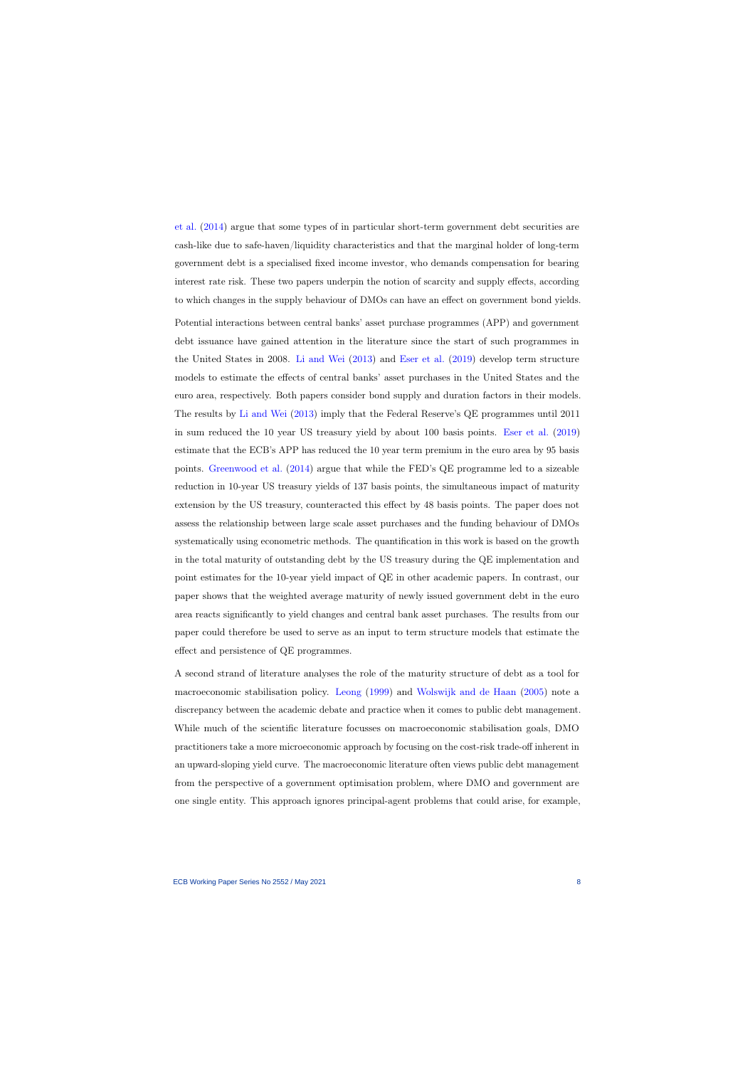et al. (2014) argue that some types of in particular short-term government debt securities are cash-like due to safe-haven/liquidity characteristics and that the marginal holder of long-term government debt is a specialised fixed income investor, who demands compensation for bearing interest rate risk. These two papers underpin the notion of scarcity and supply effects, according to which changes in the supply behaviour of DMOs can have an effect on government bond yields.

Potential interactions between central banks' asset purchase programmes (APP) and government debt issuance have gained attention in the literature since the start of such programmes in the United States in 2008. Li and Wei (2013) and Eser et al. (2019) develop term structure models to estimate the effects of central banks' asset purchases in the United States and the euro area, respectively. Both papers consider bond supply and duration factors in their models. The results by Li and Wei (2013) imply that the Federal Reserve's QE programmes until 2011 in sum reduced the 10 year US treasury yield by about 100 basis points. Eser et al. (2019) estimate that the ECB's APP has reduced the 10 year term premium in the euro area by 95 basis points. Greenwood et al. (2014) argue that while the FED's QE programme led to a sizeable reduction in 10-year US treasury yields of 137 basis points, the simultaneous impact of maturity extension by the US treasury, counteracted this effect by 48 basis points. The paper does not assess the relationship between large scale asset purchases and the funding behaviour of DMOs systematically using econometric methods. The quantification in this work is based on the growth in the total maturity of outstanding debt by the US treasury during the QE implementation and point estimates for the 10-year yield impact of QE in other academic papers. In contrast, our paper shows that the weighted average maturity of newly issued government debt in the euro area reacts significantly to yield changes and central bank asset purchases. The results from our paper could therefore be used to serve as an input to term structure models that estimate the effect and persistence of QE programmes.

A second strand of literature analyses the role of the maturity structure of debt as a tool for macroeconomic stabilisation policy. Leong (1999) and Wolswijk and de Haan (2005) note a discrepancy between the academic debate and practice when it comes to public debt management. While much of the scientific literature focusses on macroeconomic stabilisation goals, DMO practitioners take a more microeconomic approach by focusing on the cost-risk trade-off inherent in an upward-sloping yield curve. The macroeconomic literature often views public debt management from the perspective of a government optimisation problem, where DMO and government are one single entity. This approach ignores principal-agent problems that could arise, for example,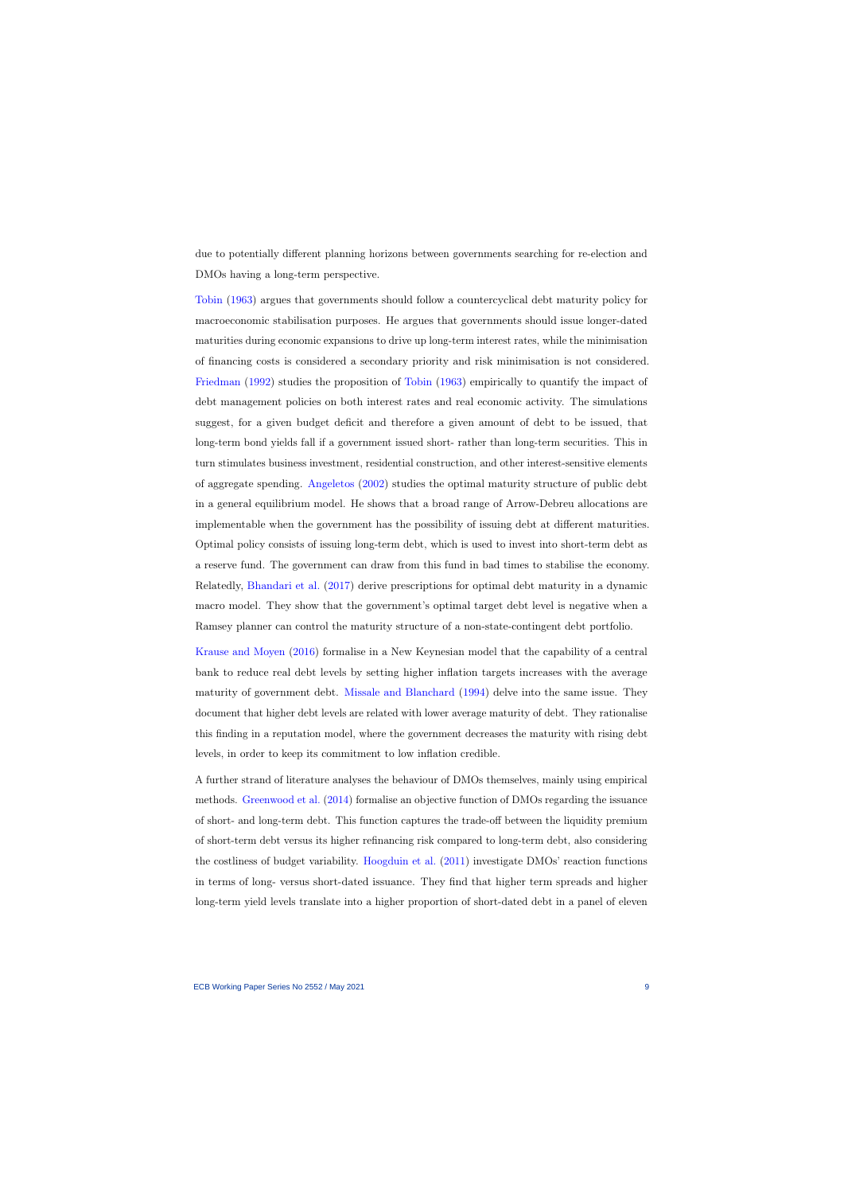due to potentially different planning horizons between governments searching for re-election and DMOs having a long-term perspective.

Tobin (1963) argues that governments should follow a countercyclical debt maturity policy for macroeconomic stabilisation purposes. He argues that governments should issue longer-dated maturities during economic expansions to drive up long-term interest rates, while the minimisation of financing costs is considered a secondary priority and risk minimisation is not considered. Friedman (1992) studies the proposition of Tobin (1963) empirically to quantify the impact of debt management policies on both interest rates and real economic activity. The simulations suggest, for a given budget deficit and therefore a given amount of debt to be issued, that long-term bond yields fall if a government issued short- rather than long-term securities. This in turn stimulates business investment, residential construction, and other interest-sensitive elements of aggregate spending. Angeletos (2002) studies the optimal maturity structure of public debt in a general equilibrium model. He shows that a broad range of Arrow-Debreu allocations are implementable when the government has the possibility of issuing debt at different maturities. Optimal policy consists of issuing long-term debt, which is used to invest into short-term debt as a reserve fund. The government can draw from this fund in bad times to stabilise the economy. Relatedly, Bhandari et al. (2017) derive prescriptions for optimal debt maturity in a dynamic macro model. They show that the government's optimal target debt level is negative when a Ramsey planner can control the maturity structure of a non-state-contingent debt portfolio.

Krause and Moyen (2016) formalise in a New Keynesian model that the capability of a central bank to reduce real debt levels by setting higher inflation targets increases with the average maturity of government debt. Missale and Blanchard (1994) delve into the same issue. They document that higher debt levels are related with lower average maturity of debt. They rationalise this finding in a reputation model, where the government decreases the maturity with rising debt levels, in order to keep its commitment to low inflation credible.

A further strand of literature analyses the behaviour of DMOs themselves, mainly using empirical methods. Greenwood et al. (2014) formalise an objective function of DMOs regarding the issuance of short- and long-term debt. This function captures the trade-off between the liquidity premium of short-term debt versus its higher refinancing risk compared to long-term debt, also considering the costliness of budget variability. Hoogduin et al. (2011) investigate DMOs' reaction functions in terms of long- versus short-dated issuance. They find that higher term spreads and higher long-term yield levels translate into a higher proportion of short-dated debt in a panel of eleven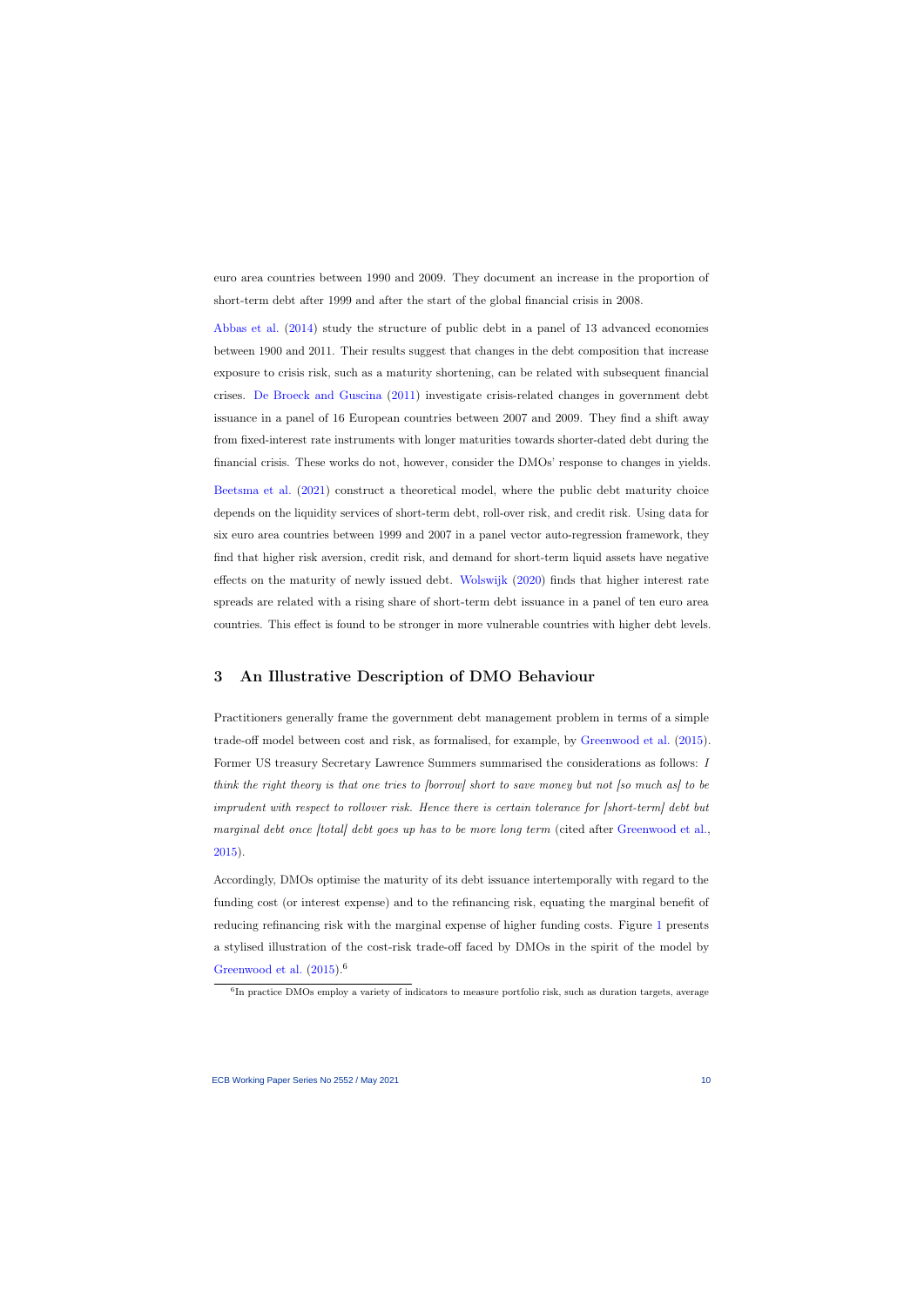euro area countries between 1990 and 2009. They document an increase in the proportion of short-term debt after 1999 and after the start of the global financial crisis in 2008.

Abbas et al. (2014) study the structure of public debt in a panel of 13 advanced economies between 1900 and 2011. Their results suggest that changes in the debt composition that increase exposure to crisis risk, such as a maturity shortening, can be related with subsequent financial crises. De Broeck and Guscina (2011) investigate crisis-related changes in government debt issuance in a panel of 16 European countries between 2007 and 2009. They find a shift away from fixed-interest rate instruments with longer maturities towards shorter-dated debt during the financial crisis. These works do not, however, consider the DMOs' response to changes in yields.

Beetsma et al. (2021) construct a theoretical model, where the public debt maturity choice depends on the liquidity services of short-term debt, roll-over risk, and credit risk. Using data for six euro area countries between 1999 and 2007 in a panel vector auto-regression framework, they find that higher risk aversion, credit risk, and demand for short-term liquid assets have negative effects on the maturity of newly issued debt. Wolswijk (2020) finds that higher interest rate spreads are related with a rising share of short-term debt issuance in a panel of ten euro area countries. This effect is found to be stronger in more vulnerable countries with higher debt levels.

## 3 An Illustrative Description of DMO Behaviour

Practitioners generally frame the government debt management problem in terms of a simple trade-off model between cost and risk, as formalised, for example, by Greenwood et al. (2015). Former US treasury Secretary Lawrence Summers summarised the considerations as follows: *I think the right theory is that one tries to [borrow] short to save money but not [so much as] to be imprudent with respect to rollover risk. Hence there is certain tolerance for [short-term] debt but marginal debt once [total] debt goes up has to be more long term* (cited after Greenwood et al., 2015).

Accordingly, DMOs optimise the maturity of its debt issuance intertemporally with regard to the funding cost (or interest expense) and to the refinancing risk, equating the marginal benefit of reducing refinancing risk with the marginal expense of higher funding costs. Figure 1 presents a stylised illustration of the cost-risk trade-off faced by DMOs in the spirit of the model by Greenwood et al. (2015).[6]

[6] In practice DMOs employ a variety of indicators to measure portfolio risk, such as duration targets, average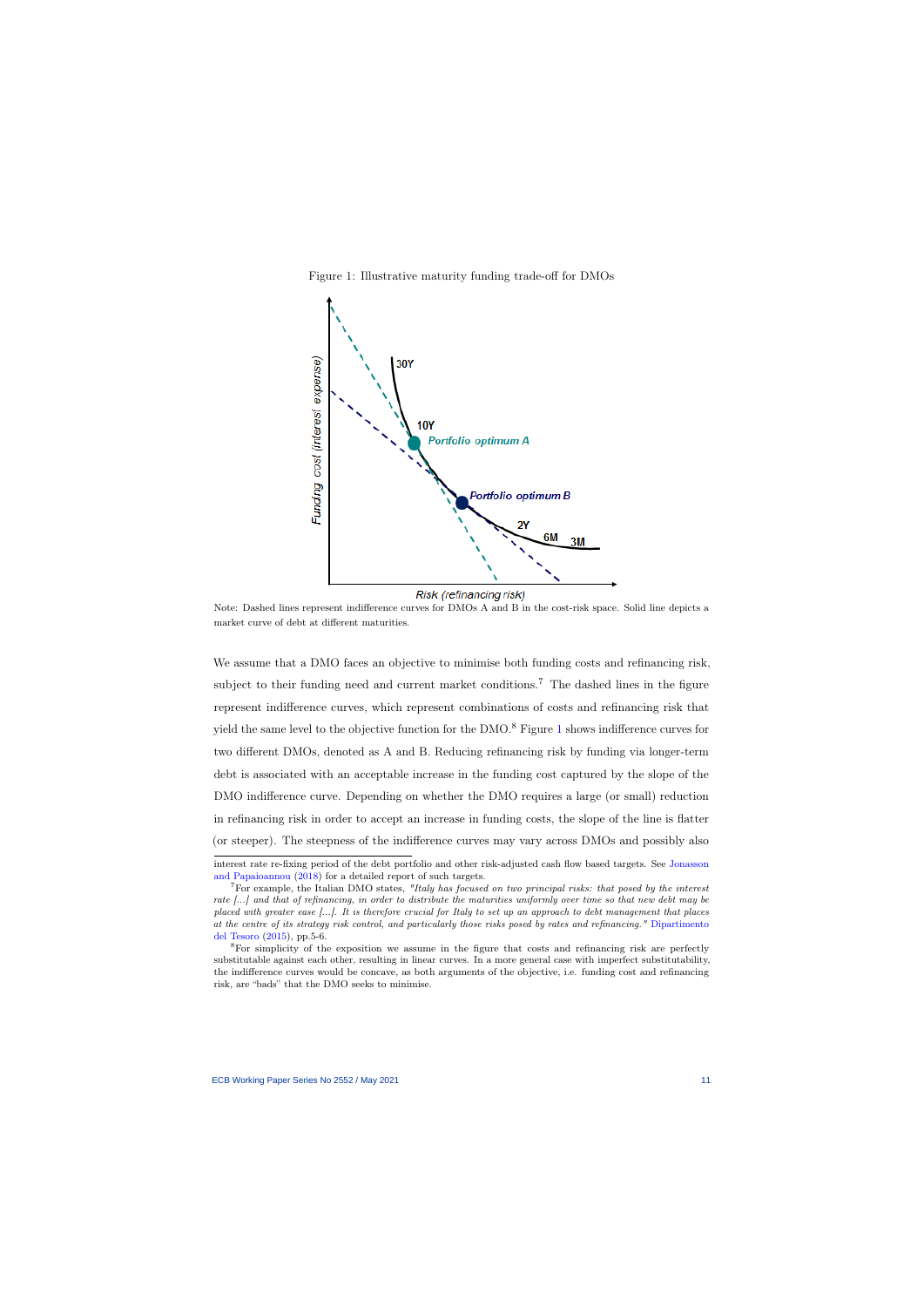Figure 1: Illustrative maturity funding trade-off for DMOs

Note: Dashed lines represent indifference curves for DMOs A and B in the cost-risk space. Solid line depicts a market curve of debt at different maturities.

We assume that a DMO faces an objective to minimise both funding costs and refinancing risk, subject to their funding need and current market conditions.[7] The dashed lines in the figure represent indifference curves, which represent combinations of costs and refinancing risk that yield the same level to the objective function for the DMO.[8] Figure 1 shows indifference curves for two different DMOs, denoted as A and B. Reducing refinancing risk by funding via longer-term debt is associated with an acceptable increase in the funding cost captured by the slope of the DMO indifference curve. Depending on whether the DMO requires a large (or small) reduction in refinancing risk in order to accept an increase in funding costs, the slope of the line is flatter (or steeper). The steepness of the indifference curves may vary across DMOs and possibly also

---

interest rate re-fixing period of the debt portfolio and other risk-adjusted cash flow based targets. See Jonasson and Papaioannou (2018) for a detailed report of such targets.

[7] For example, the Italian DMO states, *"Italy has focused on two principal risks: that posed by the interest rate [...] and that of refinancing, in order to distribute the maturities uniformly over time so that new debt may be placed with greater ease [...]. It is therefore crucial for Italy to set up an approach to debt management that places at the centre of its strategy risk control, and particularly those risks posed by rates and refinancing."* Dipartimento del Tesoro (2015), pp.5-6.

[8] For simplicity of the exposition we assume in the figure that costs and refinancing risk are perfectly substitutable against each other, resulting in linear curves. In a more general case with imperfect substitutability, the indifference curves would be concave, as both arguments of the objective, i.e. funding cost and refinancing risk, are "bads" that the DMO seeks to minimise.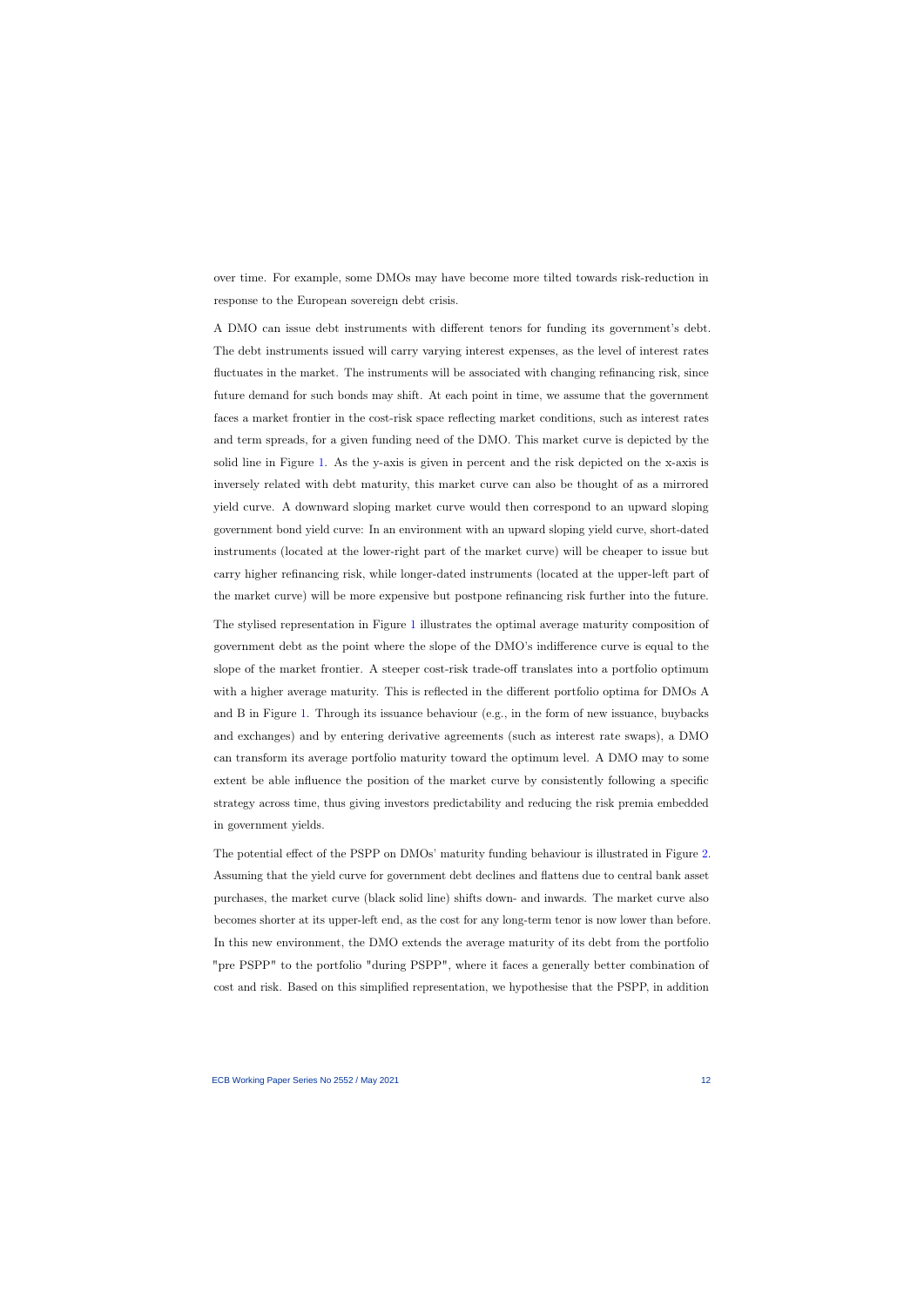over time. For example, some DMOs may have become more tilted towards risk-reduction in response to the European sovereign debt crisis.

A DMO can issue debt instruments with different tenors for funding its government's debt. The debt instruments issued will carry varying interest expenses, as the level of interest rates fluctuates in the market. The instruments will be associated with changing refinancing risk, since future demand for such bonds may shift. At each point in time, we assume that the government faces a market frontier in the cost-risk space reflecting market conditions, such as interest rates and term spreads, for a given funding need of the DMO. This market curve is depicted by the solid line in Figure 1. As the y-axis is given in percent and the risk depicted on the x-axis is inversely related with debt maturity, this market curve can also be thought of as a mirrored yield curve. A downward sloping market curve would then correspond to an upward sloping government bond yield curve: In an environment with an upward sloping yield curve, short-dated instruments (located at the lower-right part of the market curve) will be cheaper to issue but carry higher refinancing risk, while longer-dated instruments (located at the upper-left part of the market curve) will be more expensive but postpone refinancing risk further into the future.

The stylised representation in Figure 1 illustrates the optimal average maturity composition of government debt as the point where the slope of the DMO's indifference curve is equal to the slope of the market frontier. A steeper cost-risk trade-off translates into a portfolio optimum with a higher average maturity. This is reflected in the different portfolio optima for DMOs A and B in Figure 1. Through its issuance behaviour (e.g., in the form of new issuance, buybacks and exchanges) and by entering derivative agreements (such as interest rate swaps), a DMO can transform its average portfolio maturity toward the optimum level. A DMO may to some extent be able influence the position of the market curve by consistently following a specific strategy across time, thus giving investors predictability and reducing the risk premia embedded in government yields.

The potential effect of the PSPP on DMOs' maturity funding behaviour is illustrated in Figure 2. Assuming that the yield curve for government debt declines and flattens due to central bank asset purchases, the market curve (black solid line) shifts down- and inwards. The market curve also becomes shorter at its upper-left end, as the cost for any long-term tenor is now lower than before. In this new environment, the DMO extends the average maturity of its debt from the portfolio "pre PSPP" to the portfolio "during PSPP", where it faces a generally better combination of cost and risk. Based on this simplified representation, we hypothesise that the PSPP, in addition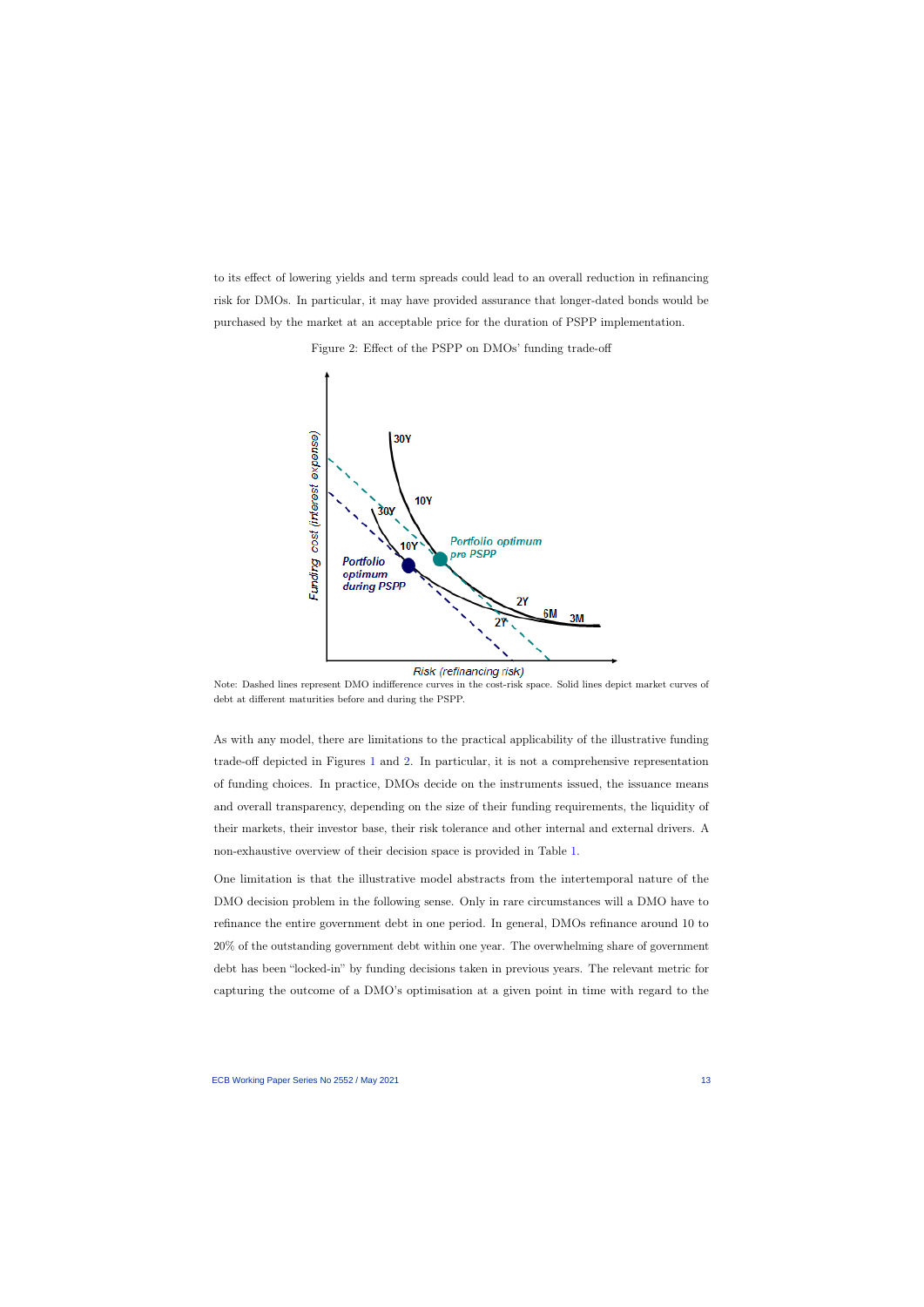to its effect of lowering yields and term spreads could lead to an overall reduction in refinancing risk for DMOs. In particular, it may have provided assurance that longer-dated bonds would be purchased by the market at an acceptable price for the duration of PSPP implementation.

Figure 2: Effect of the PSPP on DMOs' funding trade-off

Note: Dashed lines represent DMO indifference curves in the cost-risk space. Solid lines depict market curves of debt at different maturities before and during the PSPP.

As with any model, there are limitations to the practical applicability of the illustrative funding trade-off depicted in Figures 1 and 2. In particular, it is not a comprehensive representation of funding choices. In practice, DMOs decide on the instruments issued, the issuance means and overall transparency, depending on the size of their funding requirements, the liquidity of their markets, their investor base, their risk tolerance and other internal and external drivers. A non-exhaustive overview of their decision space is provided in Table 1.

One limitation is that the illustrative model abstracts from the intertemporal nature of the DMO decision problem in the following sense. Only in rare circumstances will a DMO have to refinance the entire government debt in one period. In general, DMOs refinance around 10 to 20% of the outstanding government debt within one year. The overwhelming share of government debt has been "locked-in" by funding decisions taken in previous years. The relevant metric for capturing the outcome of a DMO's optimisation at a given point in time with regard to the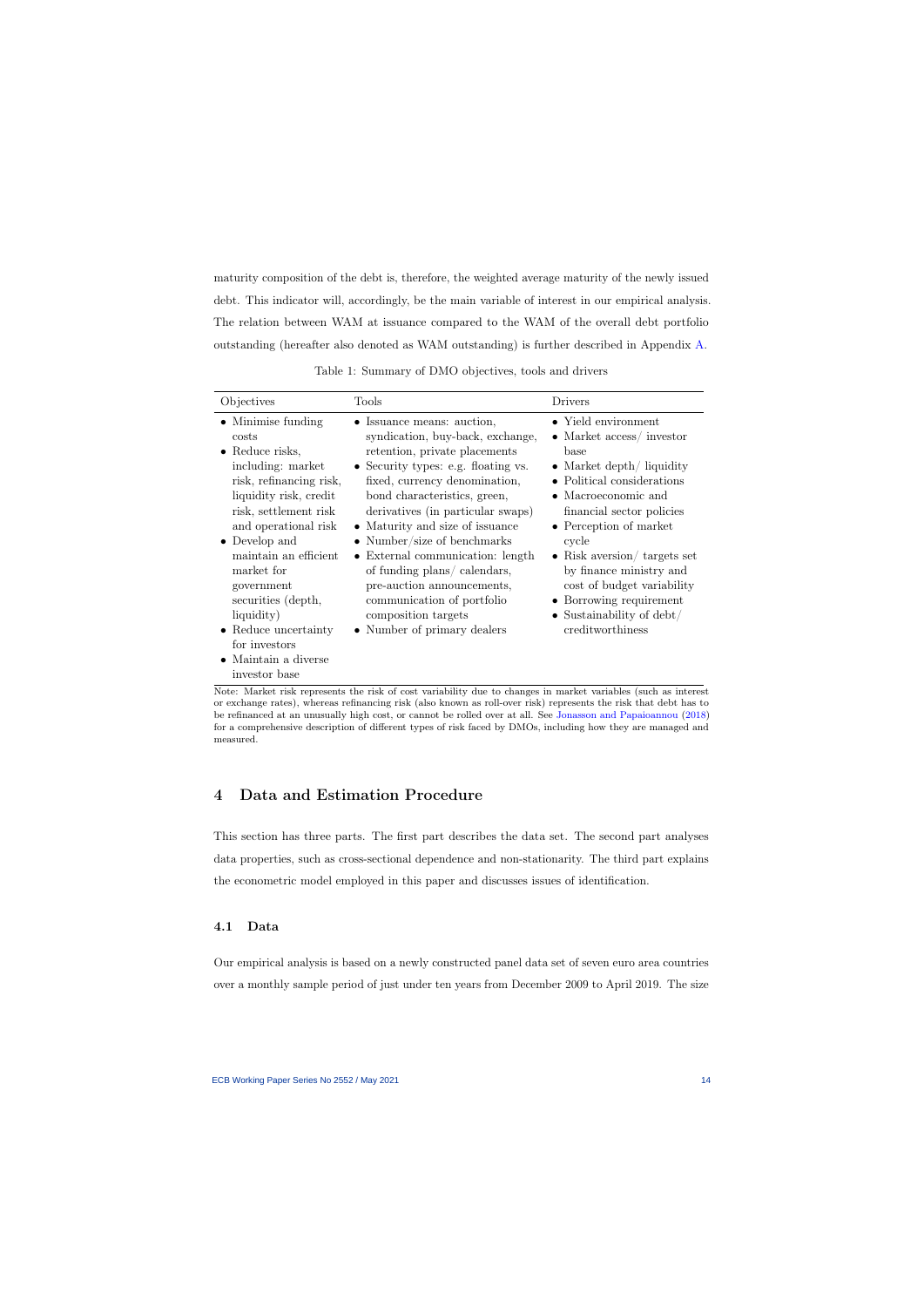maturity composition of the debt is, therefore, the weighted average maturity of the newly issued debt. This indicator will, accordingly, be the main variable of interest in our empirical analysis. The relation between WAM at issuance compared to the WAM of the overall debt portfolio outstanding (hereafter also denoted as WAM outstanding) is further described in Appendix A.

Table 1: Summary of DMO objectives, tools and drivers

| Objectives | Tools | Drivers |
|---|---|---|
| • Minimise funding costs<br>• Reduce risks, including: market risk, refinancing risk, liquidity risk, credit risk, settlement risk and operational risk<br>• Develop and maintain an efficient market for government securities (depth, liquidity)<br>• Reduce uncertainty for investors<br>• Maintain a diverse investor base | • Issuance means: auction, syndication, buy-back, exchange, retention, private placements<br>• Security types: e.g. floating vs. fixed, currency denomination, bond characteristics, green, derivatives (in particular swaps)<br>• Maturity and size of issuance<br>• Number/size of benchmarks<br>• External communication: length of funding plans/ calendars, pre-auction announcements, communication of portfolio composition targets<br>• Number of primary dealers | • Yield environment<br>• Market access/ investor base<br>• Market depth/ liquidity<br>• Political considerations<br>• Macroeconomic and financial sector policies<br>• Perception of market cycle<br>• Risk aversion/ targets set by finance ministry and cost of budget variability<br>• Borrowing requirement<br>• Sustainability of debt/ creditworthiness |

Note: Market risk represents the risk of cost variability due to changes in market variables (such as interest or exchange rates), whereas refinancing risk (also known as roll-over risk) represents the risk that debt has to be refinanced at an unusually high cost, or cannot be rolled over at all. See Jonasson and Papaioannou (2018) for a comprehensive description of different types of risk faced by DMOs, including how they are managed and measured.

# 4 Data and Estimation Procedure

This section has three parts. The first part describes the data set. The second part analyses data properties, such as cross-sectional dependence and non-stationarity. The third part explains the econometric model employed in this paper and discusses issues of identification.

## 4.1 Data

Our empirical analysis is based on a newly constructed panel data set of seven euro area countries over a monthly sample period of just under ten years from December 2009 to April 2019. The size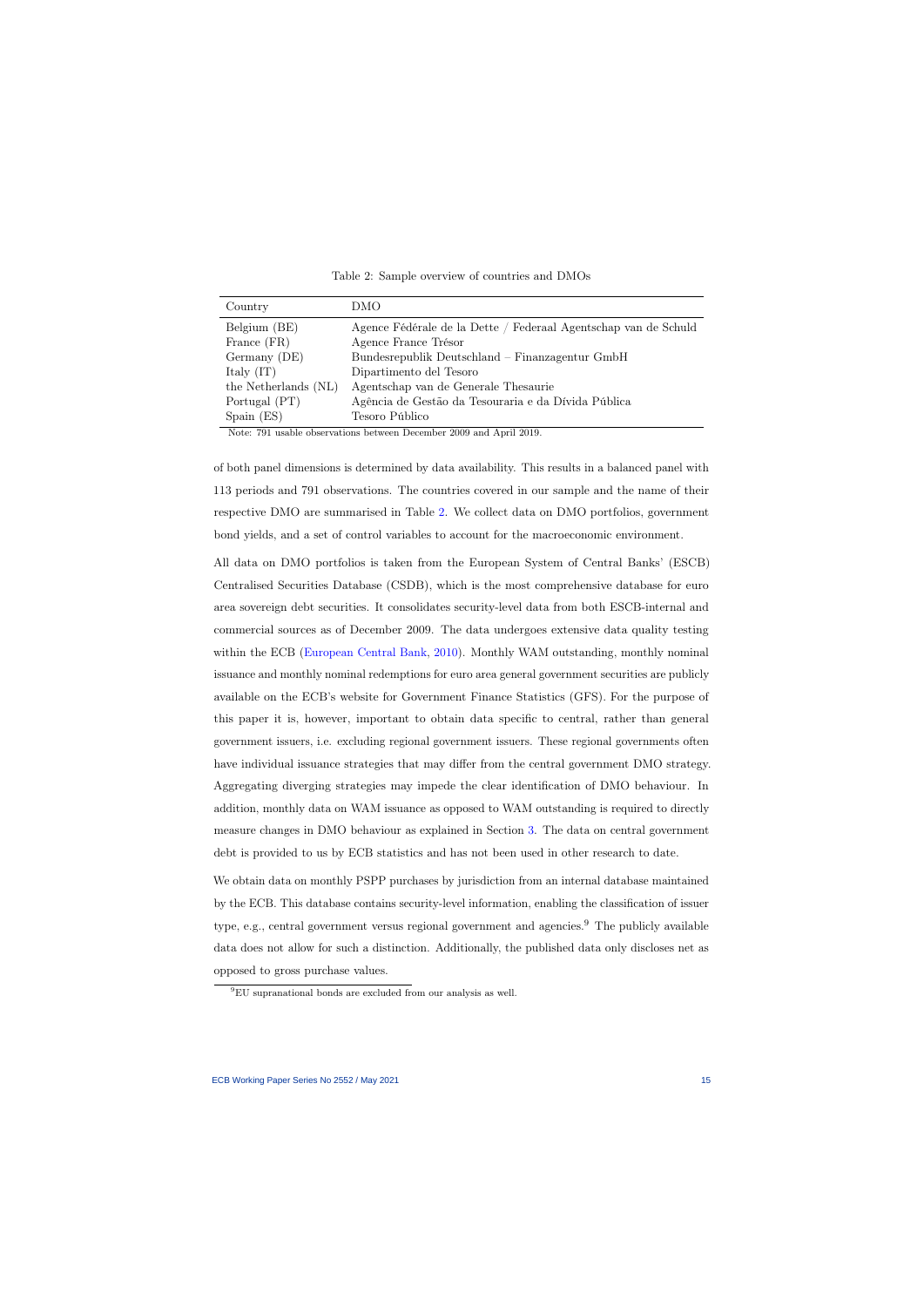Table 2: Sample overview of countries and DMOs

| Country | DMO |
|---|---|
| Belgium (BE) | Agence Fédérale de la Dette / Federaal Agentschap van de Schuld |
| France (FR) | Agence France Trésor |
| Germany (DE) | Bundesrepublik Deutschland – Finanzagentur GmbH |
| Italy (IT) | Dipartimento del Tesoro |
| the Netherlands (NL) | Agentschap van de Generale Thesaurie |
| Portugal (PT) | Agência de Gestão da Tesouraria e da Dívida Pública |
| Spain (ES) | Tesoro Público |

Note: 791 usable observations between December 2009 and April 2019.

of both panel dimensions is determined by data availability. This results in a balanced panel with 113 periods and 791 observations. The countries covered in our sample and the name of their respective DMO are summarised in Table 2. We collect data on DMO portfolios, government bond yields, and a set of control variables to account for the macroeconomic environment.

All data on DMO portfolios is taken from the European System of Central Banks' (ESCB) Centralised Securities Database (CSDB), which is the most comprehensive database for euro area sovereign debt securities. It consolidates security-level data from both ESCB-internal and commercial sources as of December 2009. The data undergoes extensive data quality testing within the ECB (European Central Bank, 2010). Monthly WAM outstanding, monthly nominal issuance and monthly nominal redemptions for euro area general government securities are publicly available on the ECB's website for Government Finance Statistics (GFS). For the purpose of this paper it is, however, important to obtain data specific to central, rather than general government issuers, i.e. excluding regional government issuers. These regional governments often have individual issuance strategies that may differ from the central government DMO strategy. Aggregating diverging strategies may impede the clear identification of DMO behaviour. In addition, monthly data on WAM issuance as opposed to WAM outstanding is required to directly measure changes in DMO behaviour as explained in Section 3. The data on central government debt is provided to us by ECB statistics and has not been used in other research to date.

We obtain data on monthly PSPP purchases by jurisdiction from an internal database maintained by the ECB. This database contains security-level information, enabling the classification of issuer type, e.g., central government versus regional government and agencies.[9] The publicly available data does not allow for such a distinction. Additionally, the published data only discloses net as opposed to gross purchase values.

[9] EU supranational bonds are excluded from our analysis as well.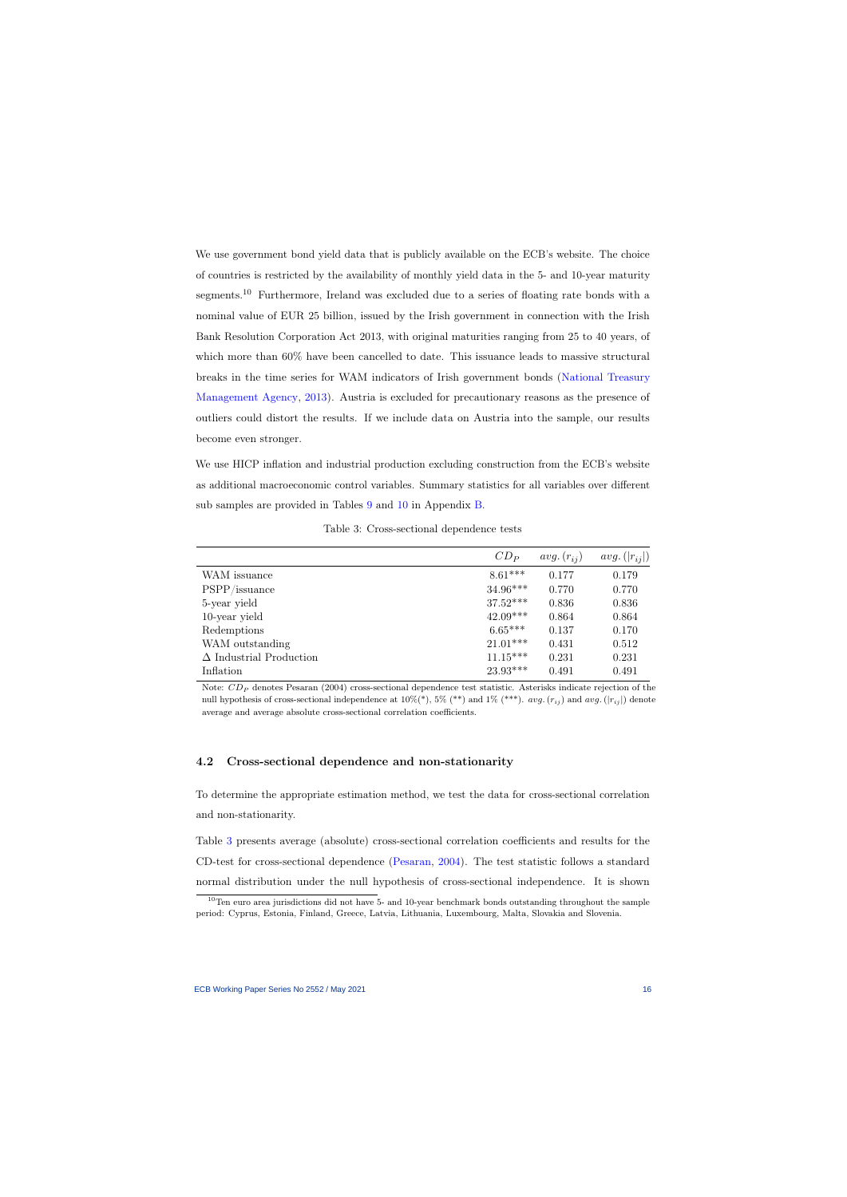We use government bond yield data that is publicly available on the ECB's website. The choice of countries is restricted by the availability of monthly yield data in the 5- and 10-year maturity segments.[10] Furthermore, Ireland was excluded due to a series of floating rate bonds with a nominal value of EUR 25 billion, issued by the Irish government in connection with the Irish Bank Resolution Corporation Act 2013, with original maturities ranging from 25 to 40 years, of which more than 60% have been cancelled to date. This issuance leads to massive structural breaks in the time series for WAM indicators of Irish government bonds (National Treasury Management Agency, 2013). Austria is excluded for precautionary reasons as the presence of outliers could distort the results. If we include data on Austria into the sample, our results become even stronger.

We use HICP inflation and industrial production excluding construction from the ECB's website as additional macroeconomic control variables. Summary statistics for all variables over different sub samples are provided in Tables 9 and 10 in Appendix B.

Table 3: Cross-sectional dependence tests

| | $CD_P$ | $avg.(r_{ij})$ | $avg.(\|r_{ij}\|)$ |
|---|---|---|---|
| WAM issuance | 8.61*** | 0.177 | 0.179 |
| PSPP/issuance | 34.96*** | 0.770 | 0.770 |
| 5-year yield | 37.52*** | 0.836 | 0.836 |
| 10-year yield | 42.09*** | 0.864 | 0.864 |
| Redemptions | 6.65*** | 0.137 | 0.170 |
| WAM outstanding | 21.01*** | 0.431 | 0.512 |
| $\Delta$ Industrial Production | 11.15*** | 0.231 | 0.231 |
| Inflation | 23.93*** | 0.491 | 0.491 |

Note: $CD_P$ denotes Pesaran (2004) cross-sectional dependence test statistic. Asterisks indicate rejection of the null hypothesis of cross-sectional independence at 10%(*), 5% (**) and 1% (***). $avg.(r_{ij})$ and $avg.(|r_{ij}|)$ denote average and average absolute cross-sectional correlation coefficients.

### 4.2 Cross-sectional dependence and non-stationarity

To determine the appropriate estimation method, we test the data for cross-sectional correlation and non-stationarity.

Table 3 presents average (absolute) cross-sectional correlation coefficients and results for the CD-test for cross-sectional dependence (Pesaran, 2004). The test statistic follows a standard normal distribution under the null hypothesis of cross-sectional independence. It is shown

[10] Ten euro area jurisdictions did not have 5- and 10-year benchmark bonds outstanding throughout the sample period: Cyprus, Estonia, Finland, Greece, Latvia, Lithuania, Luxembourg, Malta, Slovakia and Slovenia.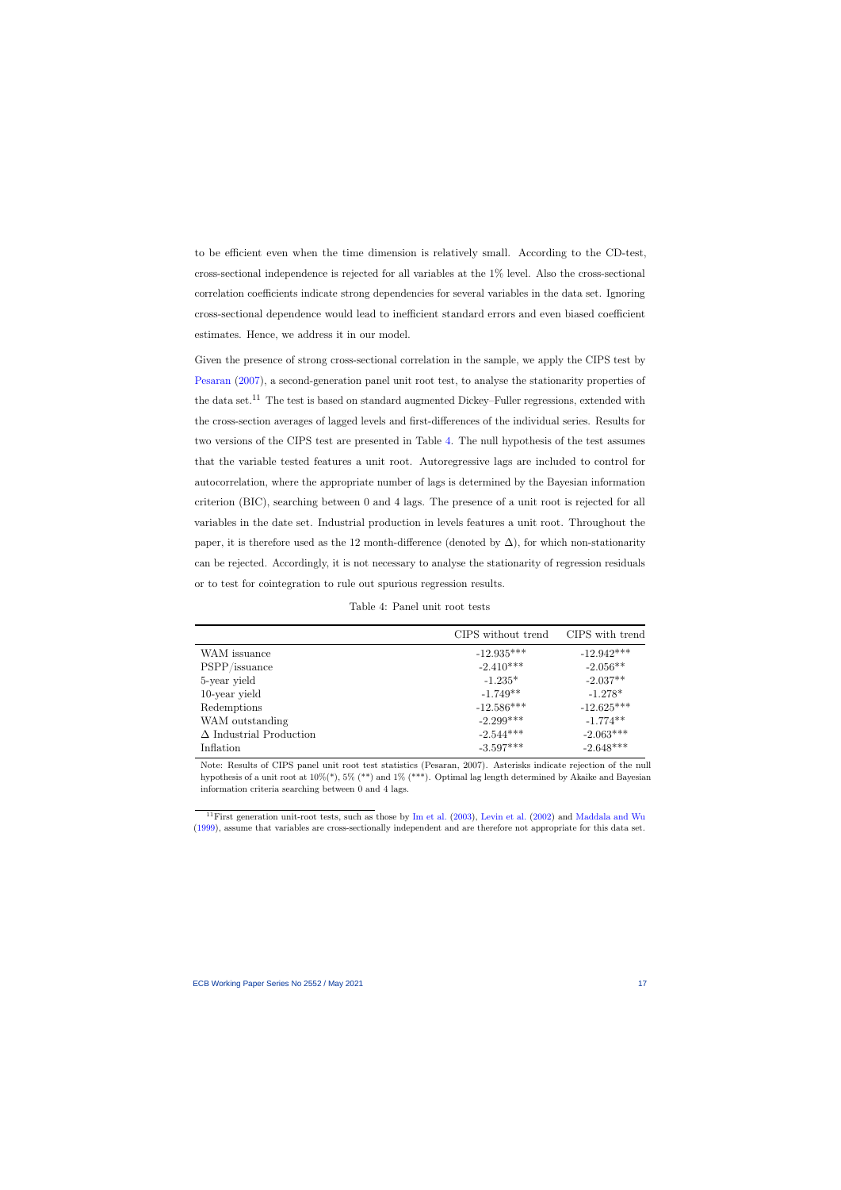to be efficient even when the time dimension is relatively small. According to the CD-test, cross-sectional independence is rejected for all variables at the 1% level. Also the cross-sectional correlation coefficients indicate strong dependencies for several variables in the data set. Ignoring cross-sectional dependence would lead to inefficient standard errors and even biased coefficient estimates. Hence, we address it in our model.

Given the presence of strong cross-sectional correlation in the sample, we apply the CIPS test by Pesaran (2007), a second-generation panel unit root test, to analyse the stationarity properties of the data set.[11] The test is based on standard augmented Dickey–Fuller regressions, extended with the cross-section averages of lagged levels and first-differences of the individual series. Results for two versions of the CIPS test are presented in Table 4. The null hypothesis of the test assumes that the variable tested features a unit root. Autoregressive lags are included to control for autocorrelation, where the appropriate number of lags is determined by the Bayesian information criterion (BIC), searching between 0 and 4 lags. The presence of a unit root is rejected for all variables in the date set. Industrial production in levels features a unit root. Throughout the paper, it is therefore used as the 12 month-difference (denoted by $\Delta$), for which non-stationarity can be rejected. Accordingly, it is not necessary to analyse the stationarity of regression residuals or to test for cointegration to rule out spurious regression results.

Table 4: Panel unit root tests

| | CIPS without trend | CIPS with trend |
|---|---|---|
| WAM issuance | -12.935*** | -12.942*** |
| PSPP/issuance | -2.410*** | -2.056** |
| 5-year yield | -1.235* | -2.037** |
| 10-year yield | -1.749** | -1.278* |
| Redemptions | -12.586*** | -12.625*** |
| WAM outstanding | -2.299*** | -1.774** |
| $\Delta$ Industrial Production | -2.544*** | -2.063*** |
| Inflation | -3.597*** | -2.648*** |

Note: Results of CIPS panel unit root test statistics (Pesaran, 2007). Asterisks indicate rejection of the null hypothesis of a unit root at 10%(*), 5% (**) and 1% (***). Optimal lag length determined by Akaike and Bayesian information criteria searching between 0 and 4 lags.

[11] First generation unit-root tests, such as those by Im et al. (2003), Levin et al. (2002) and Maddala and Wu (1999), assume that variables are cross-sectionally independent and are therefore not appropriate for this data set.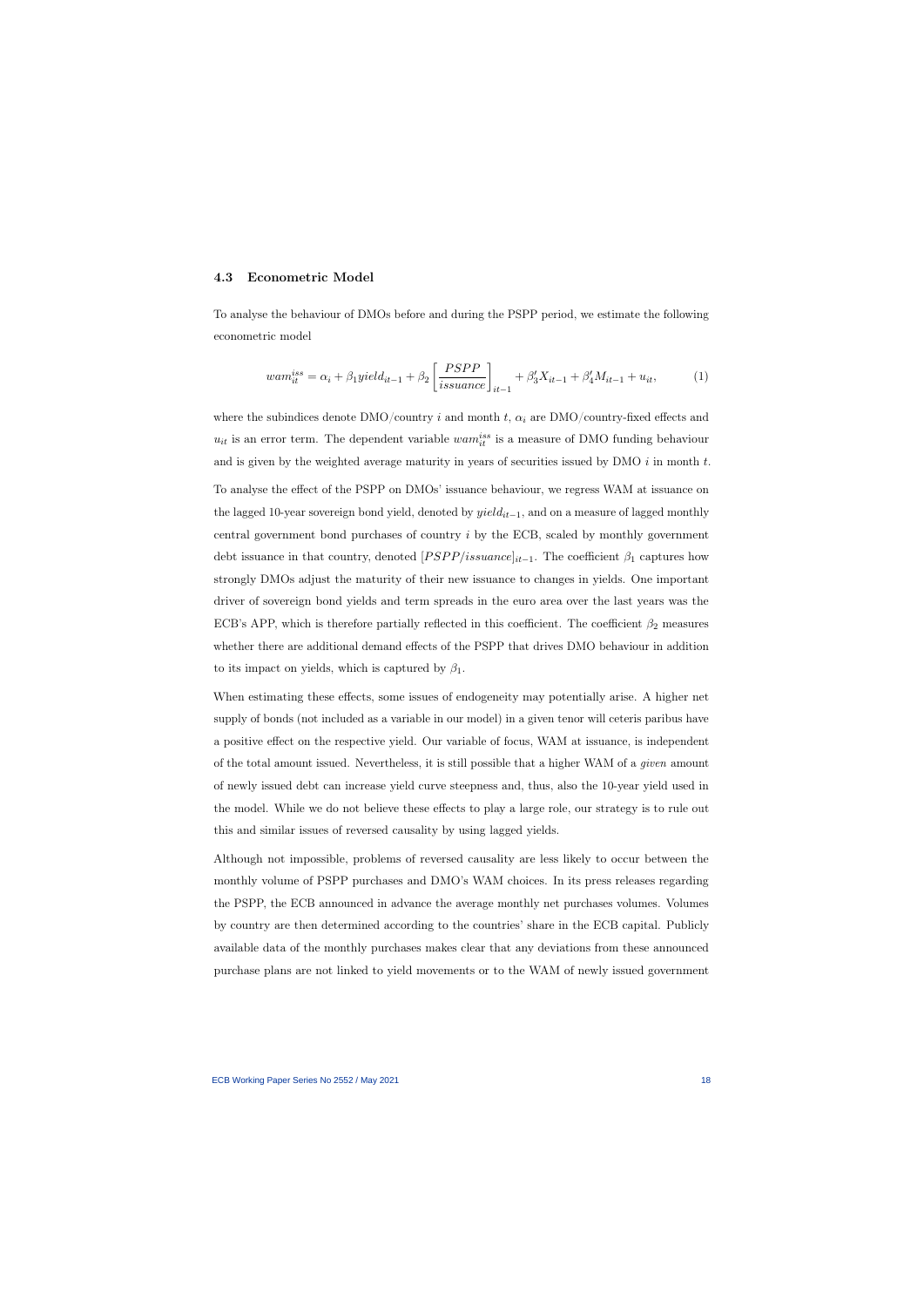### 4.3 Econometric Model

To analyse the behaviour of DMOs before and during the PSPP period, we estimate the following econometric model

$$wam_{it}^{iss} = \alpha_i + \beta_1 yield_{it-1} + \beta_2 \left[\frac{PSPP}{issuance}\right]_{it-1} + \beta_3' X_{it-1} + \beta_4' M_{it-1} + u_{it}, \tag{1}$$

where the subindices denote DMO/country $i$ and month $t$, $\alpha_i$ are DMO/country-fixed effects and $u_{it}$ is an error term. The dependent variable $wam_{it}^{iss}$ is a measure of DMO funding behaviour and is given by the weighted average maturity in years of securities issued by DMO $i$ in month $t$.

To analyse the effect of the PSPP on DMOs' issuance behaviour, we regress WAM at issuance on the lagged 10-year sovereign bond yield, denoted by $yield_{it-1}$, and on a measure of lagged monthly central government bond purchases of country $i$ by the ECB, scaled by monthly government debt issuance in that country, denoted $[PSPP/issuance]_{it-1}$. The coefficient $\beta_1$ captures how strongly DMOs adjust the maturity of their new issuance to changes in yields. One important driver of sovereign bond yields and term spreads in the euro area over the last years was the ECB's APP, which is therefore partially reflected in this coefficient. The coefficient $\beta_2$ measures whether there are additional demand effects of the PSPP that drives DMO behaviour in addition to its impact on yields, which is captured by $\beta_1$.

When estimating these effects, some issues of endogeneity may potentially arise. A higher net supply of bonds (not included as a variable in our model) in a given tenor will ceteris paribus have a positive effect on the respective yield. Our variable of focus, WAM at issuance, is independent of the total amount issued. Nevertheless, it is still possible that a higher WAM of a *given* amount of newly issued debt can increase yield curve steepness and, thus, also the 10-year yield used in the model. While we do not believe these effects to play a large role, our strategy is to rule out this and similar issues of reversed causality by using lagged yields.

Although not impossible, problems of reversed causality are less likely to occur between the monthly volume of PSPP purchases and DMO's WAM choices. In its press releases regarding the PSPP, the ECB announced in advance the average monthly net purchases volumes. Volumes by country are then determined according to the countries' share in the ECB capital. Publicly available data of the monthly purchases makes clear that any deviations from these announced purchase plans are not linked to yield movements or to the WAM of newly issued government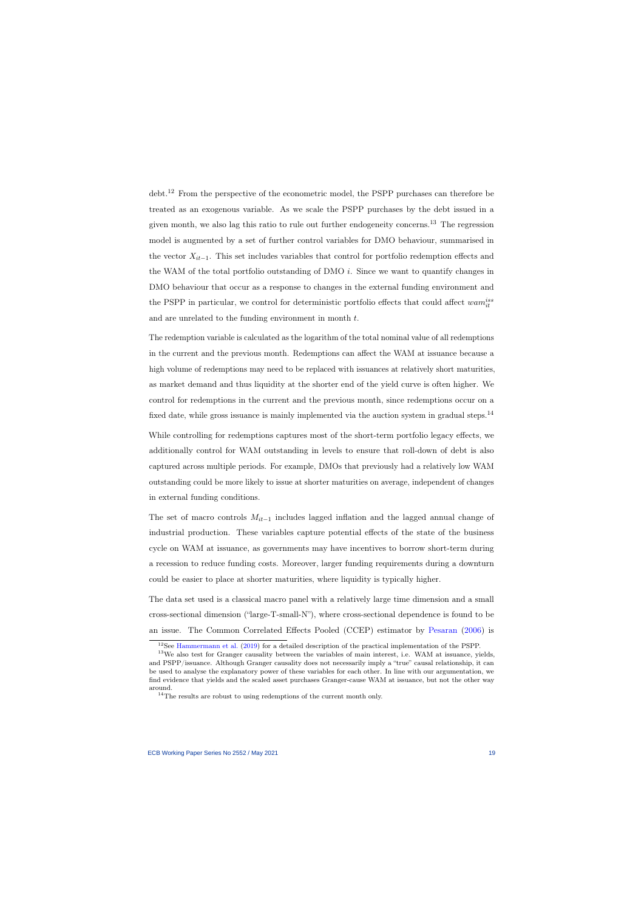debt.[12] From the perspective of the econometric model, the PSPP purchases can therefore be treated as an exogenous variable. As we scale the PSPP purchases by the debt issued in a given month, we also lag this ratio to rule out further endogeneity concerns.[13] The regression model is augmented by a set of further control variables for DMO behaviour, summarised in the vector $X_{it-1}$. This set includes variables that control for portfolio redemption effects and the WAM of the total portfolio outstanding of DMO $i$. Since we want to quantify changes in DMO behaviour that occur as a response to changes in the external funding environment and the PSPP in particular, we control for deterministic portfolio effects that could affect $wam_{it}^{iss}$ and are unrelated to the funding environment in month $t$.

The redemption variable is calculated as the logarithm of the total nominal value of all redemptions in the current and the previous month. Redemptions can affect the WAM at issuance because a high volume of redemptions may need to be replaced with issuances at relatively short maturities, as market demand and thus liquidity at the shorter end of the yield curve is often higher. We control for redemptions in the current and the previous month, since redemptions occur on a fixed date, while gross issuance is mainly implemented via the auction system in gradual steps.[14]

While controlling for redemptions captures most of the short-term portfolio legacy effects, we additionally control for WAM outstanding in levels to ensure that roll-down of debt is also captured across multiple periods. For example, DMOs that previously had a relatively low WAM outstanding could be more likely to issue at shorter maturities on average, independent of changes in external funding conditions.

The set of macro controls $M_{it-1}$ includes lagged inflation and the lagged annual change of industrial production. These variables capture potential effects of the state of the business cycle on WAM at issuance, as governments may have incentives to borrow short-term during a recession to reduce funding costs. Moreover, larger funding requirements during a downturn could be easier to place at shorter maturities, where liquidity is typically higher.

The data set used is a classical macro panel with a relatively large time dimension and a small cross-sectional dimension ("large-T-small-N"), where cross-sectional dependence is found to be an issue. The Common Correlated Effects Pooled (CCEP) estimator by Pesaran (2006) is

[12] See Hammermann et al. (2019) for a detailed description of the practical implementation of the PSPP.

[13] We also test for Granger causality between the variables of main interest, i.e. WAM at issuance, yields, and PSPP/issuance. Although Granger causality does not necessarily imply a "true" causal relationship, it can be used to analyse the explanatory power of these variables for each other. In line with our argumentation, we find evidence that yields and the scaled asset purchases Granger-cause WAM at issuance, but not the other way around.

[14] The results are robust to using redemptions of the current month only.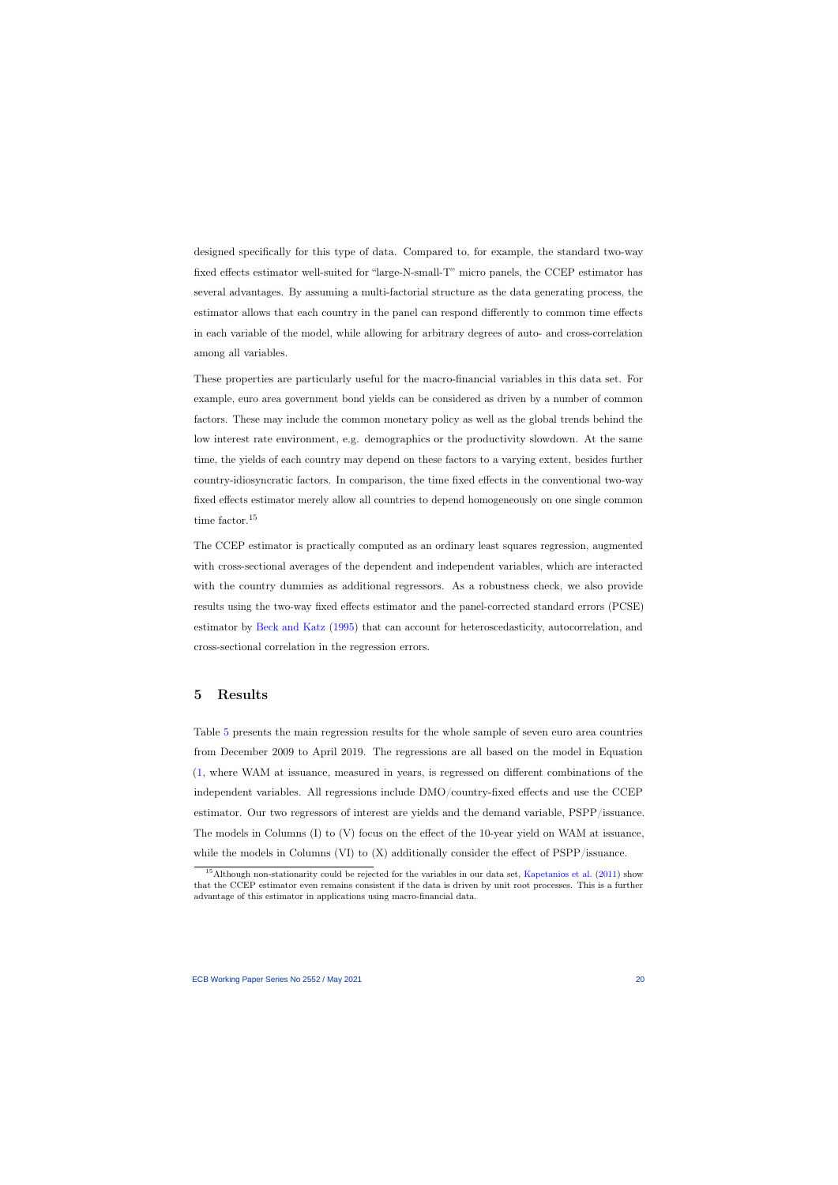designed specifically for this type of data. Compared to, for example, the standard two-way fixed effects estimator well-suited for "large-N-small-T" micro panels, the CCEP estimator has several advantages. By assuming a multi-factorial structure as the data generating process, the estimator allows that each country in the panel can respond differently to common time effects in each variable of the model, while allowing for arbitrary degrees of auto- and cross-correlation among all variables.

These properties are particularly useful for the macro-financial variables in this data set. For example, euro area government bond yields can be considered as driven by a number of common factors. These may include the common monetary policy as well as the global trends behind the low interest rate environment, e.g. demographics or the productivity slowdown. At the same time, the yields of each country may depend on these factors to a varying extent, besides further country-idiosyncratic factors. In comparison, the time fixed effects in the conventional two-way fixed effects estimator merely allow all countries to depend homogeneously on one single common time factor.[15]

The CCEP estimator is practically computed as an ordinary least squares regression, augmented with cross-sectional averages of the dependent and independent variables, which are interacted with the country dummies as additional regressors. As a robustness check, we also provide results using the two-way fixed effects estimator and the panel-corrected standard errors (PCSE) estimator by Beck and Katz (1995) that can account for heteroscedasticity, autocorrelation, and cross-sectional correlation in the regression errors.

## 5 Results

Table 5 presents the main regression results for the whole sample of seven euro area countries from December 2009 to April 2019. The regressions are all based on the model in Equation (1, where WAM at issuance, measured in years, is regressed on different combinations of the independent variables. All regressions include DMO/country-fixed effects and use the CCEP estimator. Our two regressors of interest are yields and the demand variable, PSPP/issuance. The models in Columns (I) to (V) focus on the effect of the 10-year yield on WAM at issuance, while the models in Columns (VI) to (X) additionally consider the effect of PSPP/issuance.

[15] Although non-stationarity could be rejected for the variables in our data set, Kapetanios et al. (2011) show that the CCEP estimator even remains consistent if the data is driven by unit root processes. This is a further advantage of this estimator in applications using macro-financial data.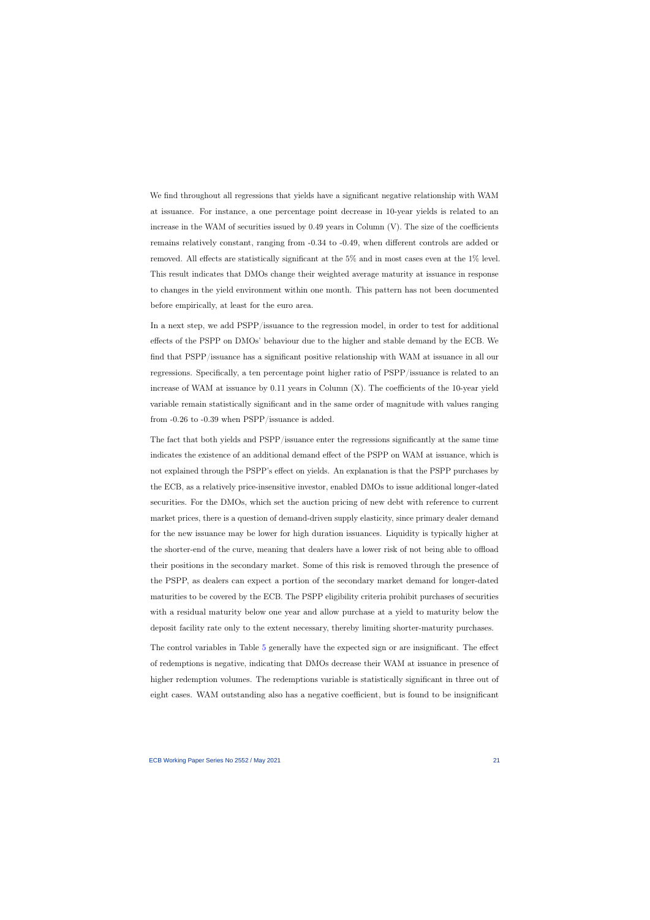We find throughout all regressions that yields have a significant negative relationship with WAM at issuance. For instance, a one percentage point decrease in 10-year yields is related to an increase in the WAM of securities issued by 0.49 years in Column (V). The size of the coefficients remains relatively constant, ranging from -0.34 to -0.49, when different controls are added or removed. All effects are statistically significant at the 5% and in most cases even at the 1% level. This result indicates that DMOs change their weighted average maturity at issuance in response to changes in the yield environment within one month. This pattern has not been documented before empirically, at least for the euro area.

In a next step, we add PSPP/issuance to the regression model, in order to test for additional effects of the PSPP on DMOs' behaviour due to the higher and stable demand by the ECB. We find that PSPP/issuance has a significant positive relationship with WAM at issuance in all our regressions. Specifically, a ten percentage point higher ratio of PSPP/issuance is related to an increase of WAM at issuance by 0.11 years in Column (X). The coefficients of the 10-year yield variable remain statistically significant and in the same order of magnitude with values ranging from -0.26 to -0.39 when PSPP/issuance is added.

The fact that both yields and PSPP/issuance enter the regressions significantly at the same time indicates the existence of an additional demand effect of the PSPP on WAM at issuance, which is not explained through the PSPP's effect on yields. An explanation is that the PSPP purchases by the ECB, as a relatively price-insensitive investor, enabled DMOs to issue additional longer-dated securities. For the DMOs, which set the auction pricing of new debt with reference to current market prices, there is a question of demand-driven supply elasticity, since primary dealer demand for the new issuance may be lower for high duration issuances. Liquidity is typically higher at the shorter-end of the curve, meaning that dealers have a lower risk of not being able to offload their positions in the secondary market. Some of this risk is removed through the presence of the PSPP, as dealers can expect a portion of the secondary market demand for longer-dated maturities to be covered by the ECB. The PSPP eligibility criteria prohibit purchases of securities with a residual maturity below one year and allow purchase at a yield to maturity below the deposit facility rate only to the extent necessary, thereby limiting shorter-maturity purchases.

The control variables in Table 5 generally have the expected sign or are insignificant. The effect of redemptions is negative, indicating that DMOs decrease their WAM at issuance in presence of higher redemption volumes. The redemptions variable is statistically significant in three out of eight cases. WAM outstanding also has a negative coefficient, but is found to be insignificant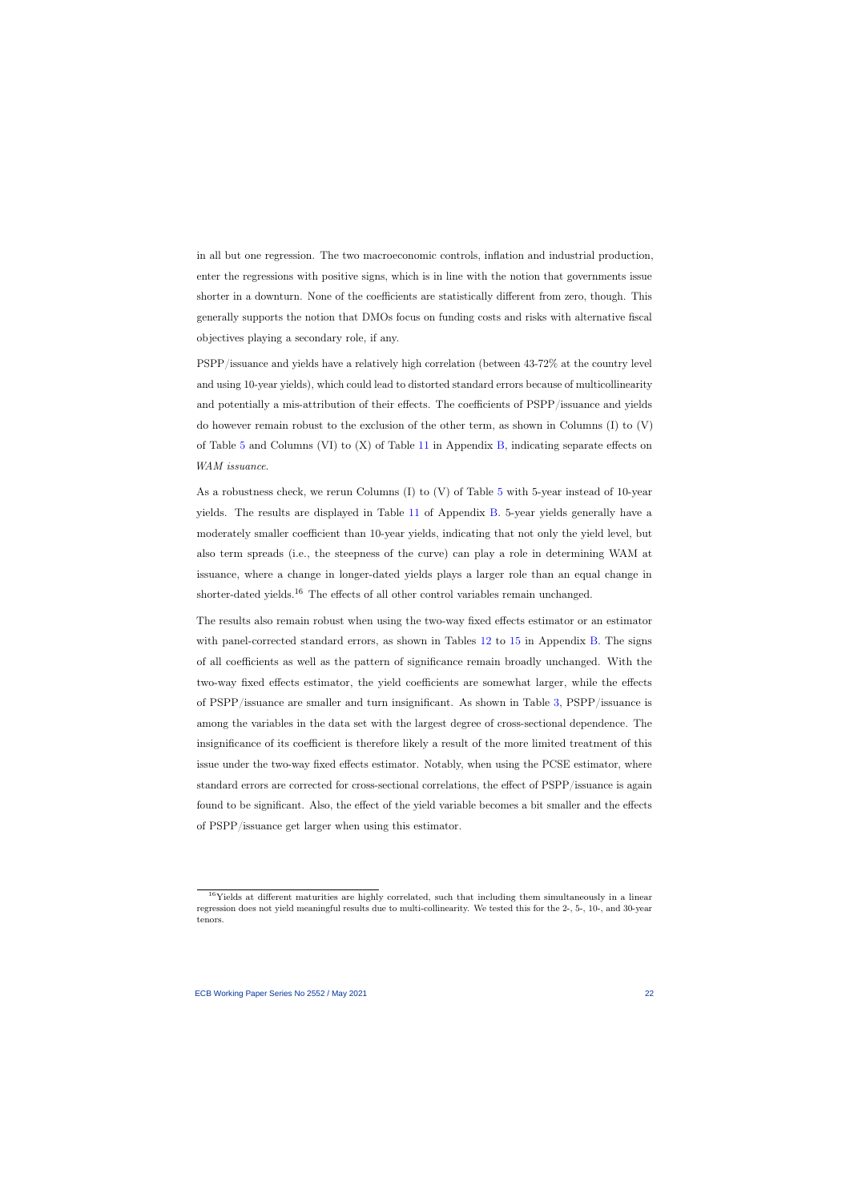in all but one regression. The two macroeconomic controls, inflation and industrial production, enter the regressions with positive signs, which is in line with the notion that governments issue shorter in a downturn. None of the coefficients are statistically different from zero, though. This generally supports the notion that DMOs focus on funding costs and risks with alternative fiscal objectives playing a secondary role, if any.

PSPP/issuance and yields have a relatively high correlation (between 43-72% at the country level and using 10-year yields), which could lead to distorted standard errors because of multicollinearity and potentially a mis-attribution of their effects. The coefficients of PSPP/issuance and yields do however remain robust to the exclusion of the other term, as shown in Columns (I) to (V) of Table 5 and Columns (VI) to (X) of Table 11 in Appendix B, indicating separate effects on *WAM issuance*.

As a robustness check, we rerun Columns (I) to (V) of Table 5 with 5-year instead of 10-year yields. The results are displayed in Table 11 of Appendix B. 5-year yields generally have a moderately smaller coefficient than 10-year yields, indicating that not only the yield level, but also term spreads (i.e., the steepness of the curve) can play a role in determining WAM at issuance, where a change in longer-dated yields plays a larger role than an equal change in shorter-dated yields.[16] The effects of all other control variables remain unchanged.

The results also remain robust when using the two-way fixed effects estimator or an estimator with panel-corrected standard errors, as shown in Tables 12 to 15 in Appendix B. The signs of all coefficients as well as the pattern of significance remain broadly unchanged. With the two-way fixed effects estimator, the yield coefficients are somewhat larger, while the effects of PSPP/issuance are smaller and turn insignificant. As shown in Table 3, PSPP/issuance is among the variables in the data set with the largest degree of cross-sectional dependence. The insignificance of its coefficient is therefore likely a result of the more limited treatment of this issue under the two-way fixed effects estimator. Notably, when using the PCSE estimator, where standard errors are corrected for cross-sectional correlations, the effect of PSPP/issuance is again found to be significant. Also, the effect of the yield variable becomes a bit smaller and the effects of PSPP/issuance get larger when using this estimator.

[16] Yields at different maturities are highly correlated, such that including them simultaneously in a linear regression does not yield meaningful results due to multi-collinearity. We tested this for the 2-, 5-, 10-, and 30-year tenors.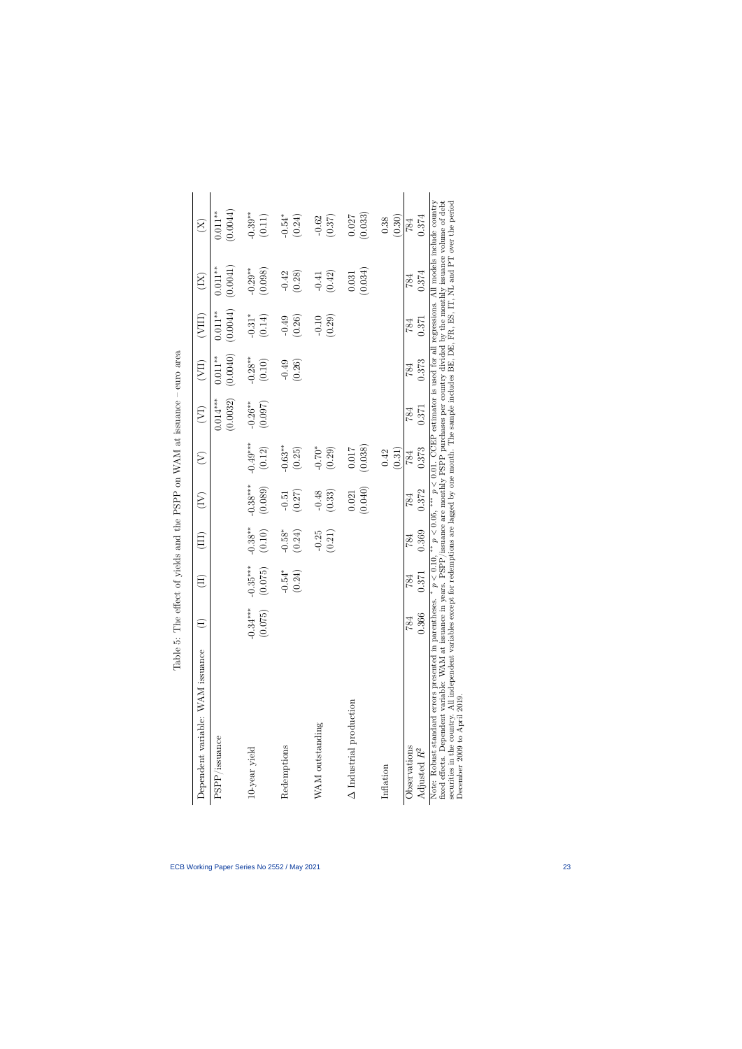Table 5: The effect of yields and the PSPP on WAM at issuance – euro area

| Dependent variable: WAM issuance | (I) | (II) | (III) | (IV) | (V) | (VI) | (VII) | (VIII) | (IX) | (X) |
|---|---|---|---|---|---|---|---|---|---|---|
| PSPP/issuance | | | | | | 0.014*** | 0.011** | 0.011** | 0.011** | 0.011** |
| | | | | | | (0.0032) | (0.0040) | (0.0044) | (0.0041) | (0.0044) |
| 10-year yield | -0.34*** | -0.35*** | -0.38** | -0.38*** | -0.49*** | -0.26** | -0.28** | -0.31* | -0.29** | -0.39** |
| | (0.075) | (0.075) | (0.10) | (0.089) | (0.12) | (0.097) | (0.10) | (0.14) | (0.098) | (0.11) |
| Redemptions | | -0.54* | -0.58* | -0.51 | -0.63** | | -0.49 | -0.49 | -0.42 | -0.54* |
| | | (0.24) | (0.24) | (0.27) | (0.25) | | (0.26) | (0.26) | (0.28) | (0.24) |
| WAM outstanding | | | -0.25 | -0.48 | -0.70* | | | -0.10 | -0.41 | -0.62 |
| | | | (0.21) | (0.33) | (0.29) | | | (0.29) | (0.42) | (0.37) |
| Δ Industrial production | | | | 0.021 | 0.017 | | | | 0.031 | 0.027 |
| | | | | (0.040) | (0.038) | | | | (0.034) | (0.033) |
| Inflation | | | | | 0.42 | | | | | 0.38 |
| | | | | | (0.31) | | | | | (0.30) |
| Observations | 784 | 784 | 784 | 784 | 784 | 784 | 784 | 784 | 784 | 784 |
| Adjusted $R^2$ | 0.366 | 0.371 | 0.369 | 0.372 | 0.373 | 0.371 | 0.373 | 0.371 | 0.374 | 0.374 |

Note: Robust standard errors presented in parentheses. * $p < 0.10$, ** $p < 0.05$, *** $p < 0.01$. CCEP estimator is used for all regressions. All models include country fixed effects. Dependent variable: WAM at issuance in years. PSPP/issuance are monthly PSPP purchases per country divided by the monthly issuance volume of debt securities in the country. All independent variables except for redemptions are lagged by one month. The sample includes BE, DE, FR, ES, IT, NL and PT over the period December 2009 to April 2019.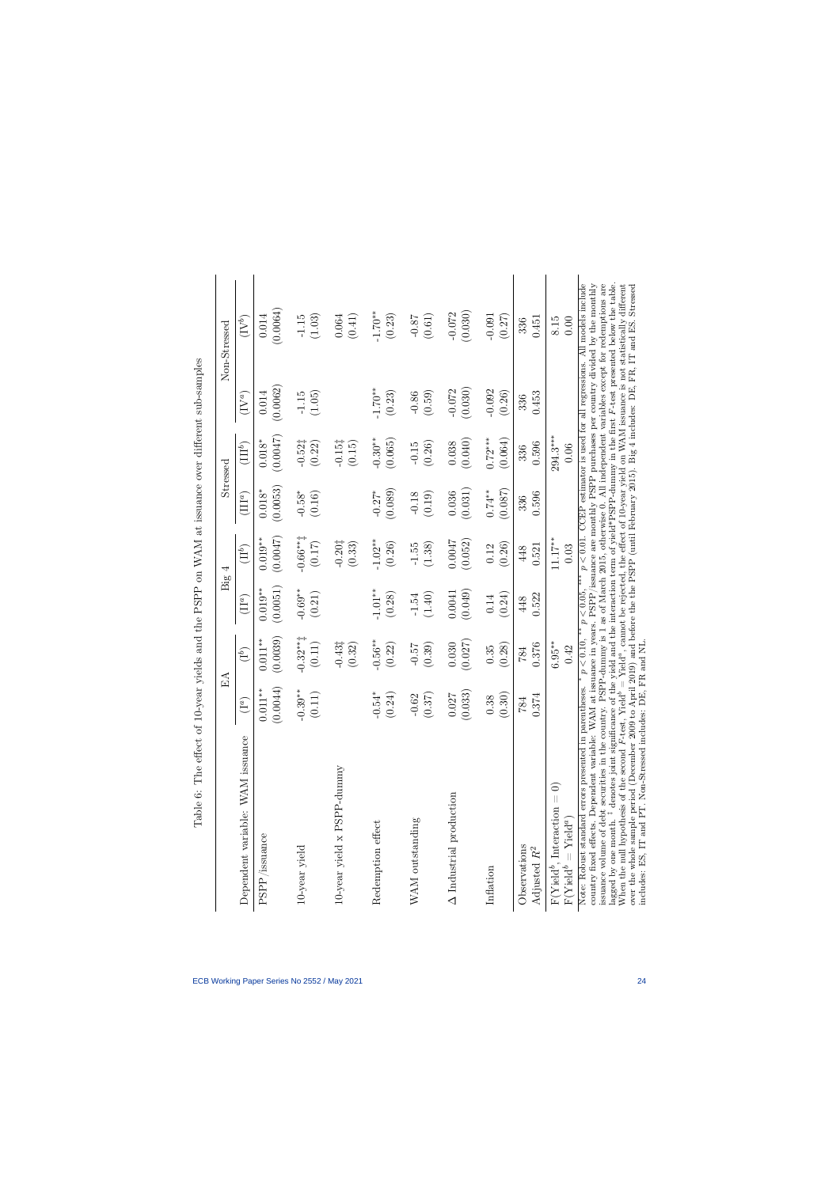Table 6: The effect of 10-year yields and the PSPP on WAM at issuance over different sub-samples

| | EA | | Big 4 | | Stressed | | Non-Stressed | |
|---|---|---|---|---|---|---|---|---|
| Dependent variable: WAM issuance | (I$^a$) | (I$^b$) | (II$^a$) | (II$^b$) | (III$^a$) | (III$^b$) | (IV$^a$) | (IV$^b$) |
| PSPP/issuance | 0.011** | 0.011** | 0.019** | 0.019** | 0.018* | 0.018* | 0.014 | 0.014 |
| | (0.0044) | (0.0039) | (0.0051) | (0.0047) | (0.0053) | (0.0047) | (0.0062) | (0.0064) |
| 10-year yield | -0.39** | -0.32**‡ | -0.69** | -0.66**‡ | -0.58* | -0.52‡ | -1.15 | -1.15 |
| | (0.11) | (0.11) | (0.21) | (0.17) | (0.16) | (0.22) | (1.05) | (1.03) |
| 10-year yield x PSPP-dummy | | -0.43‡ | | -0.20‡ | | -0.15‡ | | 0.064 |
| | | (0.32) | | (0.33) | | (0.15) | | (0.41) |
| Redemption effect | -0.54* | -0.56** | -1.01** | -1.02** | -0.27* | -0.30** | -1.70** | -1.70** |
| | (0.24) | (0.22) | (0.28) | (0.26) | (0.089) | (0.065) | (0.23) | (0.23) |
| WAM outstanding | -0.62 | -0.57 | -1.54 | -1.55 | -0.18 | -0.15 | -0.86 | -0.87 |
| | (0.37) | (0.39) | (1.40) | (1.38) | (0.19) | (0.26) | (0.59) | (0.61) |
| Δ Industrial production | 0.027 | 0.030 | 0.0041 | 0.0047 | 0.036 | 0.038 | -0.072 | -0.072 |
| | (0.033) | (0.027) | (0.049) | (0.052) | (0.031) | (0.040) | (0.030) | (0.030) |
| Inflation | 0.38 | 0.35 | 0.14 | 0.12 | 0.74** | 0.72*** | -0.092 | -0.091 |
| | (0.30) | (0.28) | (0.24) | (0.26) | (0.087) | (0.064) | (0.26) | (0.27) |
| Observations | 784 | 784 | 448 | 448 | 336 | 336 | 336 | 336 |
| Adjusted $R^2$ | 0.374 | 0.376 | 0.522 | 0.521 | 0.596 | 0.596 | 0.453 | 0.451 |
| F(Yield$^b$, Interaction = 0) | | 6.95** | | 11.17** | | 294.3*** | | 8.15 |
| F(Yield$^b$ = Yield$^a$) | | 0.42 | | 0.03 | | 0.06 | | 0.00 |

Note: Robust standard errors presented in parentheses. * $p < 0.10$, ** $p < 0.05$, *** $p < 0.01$. CCEP estimator is used for all regressions. All models include country fixed effects. Dependent variable: WAM at issuance in years. PSPP/issuance are monthly PSPP purchases per country divided by the monthly issuance volume of debt securities in the country. PSPP-dummy is 1 as of March 2015, otherwise 0. All independent variables except for redemptions are lagged by one month. ‡ denotes joint significance of the yield and the interaction term of yield*PSPP-dummy in the first $F$-test presented below the table. When the null hypothesis of the second $F$-test, Yield$^b$ = Yield$^a$, cannot be rejected, the effect of 10-year yield on WAM issuance is not statistically different over the whole sample period (December 2009 to April 2019) and before the the PSPP (until February 2015). Big 4 includes: DE, FR, IT and ES. Stressed includes: ES, IT and PT. Non-Stressed includes: DE, FR and NL.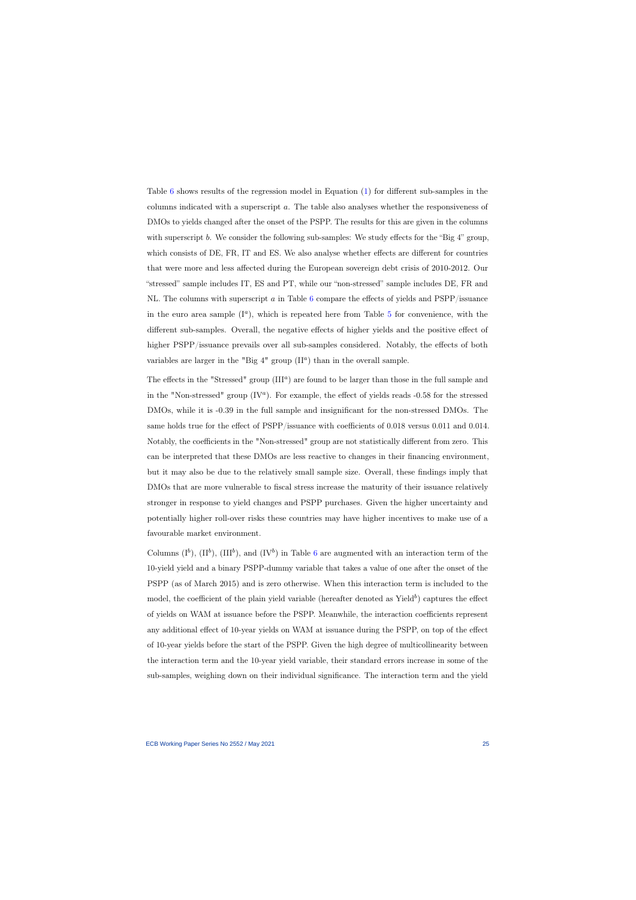Table 6 shows results of the regression model in Equation (1) for different sub-samples in the columns indicated with a superscript $a$. The table also analyses whether the responsiveness of DMOs to yields changed after the onset of the PSPP. The results for this are given in the columns with superscript $b$. We consider the following sub-samples: We study effects for the "Big 4" group, which consists of DE, FR, IT and ES. We also analyse whether effects are different for countries that were more and less affected during the European sovereign debt crisis of 2010-2012. Our "stressed" sample includes IT, ES and PT, while our "non-stressed" sample includes DE, FR and NL. The columns with superscript $a$ in Table 6 compare the effects of yields and PSPP/issuance in the euro area sample ($I^a$), which is repeated here from Table 5 for convenience, with the different sub-samples. Overall, the negative effects of higher yields and the positive effect of higher PSPP/issuance prevails over all sub-samples considered. Notably, the effects of both variables are larger in the "Big 4" group ($II^a$) than in the overall sample.

The effects in the "Stressed" group ($III^a$) are found to be larger than those in the full sample and in the "Non-stressed" group ($IV^a$). For example, the effect of yields reads -0.58 for the stressed DMOs, while it is -0.39 in the full sample and insignificant for the non-stressed DMOs. The same holds true for the effect of PSPP/issuance with coefficients of 0.018 versus 0.011 and 0.014. Notably, the coefficients in the "Non-stressed" group are not statistically different from zero. This can be interpreted that these DMOs are less reactive to changes in their financing environment, but it may also be due to the relatively small sample size. Overall, these findings imply that DMOs that are more vulnerable to fiscal stress increase the maturity of their issuance relatively stronger in response to yield changes and PSPP purchases. Given the higher uncertainty and potentially higher roll-over risks these countries may have higher incentives to make use of a favourable market environment.

Columns ($I^b$), ($II^b$), ($III^b$), and ($IV^b$) in Table 6 are augmented with an interaction term of the 10-yield yield and a binary PSPP-dummy variable that takes a value of one after the onset of the PSPP (as of March 2015) and is zero otherwise. When this interaction term is included to the model, the coefficient of the plain yield variable (hereafter denoted as $\text{Yield}^b$) captures the effect of yields on WAM at issuance before the PSPP. Meanwhile, the interaction coefficients represent any additional effect of 10-year yields on WAM at issuance during the PSPP, on top of the effect of 10-year yields before the start of the PSPP. Given the high degree of multicollinearity between the interaction term and the 10-year yield variable, their standard errors increase in some of the sub-samples, weighing down on their individual significance. The interaction term and the yield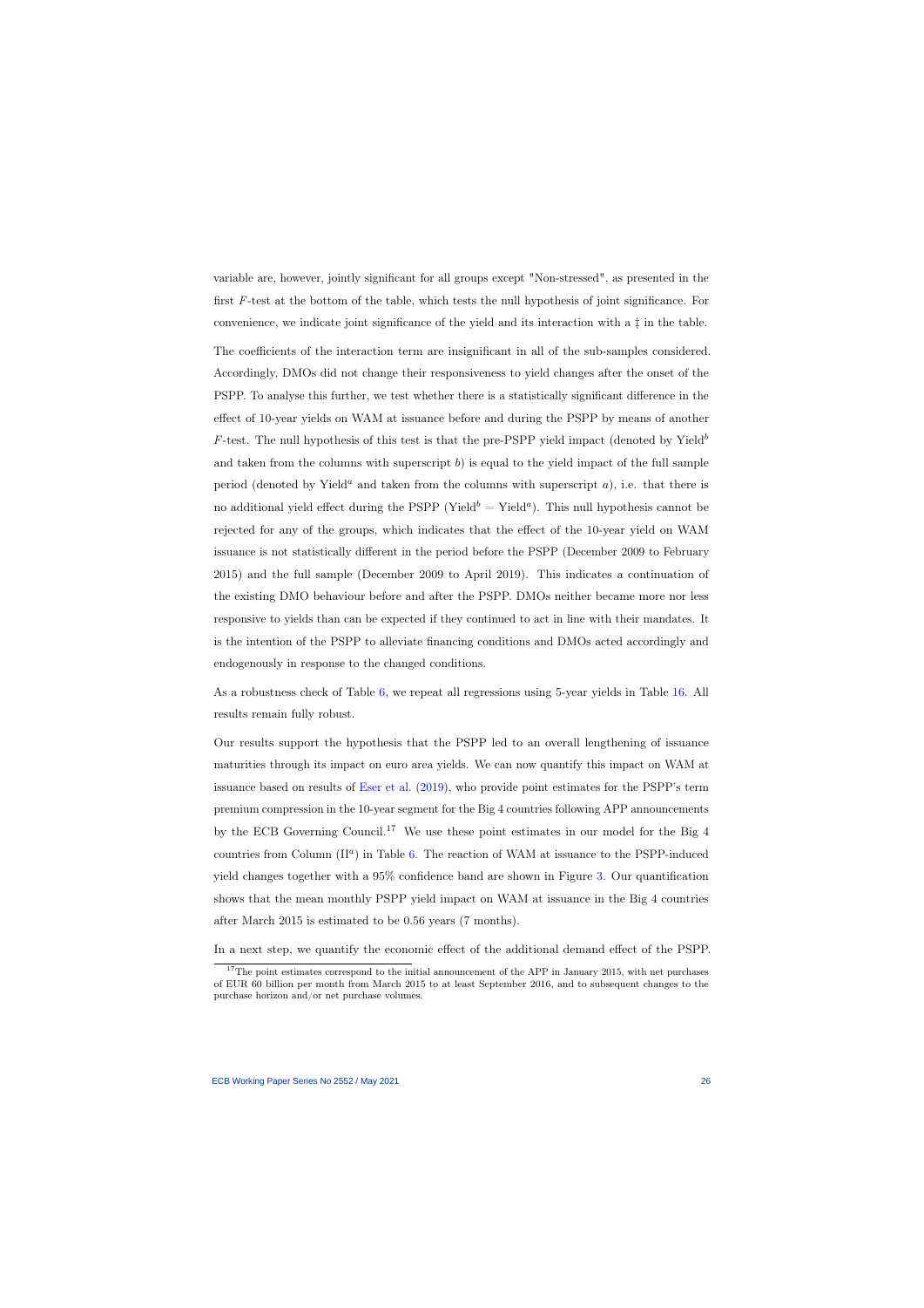variable are, however, jointly significant for all groups except "Non-stressed", as presented in the first $F$-test at the bottom of the table, which tests the null hypothesis of joint significance. For convenience, we indicate joint significance of the yield and its interaction with a ‡ in the table.

The coefficients of the interaction term are insignificant in all of the sub-samples considered. Accordingly, DMOs did not change their responsiveness to yield changes after the onset of the PSPP. To analyse this further, we test whether there is a statistically significant difference in the effect of 10-year yields on WAM at issuance before and during the PSPP by means of another $F$-test. The null hypothesis of this test is that the pre-PSPP yield impact (denoted by Yield$^b$ and taken from the columns with superscript $b$) is equal to the yield impact of the full sample period (denoted by Yield$^a$ and taken from the columns with superscript $a$), i.e. that there is no additional yield effect during the PSPP (Yield$^b$ = Yield$^a$). This null hypothesis cannot be rejected for any of the groups, which indicates that the effect of the 10-year yield on WAM issuance is not statistically different in the period before the PSPP (December 2009 to February 2015) and the full sample (December 2009 to April 2019). This indicates a continuation of the existing DMO behaviour before and after the PSPP. DMOs neither became more nor less responsive to yields than can be expected if they continued to act in line with their mandates. It is the intention of the PSPP to alleviate financing conditions and DMOs acted accordingly and endogenously in response to the changed conditions.

As a robustness check of Table 6, we repeat all regressions using 5-year yields in Table 16. All results remain fully robust.

Our results support the hypothesis that the PSPP led to an overall lengthening of issuance maturities through its impact on euro area yields. We can now quantify this impact on WAM at issuance based on results of Eser et al. (2019), who provide point estimates for the PSPP's term premium compression in the 10-year segment for the Big 4 countries following APP announcements by the ECB Governing Council.[17] We use these point estimates in our model for the Big 4 countries from Column (II$^a$) in Table 6. The reaction of WAM at issuance to the PSPP-induced yield changes together with a 95% confidence band are shown in Figure 3. Our quantification shows that the mean monthly PSPP yield impact on WAM at issuance in the Big 4 countries after March 2015 is estimated to be 0.56 years (7 months).

In a next step, we quantify the economic effect of the additional demand effect of the PSPP.

[17] The point estimates correspond to the initial announcement of the APP in January 2015, with net purchases of EUR 60 billion per month from March 2015 to at least September 2016, and to subsequent changes to the purchase horizon and/or net purchase volumes.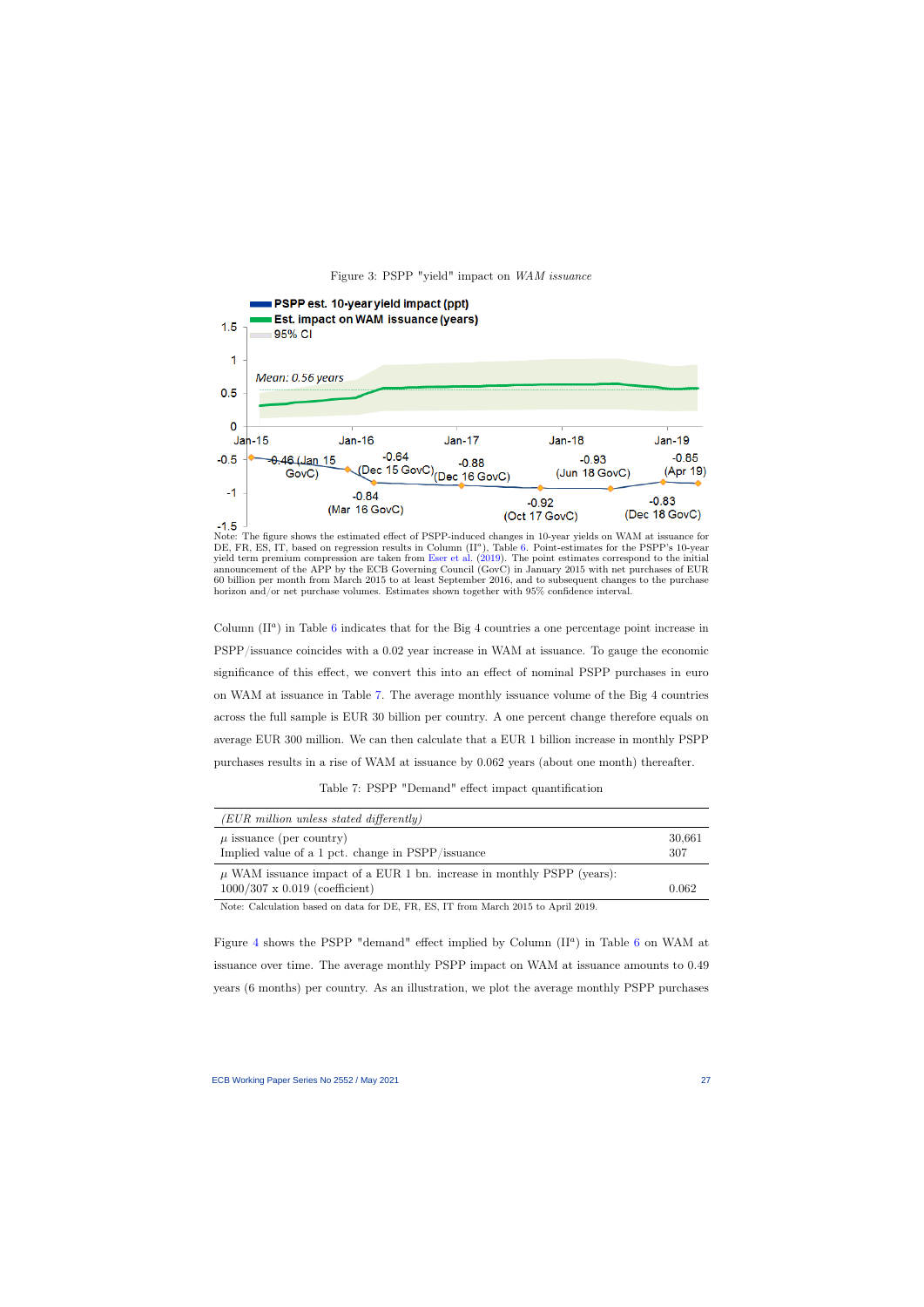Figure 3: PSPP "yield" impact on *WAM issuance*

Note: The figure shows the estimated effect of PSPP-induced changes in 10-year yields on WAM at issuance for DE, FR, ES, IT, based on regression results in Column (II$^a$), Table 6. Point-estimates for the PSPP's 10-year yield term premium compression are taken from Eser et al. (2019). The point estimates correspond to the initial announcement of the APP by the ECB Governing Council (GovC) in January 2015 with net purchases of EUR 60 billion per month from March 2015 to at least September 2016, and to subsequent changes to the purchase horizon and/or net purchase volumes. Estimates shown together with 95% confidence interval.

Column (II$^a$) in Table 6 indicates that for the Big 4 countries a one percentage point increase in PSPP/issuance coincides with a 0.02 year increase in WAM at issuance. To gauge the economic significance of this effect, we convert this into an effect of nominal PSPP purchases in euro on WAM at issuance in Table 7. The average monthly issuance volume of the Big 4 countries across the full sample is EUR 30 billion per country. A one percent change therefore equals on average EUR 300 million. We can then calculate that a EUR 1 billion increase in monthly PSPP purchases results in a rise of WAM at issuance by 0.062 years (about one month) thereafter.

Table 7: PSPP "Demand" effect impact quantification

| *(EUR million unless stated differently)* | |
|---|---|
| $\mu$ issuance (per country) | 30,661 |
| Implied value of a 1 pct. change in PSPP/issuance | 307 |
| $\mu$ WAM issuance impact of a EUR 1 bn. increase in monthly PSPP (years): | |
| 1000/307 x 0.019 (coefficient) | 0.062 |

Note: Calculation based on data for DE, FR, ES, IT from March 2015 to April 2019.

Figure 4 shows the PSPP "demand" effect implied by Column (II$^a$) in Table 6 on WAM at issuance over time. The average monthly PSPP impact on WAM at issuance amounts to 0.49 years (6 months) per country. As an illustration, we plot the average monthly PSPP purchases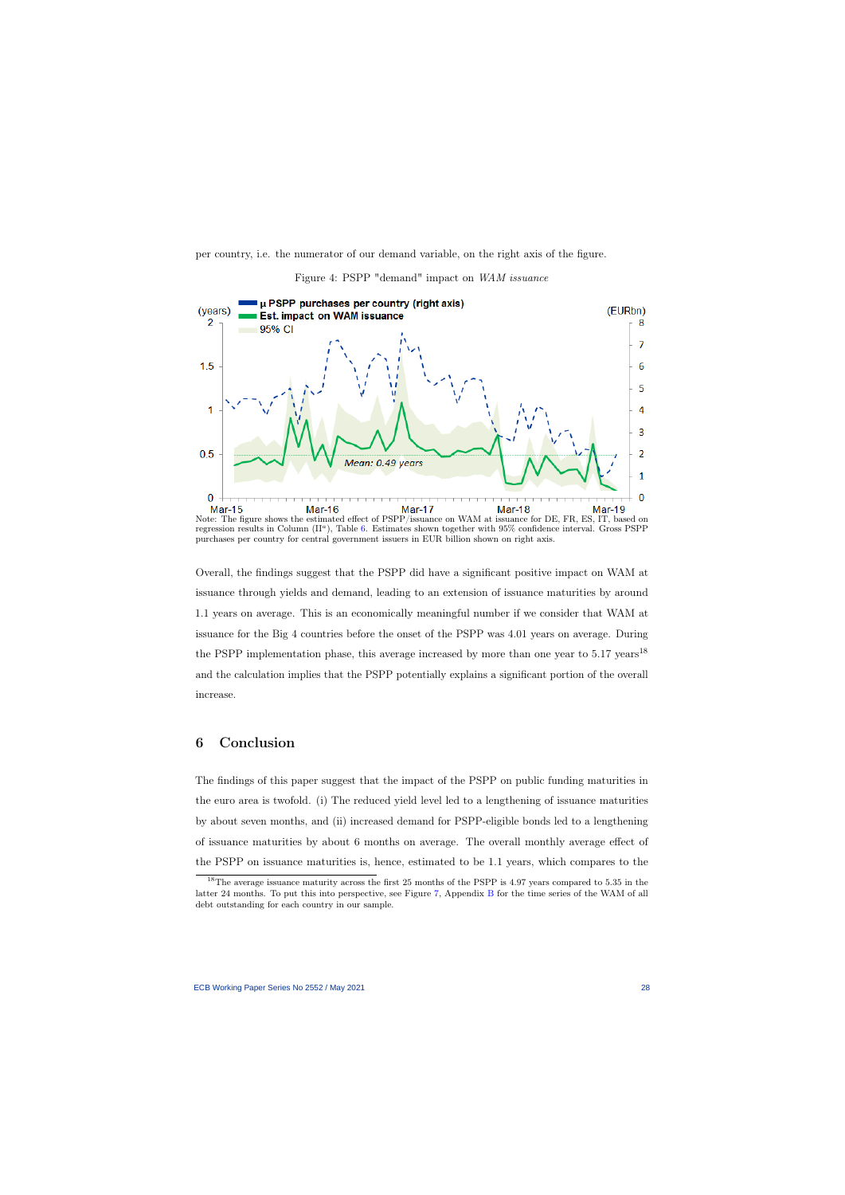per country, i.e. the numerator of our demand variable, on the right axis of the figure.

Figure 4: PSPP "demand" impact on *WAM issuance*

Note: The figure shows the estimated effect of PSPP/issuance on WAM at issuance for DE, FR, ES, IT, based on regression results in Column (II$^a$), Table 6. Estimates shown together with 95% confidence interval. Gross PSPP purchases per country for central government issuers in EUR billion shown on right axis.

Overall, the findings suggest that the PSPP did have a significant positive impact on WAM at issuance through yields and demand, leading to an extension of issuance maturities by around 1.1 years on average. This is an economically meaningful number if we consider that WAM at issuance for the Big 4 countries before the onset of the PSPP was 4.01 years on average. During the PSPP implementation phase, this average increased by more than one year to 5.17 years[18] and the calculation implies that the PSPP potentially explains a significant portion of the overall increase.

## 6 Conclusion

The findings of this paper suggest that the impact of the PSPP on public funding maturities in the euro area is twofold. (i) The reduced yield level led to a lengthening of issuance maturities by about seven months, and (ii) increased demand for PSPP-eligible bonds led to a lengthening of issuance maturities by about 6 months on average. The overall monthly average effect of the PSPP on issuance maturities is, hence, estimated to be 1.1 years, which compares to the

[18] The average issuance maturity across the first 25 months of the PSPP is 4.97 years compared to 5.35 in the latter 24 months. To put this into perspective, see Figure 7, Appendix B for the time series of the WAM of all debt outstanding for each country in our sample.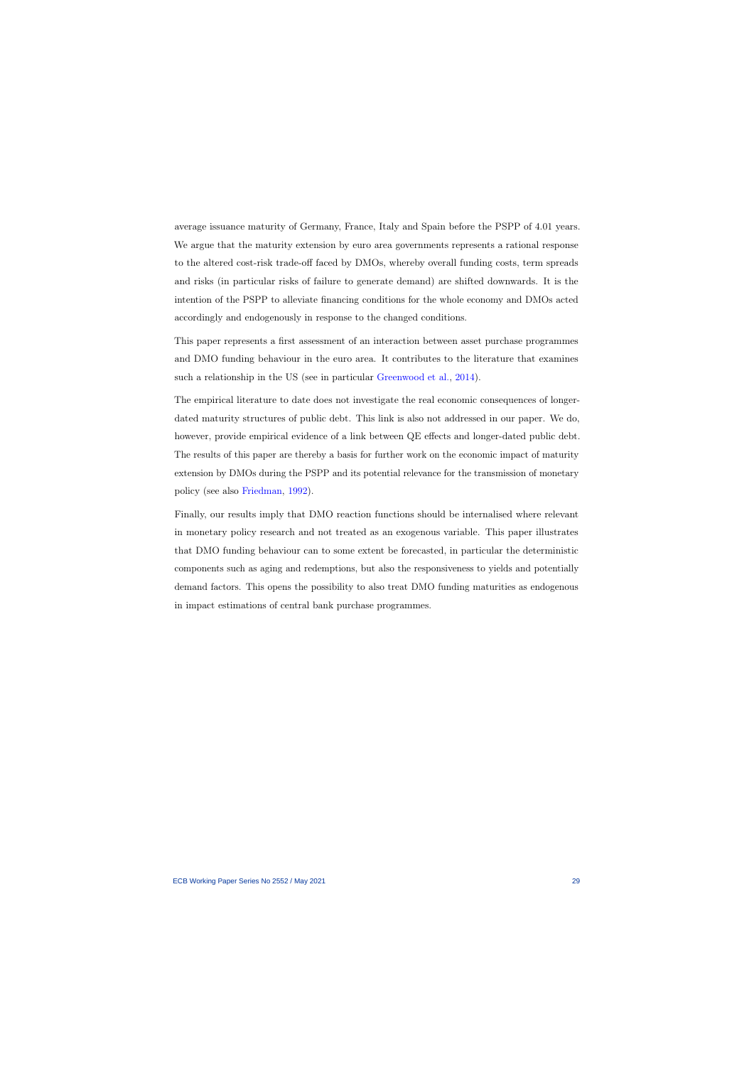average issuance maturity of Germany, France, Italy and Spain before the PSPP of 4.01 years. We argue that the maturity extension by euro area governments represents a rational response to the altered cost-risk trade-off faced by DMOs, whereby overall funding costs, term spreads and risks (in particular risks of failure to generate demand) are shifted downwards. It is the intention of the PSPP to alleviate financing conditions for the whole economy and DMOs acted accordingly and endogenously in response to the changed conditions.

This paper represents a first assessment of an interaction between asset purchase programmes and DMO funding behaviour in the euro area. It contributes to the literature that examines such a relationship in the US (see in particular Greenwood et al., 2014).

The empirical literature to date does not investigate the real economic consequences of longer-dated maturity structures of public debt. This link is also not addressed in our paper. We do, however, provide empirical evidence of a link between QE effects and longer-dated public debt. The results of this paper are thereby a basis for further work on the economic impact of maturity extension by DMOs during the PSPP and its potential relevance for the transmission of monetary policy (see also Friedman, 1992).

Finally, our results imply that DMO reaction functions should be internalised where relevant in monetary policy research and not treated as an exogenous variable. This paper illustrates that DMO funding behaviour can to some extent be forecasted, in particular the deterministic components such as aging and redemptions, but also the responsiveness to yields and potentially demand factors. This opens the possibility to also treat DMO funding maturities as endogenous in impact estimations of central bank purchase programmes.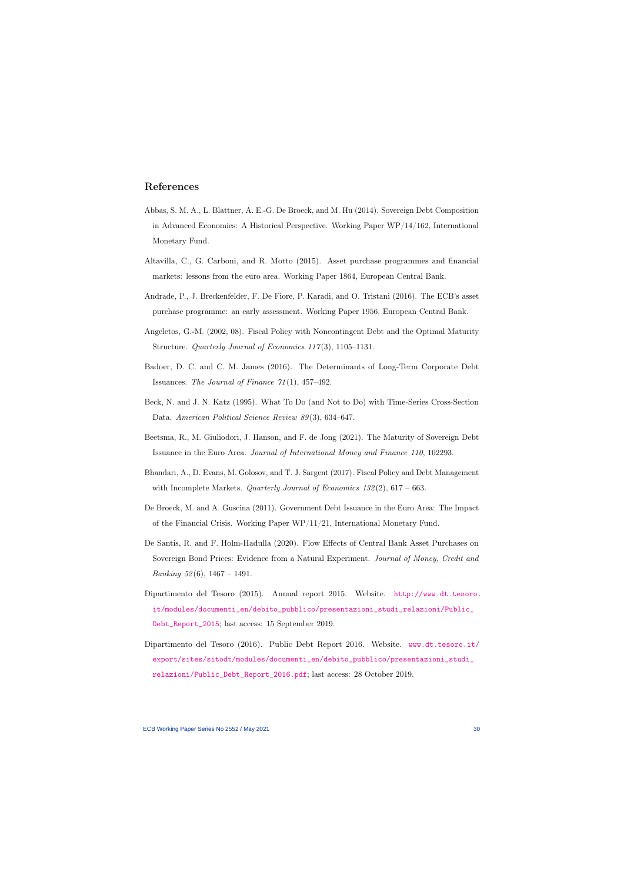## References

Abbas, S. M. A., L. Blattner, A. E.-G. De Broeck, and M. Hu (2014). Sovereign Debt Composition in Advanced Economies: A Historical Perspective. Working Paper WP/14/162, International Monetary Fund.

Altavilla, C., G. Carboni, and R. Motto (2015). Asset purchase programmes and financial markets: lessons from the euro area. Working Paper 1864, European Central Bank.

Andrade, P., J. Breckenfelder, F. De Fiore, P. Karadi, and O. Tristani (2016). The ECB's asset purchase programme: an early assessment. Working Paper 1956, European Central Bank.

Angeletos, G.-M. (2002, 08). Fiscal Policy with Noncontingent Debt and the Optimal Maturity Structure. *Quarterly Journal of Economics 117*(3), 1105–1131.

Badoer, D. C. and C. M. James (2016). The Determinants of Long-Term Corporate Debt Issuances. *The Journal of Finance 71*(1), 457–492.

Beck, N. and J. N. Katz (1995). What To Do (and Not to Do) with Time-Series Cross-Section Data. *American Political Science Review 89*(3), 634–647.

Beetsma, R., M. Giuliodori, J. Hanson, and F. de Jong (2021). The Maturity of Sovereign Debt Issuance in the Euro Area. *Journal of International Money and Finance 110*, 102293.

Bhandari, A., D. Evans, M. Golosov, and T. J. Sargent (2017). Fiscal Policy and Debt Management with Incomplete Markets. *Quarterly Journal of Economics 132*(2), 617 – 663.

De Broeck, M. and A. Guscina (2011). Government Debt Issuance in the Euro Area: The Impact of the Financial Crisis. Working Paper WP/11/21, International Monetary Fund.

De Santis, R. and F. Holm-Hadulla (2020). Flow Effects of Central Bank Asset Purchases on Sovereign Bond Prices: Evidence from a Natural Experiment. *Journal of Money, Credit and Banking 52*(6), 1467 – 1491.

Dipartimento del Tesoro (2015). Annual report 2015. Website. http://www.dt.tesoro.it/modules/documenti_en/debito_pubblico/presentazioni_studi_relazioni/Public_Debt_Report_2015; last access: 15 September 2019.

Dipartimento del Tesoro (2016). Public Debt Report 2016. Website. www.dt.tesoro.it/export/sites/sitodt/modules/documenti_en/debito_pubblico/presentazioni_studi_relazioni/Public_Debt_Report_2016.pdf; last access: 28 October 2019.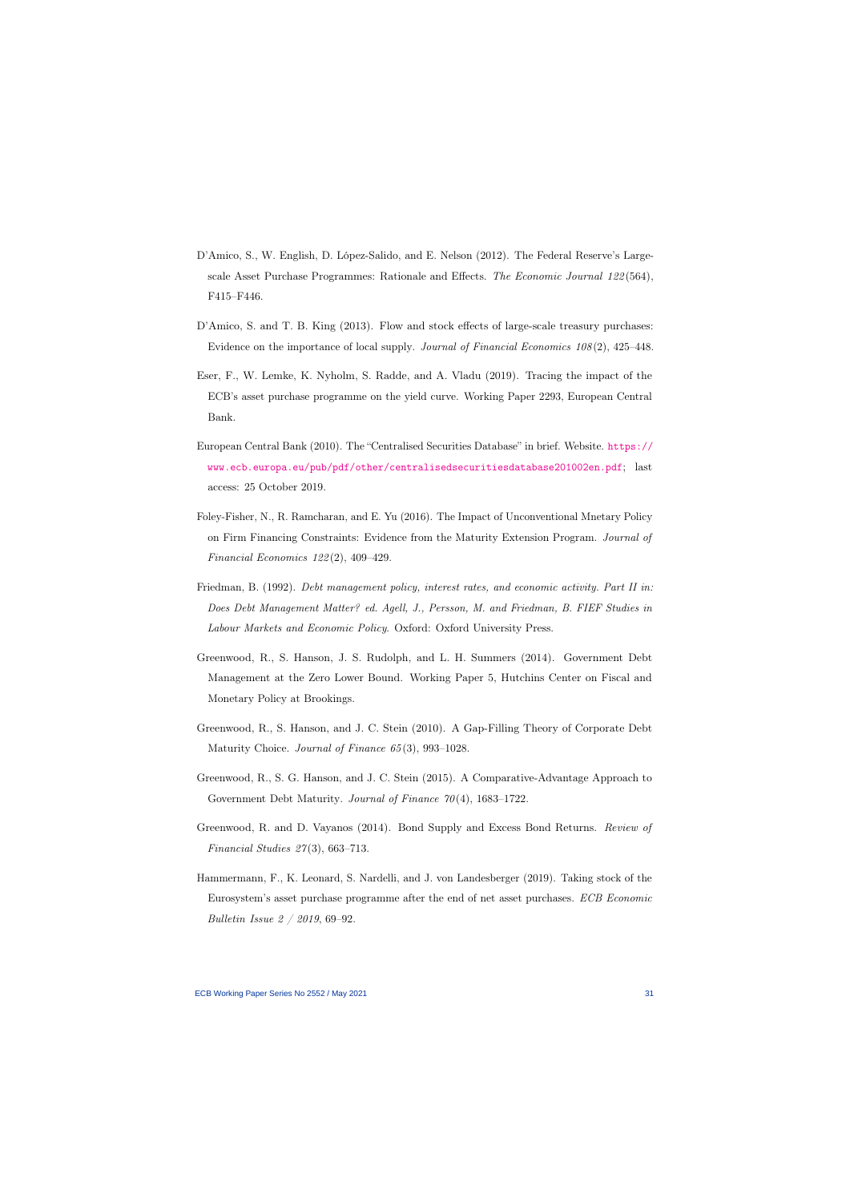D'Amico, S., W. English, D. López-Salido, and E. Nelson (2012). The Federal Reserve's Large-scale Asset Purchase Programmes: Rationale and Effects. *The Economic Journal 122*(564), F415–F446.

D'Amico, S. and T. B. King (2013). Flow and stock effects of large-scale treasury purchases: Evidence on the importance of local supply. *Journal of Financial Economics 108*(2), 425–448.

Eser, F., W. Lemke, K. Nyholm, S. Radde, and A. Vladu (2019). Tracing the impact of the ECB's asset purchase programme on the yield curve. Working Paper 2293, European Central Bank.

European Central Bank (2010). The "Centralised Securities Database" in brief. Website. https://www.ecb.europa.eu/pub/pdf/other/centralisedsecuritiesdatabase201002en.pdf; last access: 25 October 2019.

Foley-Fisher, N., R. Ramcharan, and E. Yu (2016). The Impact of Unconventional Mnetary Policy on Firm Financing Constraints: Evidence from the Maturity Extension Program. *Journal of Financial Economics 122*(2), 409–429.

Friedman, B. (1992). *Debt management policy, interest rates, and economic activity. Part II in: Does Debt Management Matter? ed. Agell, J., Persson, M. and Friedman, B. FIEF Studies in Labour Markets and Economic Policy.* Oxford: Oxford University Press.

Greenwood, R., S. Hanson, J. S. Rudolph, and L. H. Summers (2014). Government Debt Management at the Zero Lower Bound. Working Paper 5, Hutchins Center on Fiscal and Monetary Policy at Brookings.

Greenwood, R., S. Hanson, and J. C. Stein (2010). A Gap-Filling Theory of Corporate Debt Maturity Choice. *Journal of Finance 65*(3), 993–1028.

Greenwood, R., S. G. Hanson, and J. C. Stein (2015). A Comparative-Advantage Approach to Government Debt Maturity. *Journal of Finance 70*(4), 1683–1722.

Greenwood, R. and D. Vayanos (2014). Bond Supply and Excess Bond Returns. *Review of Financial Studies 27*(3), 663–713.

Hammermann, F., K. Leonard, S. Nardelli, and J. von Landesberger (2019). Taking stock of the Eurosystem's asset purchase programme after the end of net asset purchases. *ECB Economic Bulletin Issue 2 / 2019*, 69–92.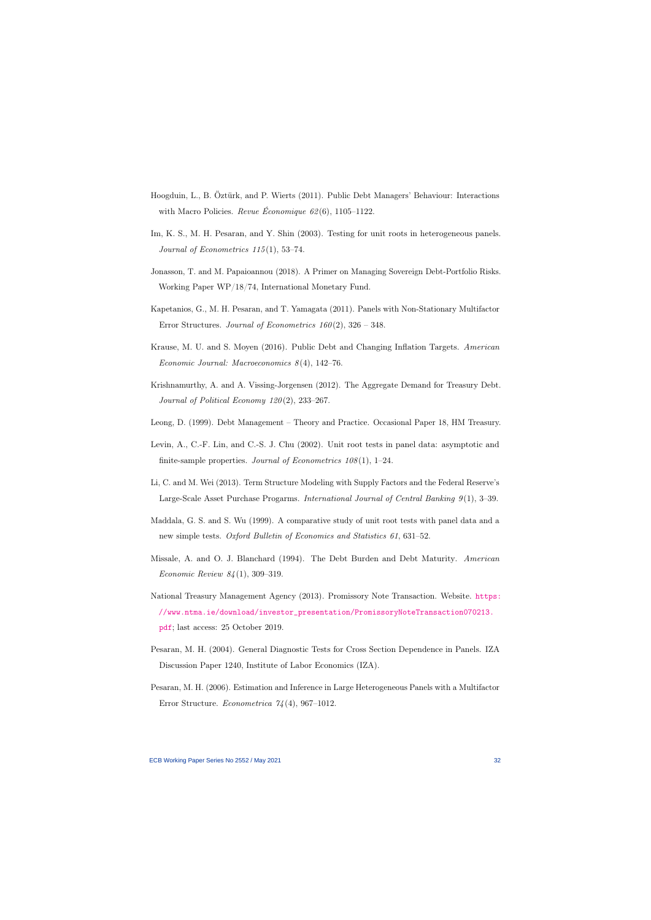Hoogduin, L., B. Öztürk, and P. Wierts (2011). Public Debt Managers' Behaviour: Interactions with Macro Policies. *Revue Économique 62*(6), 1105–1122.

Im, K. S., M. H. Pesaran, and Y. Shin (2003). Testing for unit roots in heterogeneous panels. *Journal of Econometrics 115*(1), 53–74.

Jonasson, T. and M. Papaioannou (2018). A Primer on Managing Sovereign Debt-Portfolio Risks. Working Paper WP/18/74, International Monetary Fund.

Kapetanios, G., M. H. Pesaran, and T. Yamagata (2011). Panels with Non-Stationary Multifactor Error Structures. *Journal of Econometrics 160*(2), 326 – 348.

Krause, M. U. and S. Moyen (2016). Public Debt and Changing Inflation Targets. *American Economic Journal: Macroeconomics 8*(4), 142–76.

Krishnamurthy, A. and A. Vissing-Jorgensen (2012). The Aggregate Demand for Treasury Debt. *Journal of Political Economy 120*(2), 233–267.

Leong, D. (1999). Debt Management – Theory and Practice. Occasional Paper 18, HM Treasury.

Levin, A., C.-F. Lin, and C.-S. J. Chu (2002). Unit root tests in panel data: asymptotic and finite-sample properties. *Journal of Econometrics 108*(1), 1–24.

Li, C. and M. Wei (2013). Term Structure Modeling with Supply Factors and the Federal Reserve's Large-Scale Asset Purchase Progarms. *International Journal of Central Banking 9*(1), 3–39.

Maddala, G. S. and S. Wu (1999). A comparative study of unit root tests with panel data and a new simple tests. *Oxford Bulletin of Economics and Statistics 61*, 631–52.

Missale, A. and O. J. Blanchard (1994). The Debt Burden and Debt Maturity. *American Economic Review 84*(1), 309–319.

National Treasury Management Agency (2013). Promissory Note Transaction. Website. https://www.ntma.ie/download/investor_presentation/PromissoryNoteTransaction070213.pdf; last access: 25 October 2019.

Pesaran, M. H. (2004). General Diagnostic Tests for Cross Section Dependence in Panels. IZA Discussion Paper 1240, Institute of Labor Economics (IZA).

Pesaran, M. H. (2006). Estimation and Inference in Large Heterogeneous Panels with a Multifactor Error Structure. *Econometrica 74*(4), 967–1012.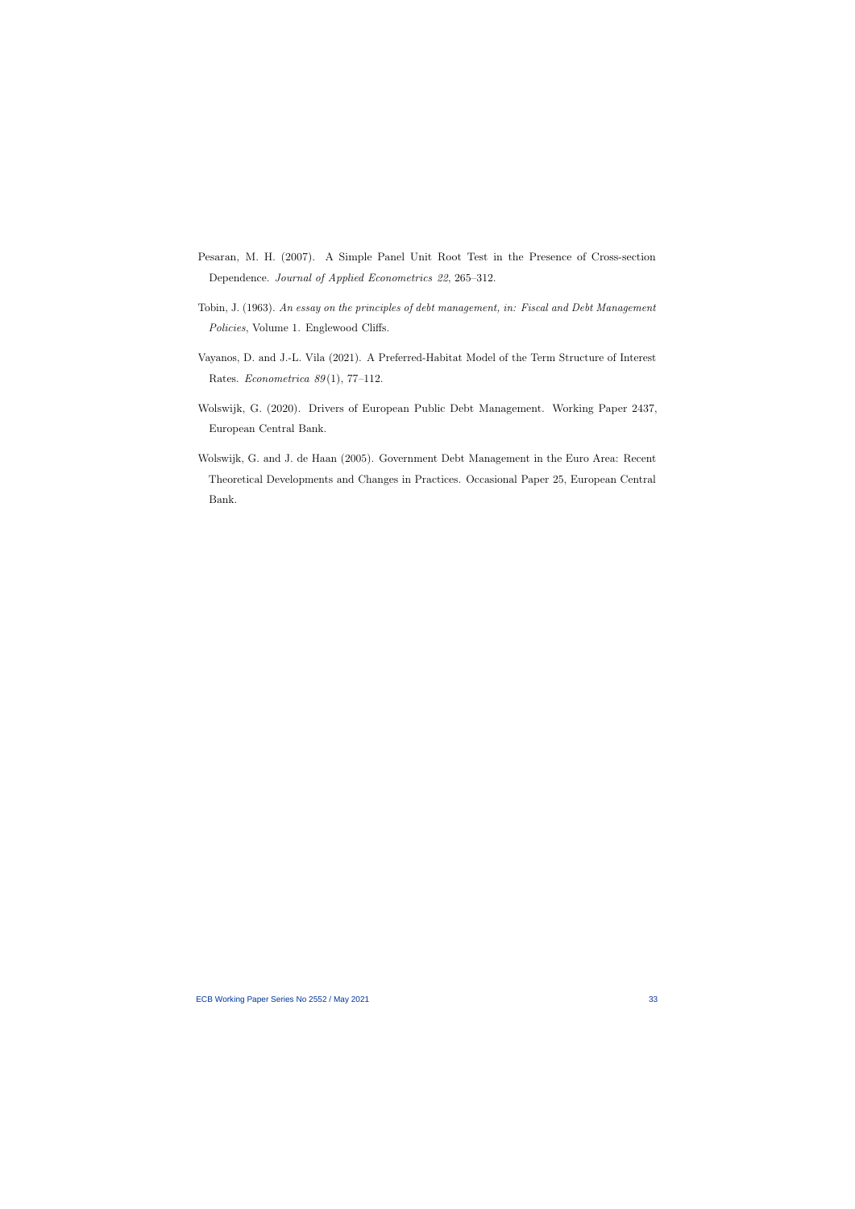Pesaran, M. H. (2007). A Simple Panel Unit Root Test in the Presence of Cross-section Dependence. *Journal of Applied Econometrics 22*, 265–312.

Tobin, J. (1963). *An essay on the principles of debt management, in: Fiscal and Debt Management Policies*, Volume 1. Englewood Cliffs.

Vayanos, D. and J.-L. Vila (2021). A Preferred-Habitat Model of the Term Structure of Interest Rates. *Econometrica 89*(1), 77–112.

Wolswijk, G. (2020). Drivers of European Public Debt Management. Working Paper 2437, European Central Bank.

Wolswijk, G. and J. de Haan (2005). Government Debt Management in the Euro Area: Recent Theoretical Developments and Changes in Practices. Occasional Paper 25, European Central Bank.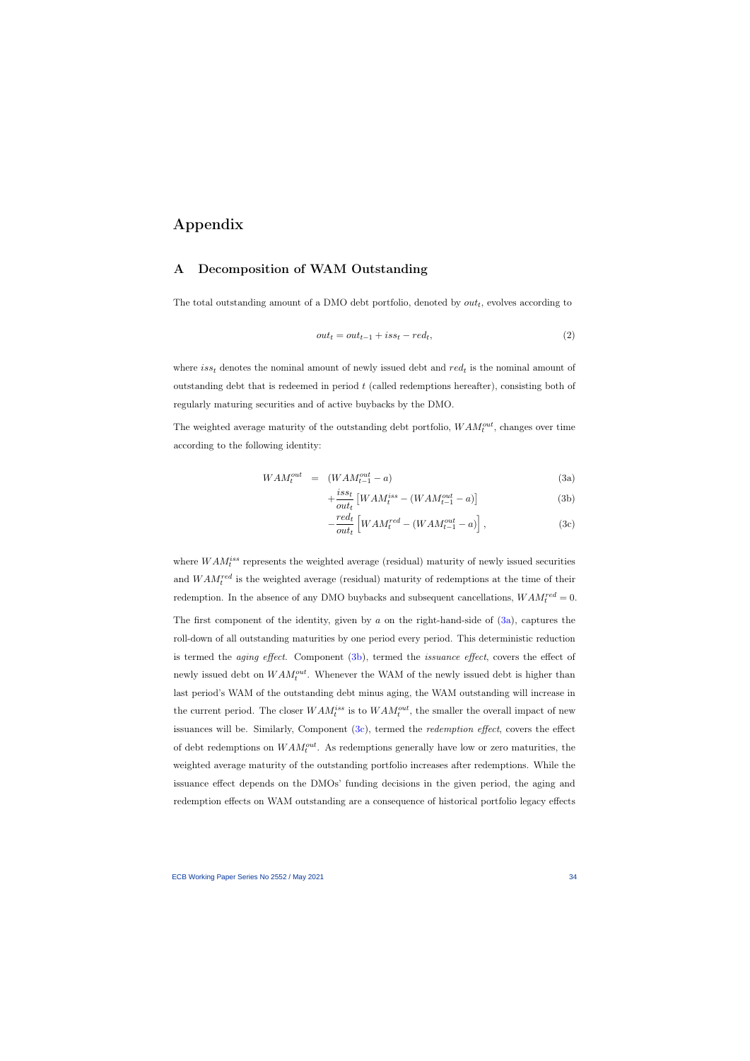# Appendix

## A Decomposition of WAM Outstanding

The total outstanding amount of a DMO debt portfolio, denoted by $out_t$, evolves according to

$$out_t = out_{t-1} + iss_t - red_t, \tag{2}$$

where $iss_t$ denotes the nominal amount of newly issued debt and $red_t$ is the nominal amount of outstanding debt that is redeemed in period $t$ (called redemptions hereafter), consisting both of regularly maturing securities and of active buybacks by the DMO.

The weighted average maturity of the outstanding debt portfolio, $WAM_t^{out}$, changes over time according to the following identity:

$$
\begin{aligned}
WAM_t^{out} \;=\;& (WAM_{t-1}^{out} - a) && \text{(3a)}\\
&+\frac{iss_t}{out_t}\left[WAM_t^{iss} - (WAM_{t-1}^{out} - a)\right] && \text{(3b)}\\
&-\frac{red_t}{out_t}\left[WAM_t^{red} - (WAM_{t-1}^{out} - a)\right], && \text{(3c)}
\end{aligned}
$$

where $WAM_t^{iss}$ represents the weighted average (residual) maturity of newly issued securities and $WAM_t^{red}$ is the weighted average (residual) maturity of redemptions at the time of their redemption. In the absence of any DMO buybacks and subsequent cancellations, $WAM_t^{red} = 0$.

The first component of the identity, given by $a$ on the right-hand-side of (3a), captures the roll-down of all outstanding maturities by one period every period. This deterministic reduction is termed the *aging effect*. Component (3b), termed the *issuance effect*, covers the effect of newly issued debt on $WAM_t^{out}$. Whenever the WAM of the newly issued debt is higher than last period's WAM of the outstanding debt minus aging, the WAM outstanding will increase in the current period. The closer $WAM_t^{iss}$ is to $WAM_t^{out}$, the smaller the overall impact of new issuances will be. Similarly, Component (3c), termed the *redemption effect*, covers the effect of debt redemptions on $WAM_t^{out}$. As redemptions generally have low or zero maturities, the weighted average maturity of the outstanding portfolio increases after redemptions. While the issuance effect depends on the DMOs' funding decisions in the given period, the aging and redemption effects on WAM outstanding are a consequence of historical portfolio legacy effects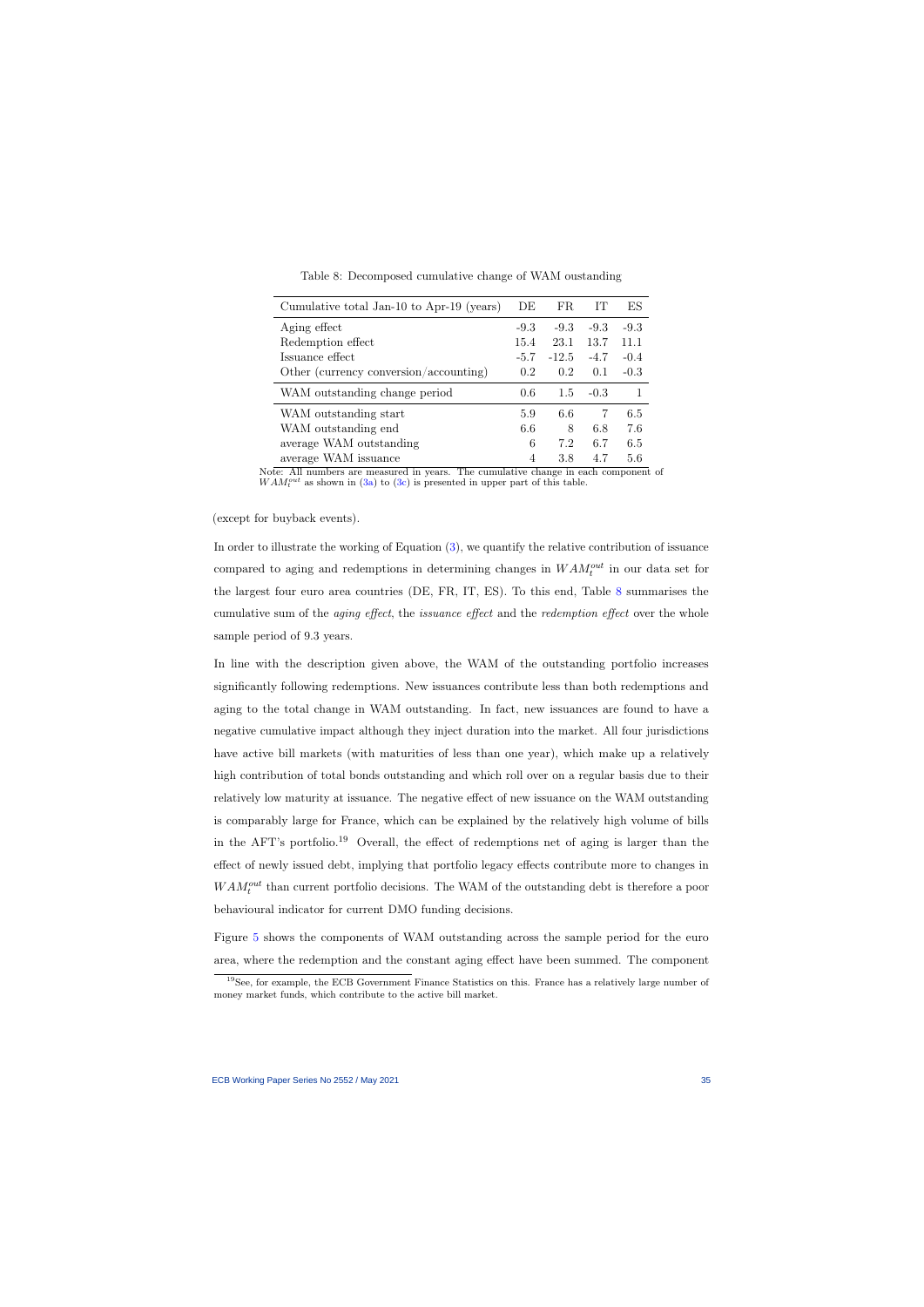Table 8: Decomposed cumulative change of WAM oustanding

| Cumulative total Jan-10 to Apr-19 (years) | DE | FR | IT | ES |
|---|---|---|---|---|
| Aging effect | -9.3 | -9.3 | -9.3 | -9.3 |
| Redemption effect | 15.4 | 23.1 | 13.7 | 11.1 |
| Issuance effect | -5.7 | -12.5 | -4.7 | -0.4 |
| Other (currency conversion/accounting) | 0.2 | 0.2 | 0.1 | -0.3 |
| WAM outstanding change period | 0.6 | 1.5 | -0.3 | 1 |
| WAM outstanding start | 5.9 | 6.6 | 7 | 6.5 |
| WAM outstanding end | 6.6 | 8 | 6.8 | 7.6 |
| average WAM outstanding | 6 | 7.2 | 6.7 | 6.5 |
| average WAM issuance | 4 | 3.8 | 4.7 | 5.6 |

Note: All numbers are measured in years. The cumulative change in each component of $WAM_t^{out}$ as shown in (3a) to (3c) is presented in upper part of this table.

(except for buyback events).

In order to illustrate the working of Equation (3), we quantify the relative contribution of issuance compared to aging and redemptions in determining changes in $WAM_t^{out}$ in our data set for the largest four euro area countries (DE, FR, IT, ES). To this end, Table 8 summarises the cumulative sum of the *aging effect*, the *issuance effect* and the *redemption effect* over the whole sample period of 9.3 years.

In line with the description given above, the WAM of the outstanding portfolio increases significantly following redemptions. New issuances contribute less than both redemptions and aging to the total change in WAM outstanding. In fact, new issuances are found to have a negative cumulative impact although they inject duration into the market. All four jurisdictions have active bill markets (with maturities of less than one year), which make up a relatively high contribution of total bonds outstanding and which roll over on a regular basis due to their relatively low maturity at issuance. The negative effect of new issuance on the WAM outstanding is comparably large for France, which can be explained by the relatively high volume of bills in the AFT's portfolio.[19] Overall, the effect of redemptions net of aging is larger than the effect of newly issued debt, implying that portfolio legacy effects contribute more to changes in $WAM_t^{out}$ than current portfolio decisions. The WAM of the outstanding debt is therefore a poor behavioural indicator for current DMO funding decisions.

Figure 5 shows the components of WAM outstanding across the sample period for the euro area, where the redemption and the constant aging effect have been summed. The component

[19] See, for example, the ECB Government Finance Statistics on this. France has a relatively large number of money market funds, which contribute to the active bill market.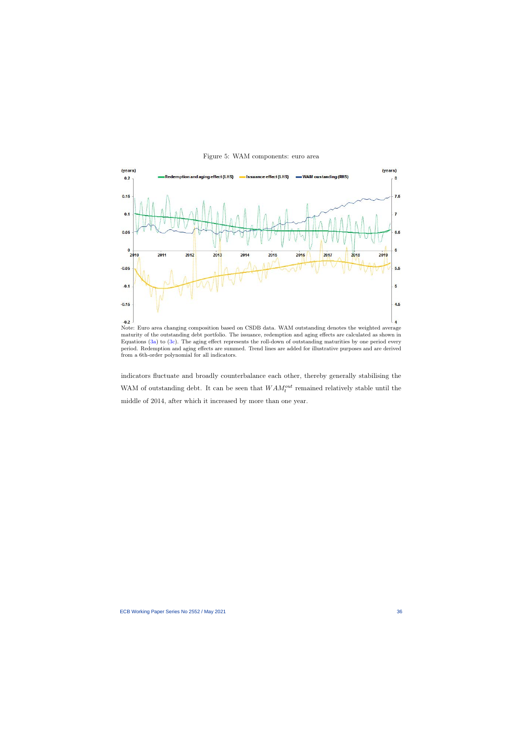Figure 5: WAM components: euro area

Note: Euro area changing composition based on CSDB data. WAM outstanding denotes the weighted average maturity of the outstanding debt portfolio. The issuance, redemption and aging effects are calculated as shown in Equations (3a) to (3c). The aging effect represents the roll-down of outstanding maturities by one period every period. Redemption and aging effects are summed. Trend lines are added for illustrative purposes and are derived from a 6th-order polynomial for all indicators.

indicators fluctuate and broadly counterbalance each other, thereby generally stabilising the WAM of outstanding debt. It can be seen that $WAM_t^{out}$ remained relatively stable until the middle of 2014, after which it increased by more than one year.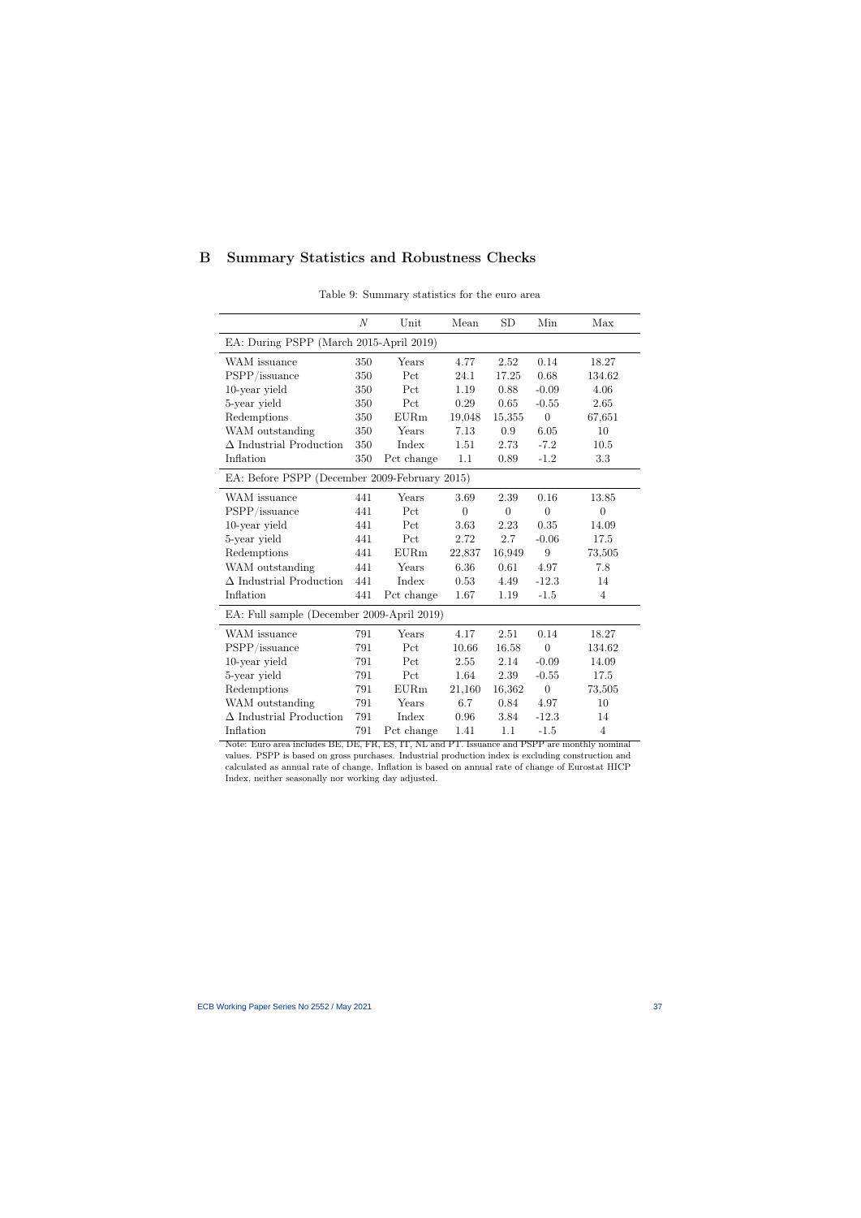# B Summary Statistics and Robustness Checks

Table 9: Summary statistics for the euro area

| | $N$ | Unit | Mean | SD | Min | Max |
|---|---|---|---|---|---|---|
| EA: During PSPP (March 2015-April 2019) | | | | | | |
| WAM issuance | 350 | Years | 4.77 | 2.52 | 0.14 | 18.27 |
| PSPP/issuance | 350 | Pct | 24.1 | 17.25 | 0.68 | 134.62 |
| 10-year yield | 350 | Pct | 1.19 | 0.88 | -0.09 | 4.06 |
| 5-year yield | 350 | Pct | 0.29 | 0.65 | -0.55 | 2.65 |
| Redemptions | 350 | EURm | 19,048 | 15,355 | 0 | 67,651 |
| WAM outstanding | 350 | Years | 7.13 | 0.9 | 6.05 | 10 |
| $\Delta$ Industrial Production | 350 | Index | 1.51 | 2.73 | -7.2 | 10.5 |
| Inflation | 350 | Pct change | 1.1 | 0.89 | -1.2 | 3.3 |
| EA: Before PSPP (December 2009-February 2015) | | | | | | |
| WAM issuance | 441 | Years | 3.69 | 2.39 | 0.16 | 13.85 |
| PSPP/issuance | 441 | Pct | 0 | 0 | 0 | 0 |
| 10-year yield | 441 | Pct | 3.63 | 2.23 | 0.35 | 14.09 |
| 5-year yield | 441 | Pct | 2.72 | 2.7 | -0.06 | 17.5 |
| Redemptions | 441 | EURm | 22,837 | 16,949 | 9 | 73,505 |
| WAM outstanding | 441 | Years | 6.36 | 0.61 | 4.97 | 7.8 |
| $\Delta$ Industrial Production | 441 | Index | 0.53 | 4.49 | -12.3 | 14 |
| Inflation | 441 | Pct change | 1.67 | 1.19 | -1.5 | 4 |
| EA: Full sample (December 2009-April 2019) | | | | | | |
| WAM issuance | 791 | Years | 4.17 | 2.51 | 0.14 | 18.27 |
| PSPP/issuance | 791 | Pct | 10.66 | 16.58 | 0 | 134.62 |
| 10-year yield | 791 | Pct | 2.55 | 2.14 | -0.09 | 14.09 |
| 5-year yield | 791 | Pct | 1.64 | 2.39 | -0.55 | 17.5 |
| Redemptions | 791 | EURm | 21,160 | 16,362 | 0 | 73,505 |
| WAM outstanding | 791 | Years | 6.7 | 0.84 | 4.97 | 10 |
| $\Delta$ Industrial Production | 791 | Index | 0.96 | 3.84 | -12.3 | 14 |
| Inflation | 791 | Pct change | 1.41 | 1.1 | -1.5 | 4 |

Note: Euro area includes BE, DE, FR, ES, IT, NL and PT. Issuance and PSPP are monthly nominal values. PSPP is based on gross purchases. Industrial production index is excluding construction and calculated as annual rate of change. Inflation is based on annual rate of change of Eurostat HICP Index, neither seasonally nor working day adjusted.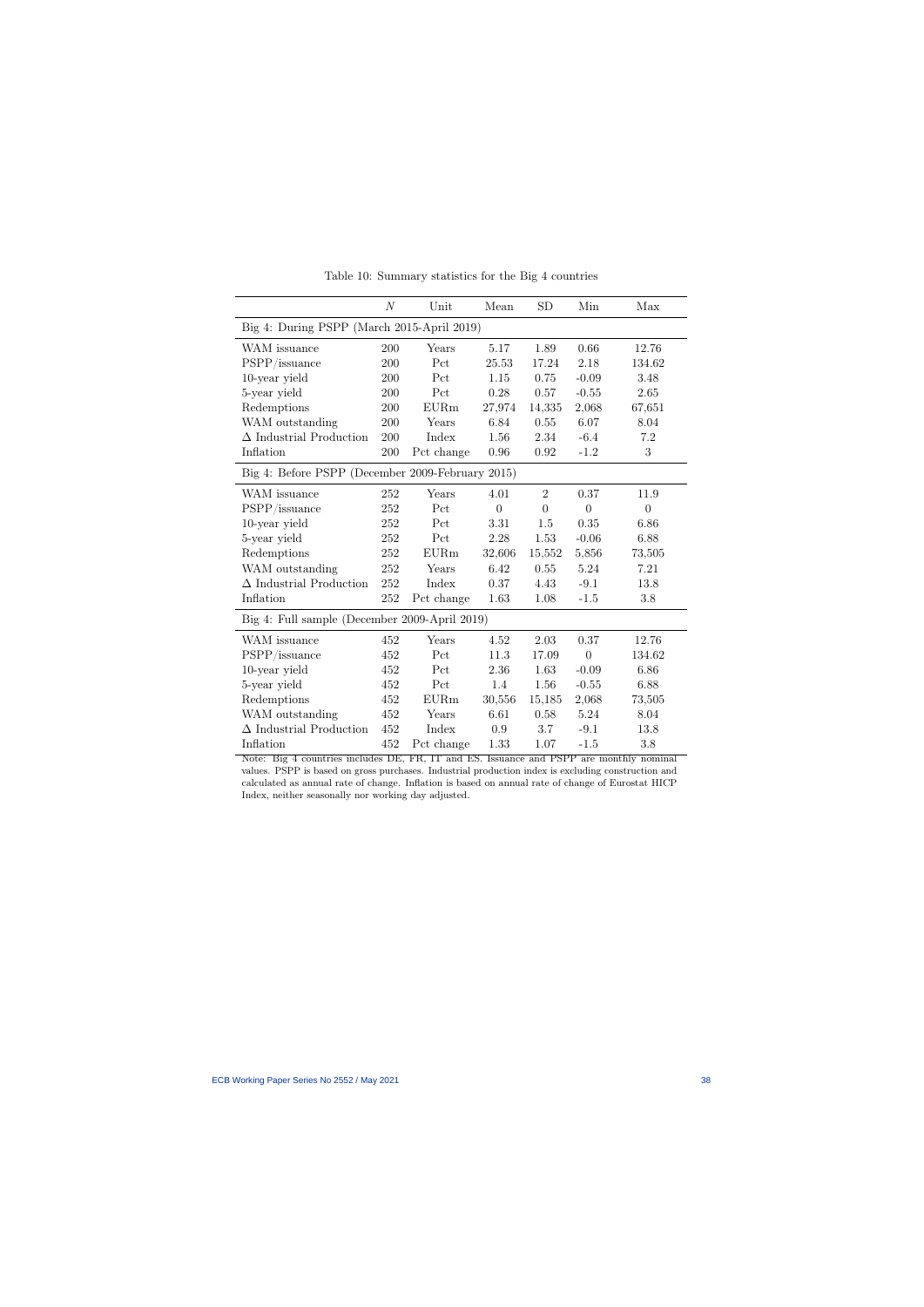Table 10: Summary statistics for the Big 4 countries

| | $N$ | Unit | Mean | SD | Min | Max |
|---|---|---|---|---|---|---|
| Big 4: During PSPP (March 2015-April 2019) | | | | | | |
| WAM issuance | 200 | Years | 5.17 | 1.89 | 0.66 | 12.76 |
| PSPP/issuance | 200 | Pct | 25.53 | 17.24 | 2.18 | 134.62 |
| 10-year yield | 200 | Pct | 1.15 | 0.75 | -0.09 | 3.48 |
| 5-year yield | 200 | Pct | 0.28 | 0.57 | -0.55 | 2.65 |
| Redemptions | 200 | EURm | 27,974 | 14,335 | 2,068 | 67,651 |
| WAM outstanding | 200 | Years | 6.84 | 0.55 | 6.07 | 8.04 |
| $\Delta$ Industrial Production | 200 | Index | 1.56 | 2.34 | -6.4 | 7.2 |
| Inflation | 200 | Pct change | 0.96 | 0.92 | -1.2 | 3 |
| Big 4: Before PSPP (December 2009-February 2015) | | | | | | |
| WAM issuance | 252 | Years | 4.01 | 2 | 0.37 | 11.9 |
| PSPP/issuance | 252 | Pct | 0 | 0 | 0 | 0 |
| 10-year yield | 252 | Pct | 3.31 | 1.5 | 0.35 | 6.86 |
| 5-year yield | 252 | Pct | 2.28 | 1.53 | -0.06 | 6.88 |
| Redemptions | 252 | EURm | 32,606 | 15,552 | 5,856 | 73,505 |
| WAM outstanding | 252 | Years | 6.42 | 0.55 | 5.24 | 7.21 |
| $\Delta$ Industrial Production | 252 | Index | 0.37 | 4.43 | -9.1 | 13.8 |
| Inflation | 252 | Pct change | 1.63 | 1.08 | -1.5 | 3.8 |
| Big 4: Full sample (December 2009-April 2019) | | | | | | |
| WAM issuance | 452 | Years | 4.52 | 2.03 | 0.37 | 12.76 |
| PSPP/issuance | 452 | Pct | 11.3 | 17.09 | 0 | 134.62 |
| 10-year yield | 452 | Pct | 2.36 | 1.63 | -0.09 | 6.86 |
| 5-year yield | 452 | Pct | 1.4 | 1.56 | -0.55 | 6.88 |
| Redemptions | 452 | EURm | 30,556 | 15,185 | 2,068 | 73,505 |
| WAM outstanding | 452 | Years | 6.61 | 0.58 | 5.24 | 8.04 |
| $\Delta$ Industrial Production | 452 | Index | 0.9 | 3.7 | -9.1 | 13.8 |
| Inflation | 452 | Pct change | 1.33 | 1.07 | -1.5 | 3.8 |

Note: Big 4 countries includes DE, FR, IT and ES. Issuance and PSPP are monthly nominal values. PSPP is based on gross purchases. Industrial production index is excluding construction and calculated as annual rate of change. Inflation is based on annual rate of change of Eurostat HICP Index, neither seasonally nor working day adjusted.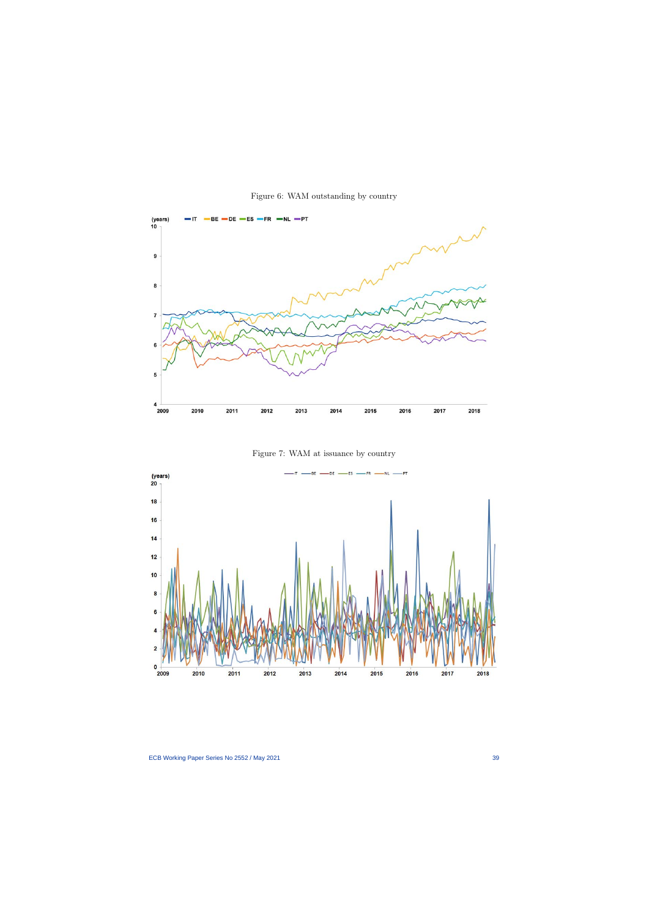Figure 6: WAM outstanding by country

Figure 7: WAM at issuance by country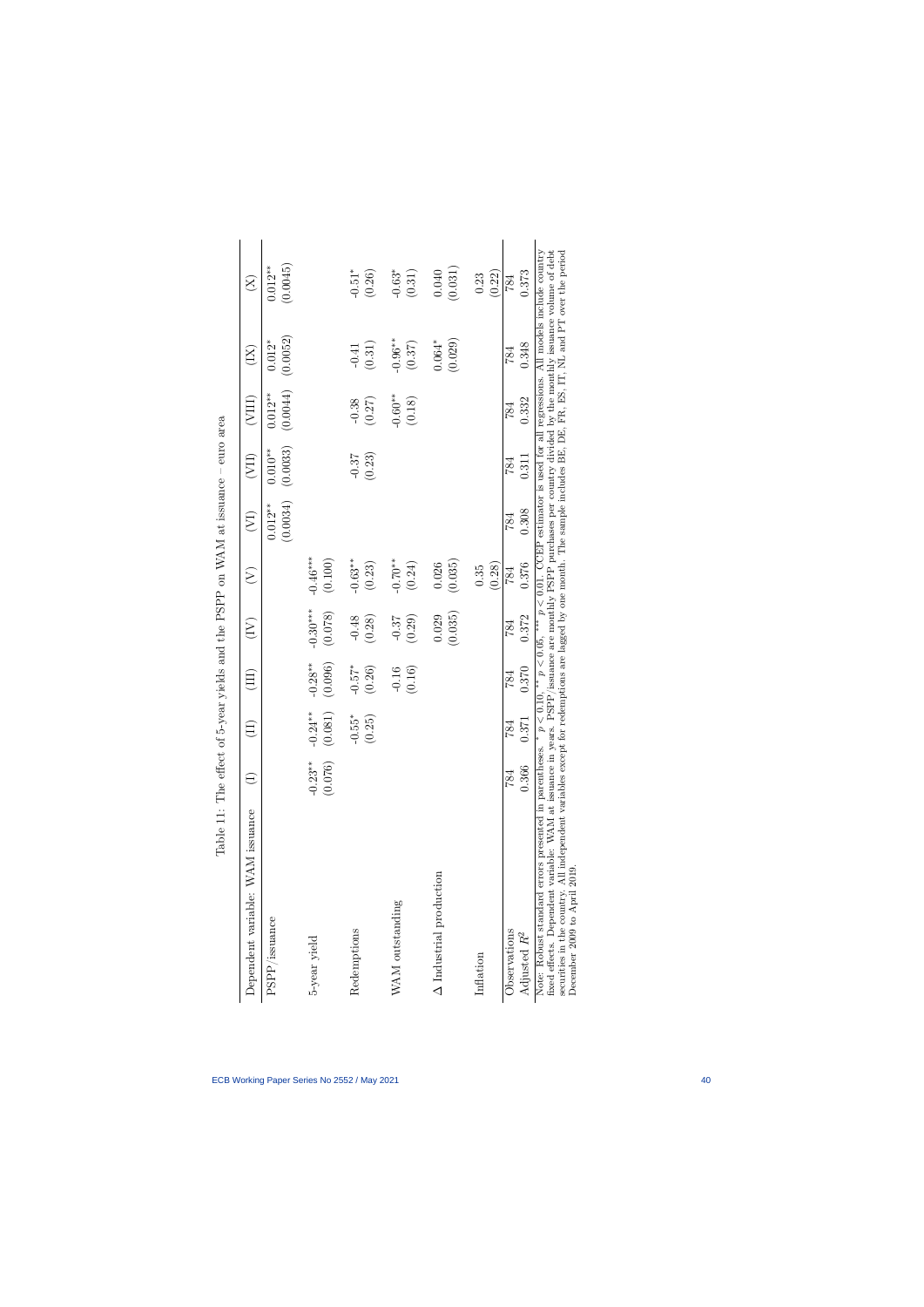Table 11: The effect of 5-year yields and the PSPP on WAM at issuance – euro area

| Dependent variable: WAM issuance | (I) | (II) | (III) | (IV) | (V) | (VI) | (VII) | (VIII) | (IX) | (X) |
|---|---|---|---|---|---|---|---|---|---|---|
| PSPP/issuance | | | | | | $0.012^{**}$ | $0.010^{**}$ | $0.012^{**}$ | $0.012^{*}$ | $0.012^{**}$ |
| | | | | | | (0.0034) | (0.0033) | (0.0044) | (0.0052) | (0.0045) |
| 5-year yield | $-0.23^{**}$ | $-0.24^{**}$ | $-0.28^{**}$ | $-0.30^{***}$ | $-0.46^{***}$ | | | | | |
| | (0.076) | (0.081) | (0.096) | (0.078) | (0.100) | | | | | |
| Redemptions | | $-0.55^{*}$ | $-0.57^{*}$ | -0.48 | $-0.63^{**}$ | | -0.37 | -0.38 | -0.41 | $-0.51^{*}$ |
| | | (0.25) | (0.26) | (0.28) | (0.23) | | (0.23) | (0.27) | (0.31) | (0.26) |
| WAM outstanding | | | -0.16 | -0.37 | $-0.70^{**}$ | | | $-0.60^{**}$ | $-0.96^{**}$ | $-0.63^{*}$ |
| | | | (0.16) | (0.29) | (0.24) | | | (0.18) | (0.37) | (0.31) |
| Δ Industrial production | | | | 0.029 | 0.026 | | | | $0.064^{*}$ | 0.040 |
| | | | | (0.035) | (0.035) | | | | (0.029) | (0.031) |
| Inflation | | | | | 0.35 | | | | | 0.23 |
| | | | | | (0.28) | | | | | (0.22) |
| Observations | 784 | 784 | 784 | 784 | 784 | 784 | 784 | 784 | 784 | 784 |
| Adjusted $R^2$ | 0.366 | 0.371 | 0.370 | 0.372 | 0.376 | 0.308 | 0.311 | 0.332 | 0.348 | 0.373 |

Note: Robust standard errors presented in parentheses. * $p < 0.10$, ** $p < 0.05$, *** $p < 0.01$. CCEP estimator is used for all regressions. All models include country fixed effects. Dependent variable: WAM at issuance in years. PSPP/issuance are monthly PSPP purchases per country divided by the monthly issuance volume of debt securities in the country. All independent variables except for redemptions are lagged by one month. The sample includes BE, DE, FR, ES, IT, NL and PT over the period December 2009 to April 2019.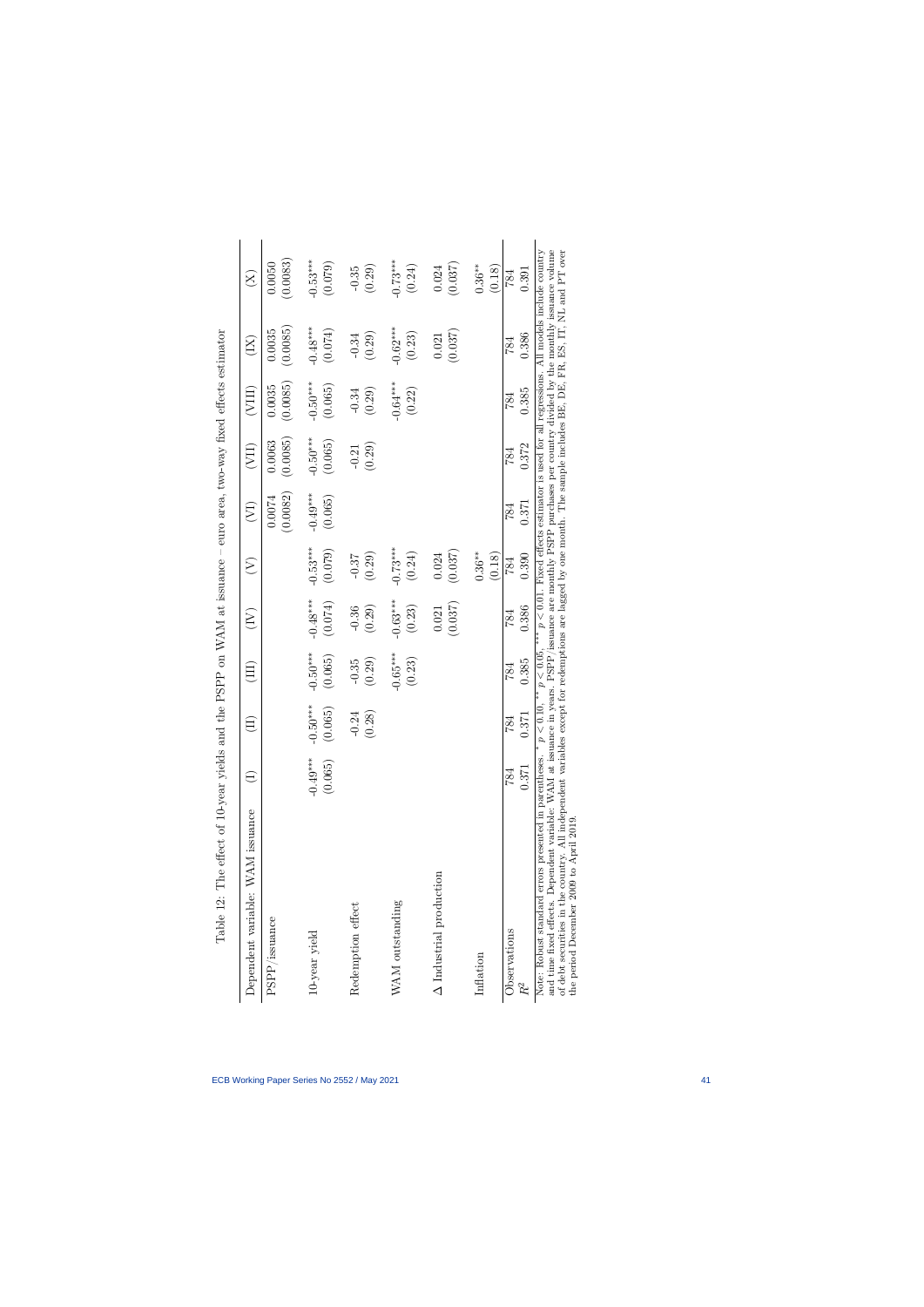Table 12: The effect of 10-year yields and the PSPP on WAM at issuance – euro area, two-way fixed effects estimator

| Dependent variable: WAM issuance | (I) | (II) | (III) | (IV) | (V) | (VI) | (VII) | (VIII) | (IX) | (X) |
|---|---|---|---|---|---|---|---|---|---|---|
| PSPP/issuance | | | | | | 0.0074 | 0.0063 | 0.0035 | 0.0035 | 0.0050 |
| | | | | | | (0.0082) | (0.0085) | (0.0085) | (0.0085) | (0.0083) |
| 10-year yield | -0.49*** | -0.50*** | -0.50*** | -0.48*** | -0.53*** | -0.49*** | -0.50*** | -0.50*** | -0.48*** | -0.53*** |
| | (0.065) | (0.065) | (0.065) | (0.074) | (0.079) | (0.065) | (0.065) | (0.065) | (0.074) | (0.079) |
| Redemption effect | | -0.24 | -0.35 | -0.36 | -0.37 | | -0.21 | -0.34 | -0.34 | -0.35 |
| | | (0.28) | (0.29) | (0.29) | (0.29) | | (0.29) | (0.29) | (0.29) | (0.29) |
| WAM outstanding | | | -0.65*** | -0.63*** | -0.73*** | | | -0.64*** | -0.62*** | -0.73*** |
| | | | (0.23) | (0.23) | (0.24) | | | (0.22) | (0.23) | (0.24) |
| Δ Industrial production | | | | 0.021 | 0.024 | | | | 0.021 | 0.024 |
| | | | | (0.037) | (0.037) | | | | (0.037) | (0.037) |
| Inflation | | | | | 0.36** | | | | | 0.36** |
| | | | | | (0.18) | | | | | (0.18) |
| Observations | 784 | 784 | 784 | 784 | 784 | 784 | 784 | 784 | 784 | 784 |
| $R^2$ | 0.371 | 0.371 | 0.385 | 0.386 | 0.390 | 0.371 | 0.372 | 0.385 | 0.386 | 0.391 |

Note: Robust standard errors presented in parentheses. * $p < 0.10$, ** $p < 0.05$, *** $p < 0.01$. Fixed effects estimator is used for all regressions. All models include country and time fixed effects. Dependent variable: WAM at issuance in years. PSPP/issuance are monthly PSPP purchases per country divided by the monthly issuance volume of debt securities in the country. All independent variables except for redemptions are lagged by one month. The sample includes BE, DE, FR, ES, IT, NL and PT over the period December 2009 to April 2019.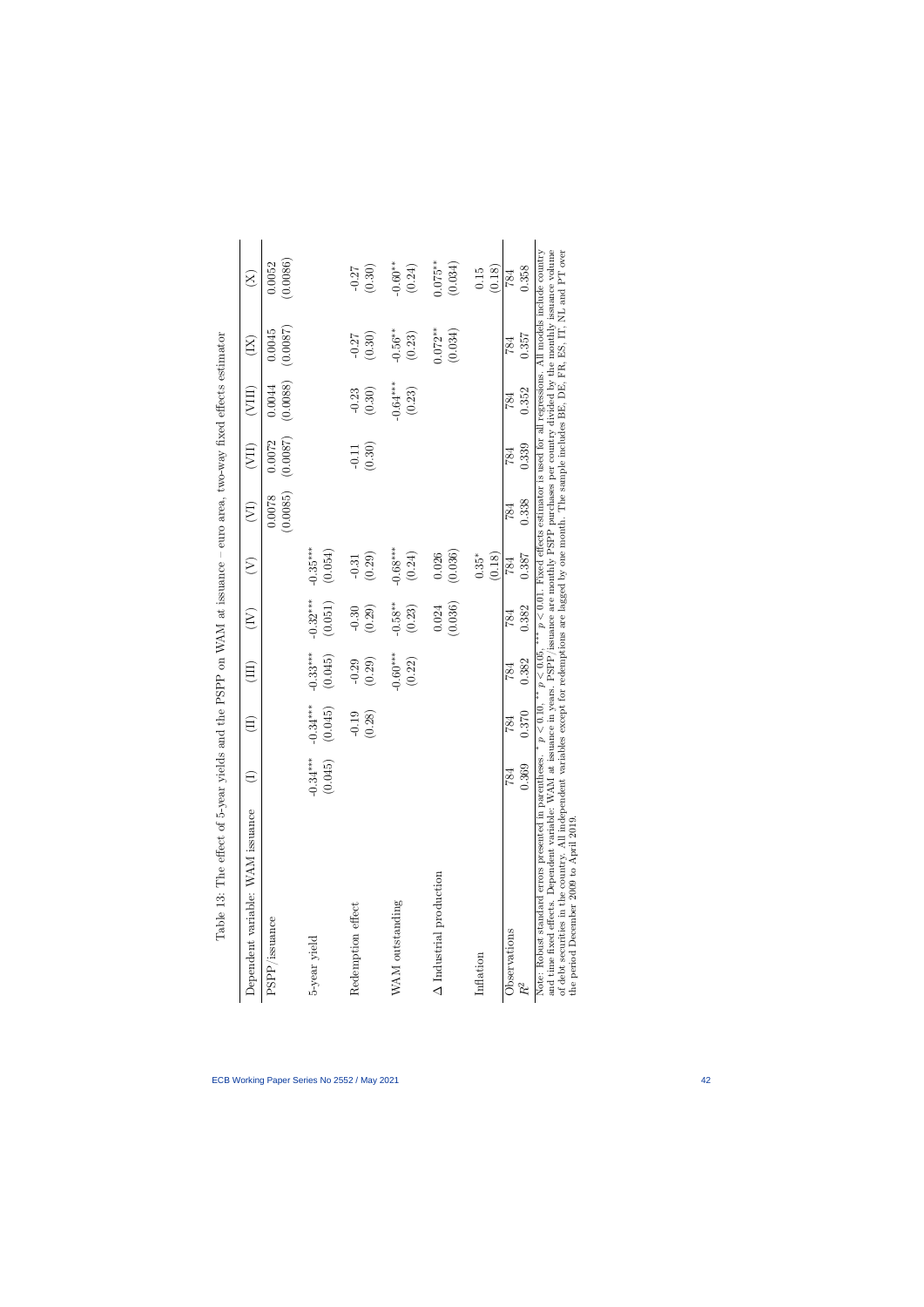Table 13: The effect of 5-year yields and the PSPP on WAM at issuance – euro area, two-way fixed effects estimator

| Dependent variable: WAM issuance | (I) | (II) | (III) | (IV) | (V) | (VI) | (VII) | (VIII) | (IX) | (X) |
|---|---|---|---|---|---|---|---|---|---|---|
| PSPP/issuance | | | | | | 0.0078 | 0.0072 | 0.0044 | 0.0045 | 0.0052 |
| | | | | | | (0.0085) | (0.0087) | (0.0088) | (0.0087) | (0.0086) |
| 5-year yield | -0.34*** | -0.34*** | -0.33*** | -0.32*** | -0.35*** | | | | | |
| | (0.045) | (0.045) | (0.045) | (0.051) | (0.054) | | | | | |
| Redemption effect | | -0.19 | -0.29 | -0.30 | -0.31 | | -0.11 | -0.23 | -0.27 | -0.27 |
| | | (0.28) | (0.29) | (0.29) | (0.29) | | (0.30) | (0.30) | (0.30) | (0.30) |
| WAM outstanding | | | -0.60*** | -0.58** | -0.68*** | | | -0.64*** | -0.56** | -0.60** |
| | | | (0.22) | (0.23) | (0.24) | | | (0.23) | (0.23) | (0.24) |
| $\Delta$ Industrial production | | | | 0.024 | 0.026 | | | | 0.072** | 0.075** |
| | | | | (0.036) | (0.036) | | | | (0.034) | (0.034) |
| Inflation | | | | | 0.35* | | | | | 0.15 |
| | | | | | (0.18) | | | | | (0.18) |
| Observations | 784 | 784 | 784 | 784 | 784 | 784 | 784 | 784 | 784 | 784 |
| $R^2$ | 0.369 | 0.370 | 0.382 | 0.382 | 0.387 | 0.338 | 0.339 | 0.352 | 0.357 | 0.358 |

Note: Robust standard errors presented in parentheses. * $p < 0.10$, ** $p < 0.05$, *** $p < 0.01$. Fixed effects estimator is used for all regressions. All models include country and time fixed effects. Dependent variable: WAM at issuance in years. PSPP/issuance are monthly PSPP purchases per country divided by the monthly issuance volume of debt securities in the country. All independent variables except for redemptions are lagged by one month. The sample includes BE, DE, FR, ES, IT, NL and PT over the period December 2009 to April 2019.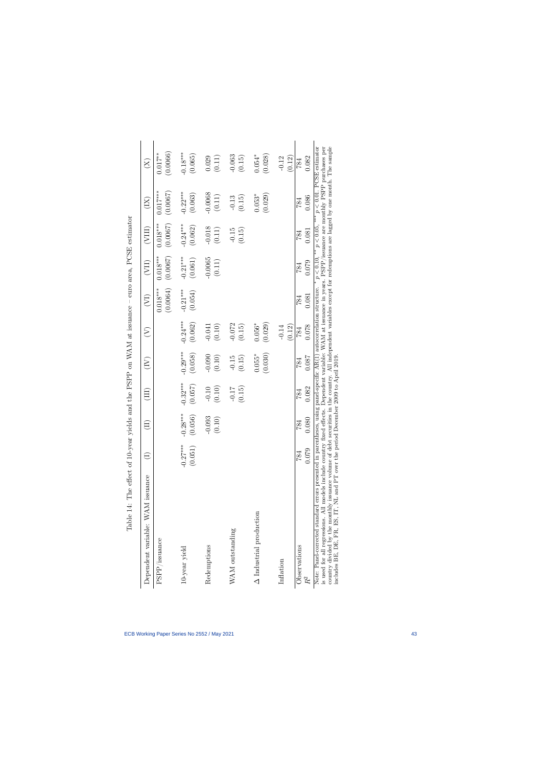Table 14: The effect of 10-year yields and the PSPP on WAM at issuance – euro area, PCSE estimator

| Dependent variable: WAM issuance | (I) | (II) | (III) | (IV) | (V) | (VI) | (VII) | (VIII) | (IX) | (X) |
|---|---|---|---|---|---|---|---|---|---|---|
| PSPP/issuance | | | | | | 0.018*** | 0.018*** | 0.018*** | 0.017*** | 0.017** |
| | | | | | | (0.0064) | (0.0067) | (0.0067) | (0.0067) | (0.0066) |
| 10-year yield | -0.27*** | -0.28*** | -0.32*** | -0.29*** | -0.24*** | -0.21*** | -0.21*** | -0.24*** | -0.22*** | -0.18*** |
| | (0.051) | (0.056) | (0.057) | (0.058) | (0.062) | (0.054) | (0.061) | (0.062) | (0.063) | (0.065) |
| Redemptions | | -0.093 | -0.10 | -0.090 | -0.041 | | -0.0065 | -0.018 | -0.0068 | 0.029 |
| | | (0.10) | (0.10) | (0.10) | (0.10) | | (0.11) | (0.11) | (0.11) | (0.11) |
| WAM outstanding | | | -0.17 | -0.15 | -0.072 | | | -0.15 | -0.13 | -0.063 |
| | | | (0.15) | (0.15) | (0.15) | | | (0.15) | (0.15) | (0.15) |
| Δ Industrial production | | | | 0.055* | 0.056* | | | | 0.053* | 0.054* |
| | | | | (0.030) | (0.029) | | | | (0.029) | (0.028) |
| Inflation | | | | | -0.14 | | | | | -0.12 |
| | | | | | (0.12) | | | | | (0.12) |
| Observations | 784 | 784 | 784 | 784 | 784 | 784 | 784 | 784 | 784 | 784 |
| $R^2$ | 0.079 | 0.080 | 0.082 | 0.087 | 0.078 | 0.081 | 0.079 | 0.081 | 0.086 | 0.082 |

Note: Panel-corrected standard errors presented in parentheses, using panel-specific AR(1) autocorrelation structure. * $p < 0.10$, ** $p < 0.05$, *** $p < 0.01$. PCSE estimator is used for all regressions. All models include country fixed effects. Dependent variable: WAM at issuance in years. PSPP/issuance are monthly PSPP purchases per country divided by the monthly issuance volume of debt securities in the country. All independent variables except for redemptions are lagged by one month. The sample includes BE, DE, FR, ES, IT, NL and PT over the period December 2009 to April 2019.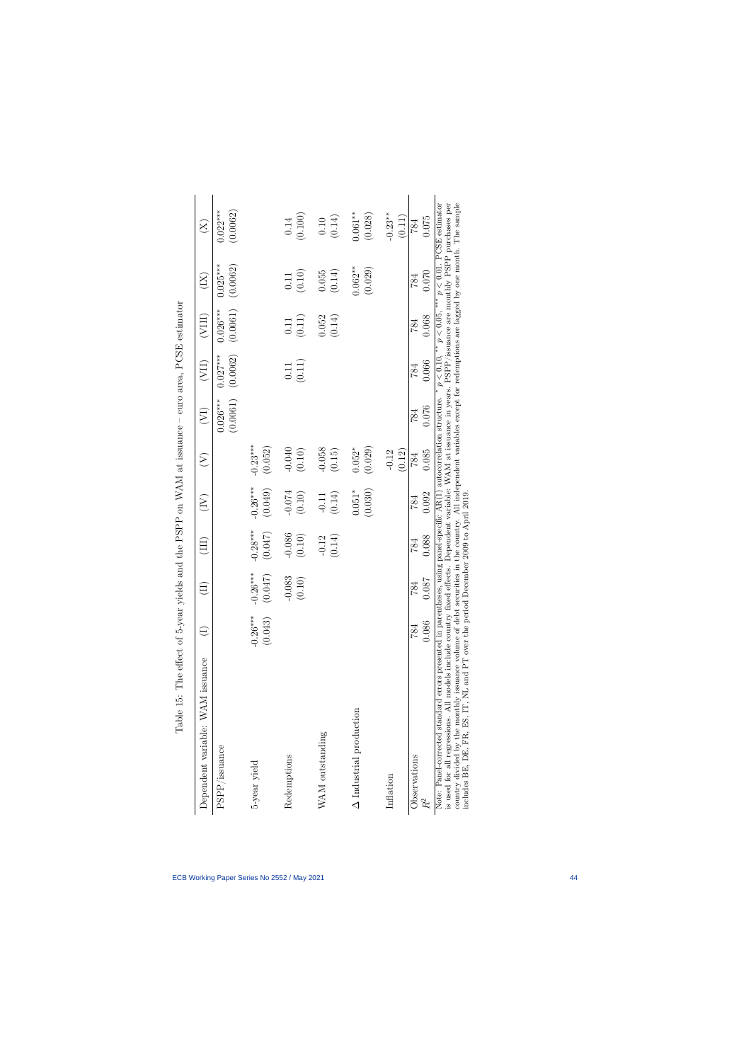Table 15: The effect of 5-year yields and the PSPP on WAM at issuance – euro area, PCSE estimator

| Dependent variable: WAM issuance | (I) | (II) | (III) | (IV) | (V) | (VI) | (VII) | (VIII) | (IX) | (X) |
|---|---|---|---|---|---|---|---|---|---|---|
| PSPP/issuance | | | | | | 0.026*** | 0.027*** | 0.026*** | 0.025*** | 0.022*** |
| | | | | | | (0.0061) | (0.0062) | (0.0061) | (0.0062) | (0.0062) |
| 5-year yield | -0.26*** | -0.26*** | -0.28*** | -0.26*** | -0.23*** | | | | | |
| | (0.043) | (0.047) | (0.047) | (0.049) | (0.052) | | | | | |
| Redemptions | | -0.083 | -0.086 | -0.074 | -0.040 | | 0.11 | 0.11 | 0.11 | 0.14 |
| | | (0.10) | (0.10) | (0.10) | (0.10) | | (0.11) | (0.11) | (0.10) | (0.100) |
| WAM outstanding | | | -0.12 | -0.11 | -0.058 | | | 0.052 | 0.055 | 0.10 |
| | | | (0.14) | (0.14) | (0.15) | | | (0.14) | (0.14) | (0.14) |
| Δ Industrial production | | | | 0.051* | 0.052* | | | | 0.062** | 0.061** |
| | | | | (0.030) | (0.029) | | | | (0.029) | (0.028) |
| Inflation | | | | | -0.12 | | | | | -0.23** |
| | | | | | (0.12) | | | | | (0.11) |
| Observations | 784 | 784 | 784 | 784 | 784 | 784 | 784 | 784 | 784 | 784 |
| $R^2$ | 0.086 | 0.087 | 0.088 | 0.092 | 0.085 | 0.076 | 0.066 | 0.068 | 0.070 | 0.075 |

Note: Panel-corrected standard errors presented in parentheses, using panel-specific AR(1) autocorrelation structure. * $p < 0.10$, ** $p < 0.05$, *** $p < 0.01$. PCSE estimator is used for all regressions. All models include country fixed effects. Dependent variable: WAM at issuance in years. PSPP/issuance are monthly PSPP purchases per country divided by the monthly issuance volume of debt securities in the country. All independent variables except for redemptions are lagged by one month. The sample includes BE, DE, FR, ES, IT, NL and PT over the period December 2009 to April 2019.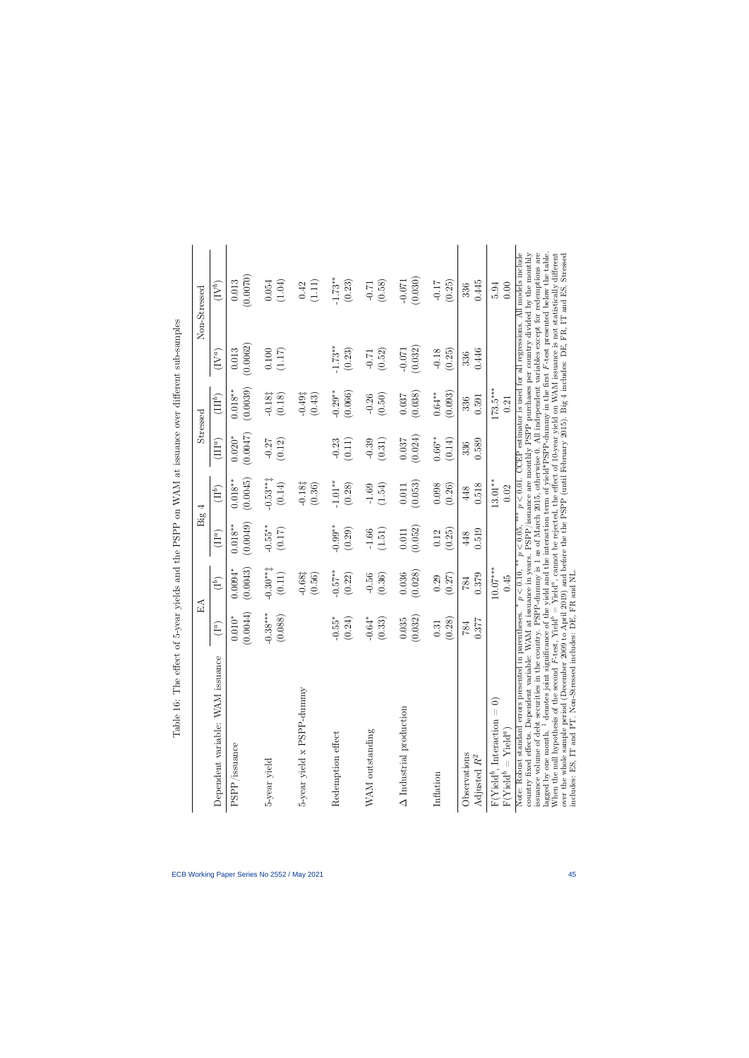Table 16: The effect of 5-year yields and the PSPP on WAM at issuance over different sub-samples

| | EA | | Big 4 | | Stressed | | Non-Stressed | |
|---|---|---|---|---|---|---|---|---|
| Dependent variable: WAM issuance | (I[a]) | (I[b]) | (II[a]) | (II[b]) | (III[a]) | (III[b]) | (IV[a]) | (IV[b]) |
| PSPP/issuance | 0.010* | 0.0094* | 0.018** | 0.018** | 0.020* | 0.018** | 0.013 | 0.013 |
| | (0.0044) | (0.0043) | (0.0049) | (0.0045) | (0.0047) | (0.0039) | (0.0062) | (0.0070) |
| 5-year yield | -0.38*** | -0.30**‡ | -0.55** | -0.53**‡ | -0.27 | -0.18‡ | 0.100 | 0.054 |
| | (0.088) | (0.11) | (0.17) | (0.14) | (0.12) | (0.18) | (1.17) | (1.04) |
| 5-year yield x PSPP-dummy | | -0.68‡ | | -0.18‡ | | -0.49‡ | | 0.42 |
| | | (0.56) | | (0.36) | | (0.43) | | (1.11) |
| Redemption effect | -0.55* | -0.57** | -0.99** | -1.01** | -0.23 | -0.29** | -1.73** | -1.73** |
| | (0.24) | (0.22) | (0.29) | (0.28) | (0.11) | (0.066) | (0.23) | (0.23) |
| WAM outstanding | -0.64* | -0.56 | -1.66 | -1.69 | -0.39 | -0.26 | -0.71 | -0.71 |
| | (0.33) | (0.36) | (1.51) | (1.54) | (0.31) | (0.50) | (0.52) | (0.58) |
| Δ Industrial production | 0.035 | 0.036 | 0.011 | 0.011 | 0.037 | 0.037 | -0.071 | -0.071 |
| | (0.032) | (0.028) | (0.052) | (0.053) | (0.024) | (0.038) | (0.032) | (0.030) |
| Inflation | 0.31 | 0.29 | 0.12 | 0.098 | 0.66** | 0.64** | -0.18 | -0.17 |
| | (0.28) | (0.27) | (0.25) | (0.26) | (0.14) | (0.093) | (0.25) | (0.25) |
| Observations | 784 | 784 | 448 | 448 | 336 | 336 | 336 | 336 |
| Adjusted $R^2$ | 0.377 | 0.379 | 0.519 | 0.518 | 0.589 | 0.591 | 0.446 | 0.445 |
| F(Yield[b], Interaction = 0) | | 10.07*** | | 13.01** | | 173.5*** | | 5.94 |
| F(Yield[b] = Yield[a]) | | 0.45 | | 0.02 | | 0.21 | | 0.00 |

Note: Robust standard errors presented in parentheses. * $p < 0.10$, ** $p < 0.05$, *** $p < 0.01$. CCEP estimator is used for all regressions. All models include country fixed effects. Dependent variable: WAM at issuance in years. PSPP/issuance are monthly PSPP purchases per country divided by the monthly issuance volume of debt securities in the country. PSPP-dummy is 1 as of March 2015, otherwise 0. All independent variables except for redemptions are lagged by one month. ‡ denotes joint significance of the yield and the interaction term of yield*PSPP-dummy in the first $F$-test presented below the table. When the null hypothesis of the second $F$-test, Yield[b] = Yield[a], cannot be rejected, the effect of 10-year yield on WAM issuance is not statistically different over the whole sample period (December 2009 to April 2019) and before the the PSPP (until February 2015). Big 4 includes: DE, FR, IT and ES. Stressed includes: ES, IT and PT. Non-Stressed includes: DE, FR and NL.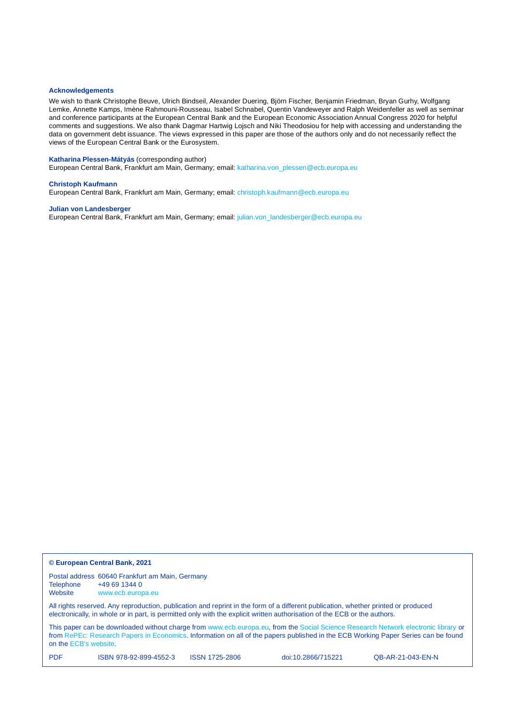**Acknowledgements**

We wish to thank Christophe Beuve, Ulrich Bindseil, Alexander Duering, Björn Fischer, Benjamin Friedman, Bryan Gurhy, Wolfgang Lemke, Annette Kamps, Imène Rahmouni-Rousseau, Isabel Schnabel, Quentin Vandeweyer and Ralph Weidenfeller as well as seminar and conference participants at the European Central Bank and the European Economic Association Annual Congress 2020 for helpful comments and suggestions. We also thank Dagmar Hartwig Lojsch and Niki Theodosiou for help with accessing and understanding the data on government debt issuance. The views expressed in this paper are those of the authors only and do not necessarily reflect the views of the European Central Bank or the Eurosystem.

**Katharina Plessen-Mátyás** (corresponding author)
European Central Bank, Frankfurt am Main, Germany; email: katharina.von_plessen@ecb.europa.eu

**Christoph Kaufmann**
European Central Bank, Frankfurt am Main, Germany; email: christoph.kaufmann@ecb.europa.eu

**Julian von Landesberger**
European Central Bank, Frankfurt am Main, Germany; email: julian.von_landesberger@ecb.europa.eu

**© European Central Bank, 2021**

Postal address 60640 Frankfurt am Main, Germany
Telephone +49 69 1344 0
Website www.ecb.europa.eu

All rights reserved. Any reproduction, publication and reprint in the form of a different publication, whether printed or produced electronically, in whole or in part, is permitted only with the explicit written authorisation of the ECB or the authors.

This paper can be downloaded without charge from www.ecb.europa.eu, from the Social Science Research Network electronic library or from RePEc: Research Papers in Economics. Information on all of the papers published in the ECB Working Paper Series can be found on the ECB's website.

PDF ISBN 978-92-899-4552-3 ISSN 1725-2806 doi:10.2866/715221 QB-AR-21-043-EN-N